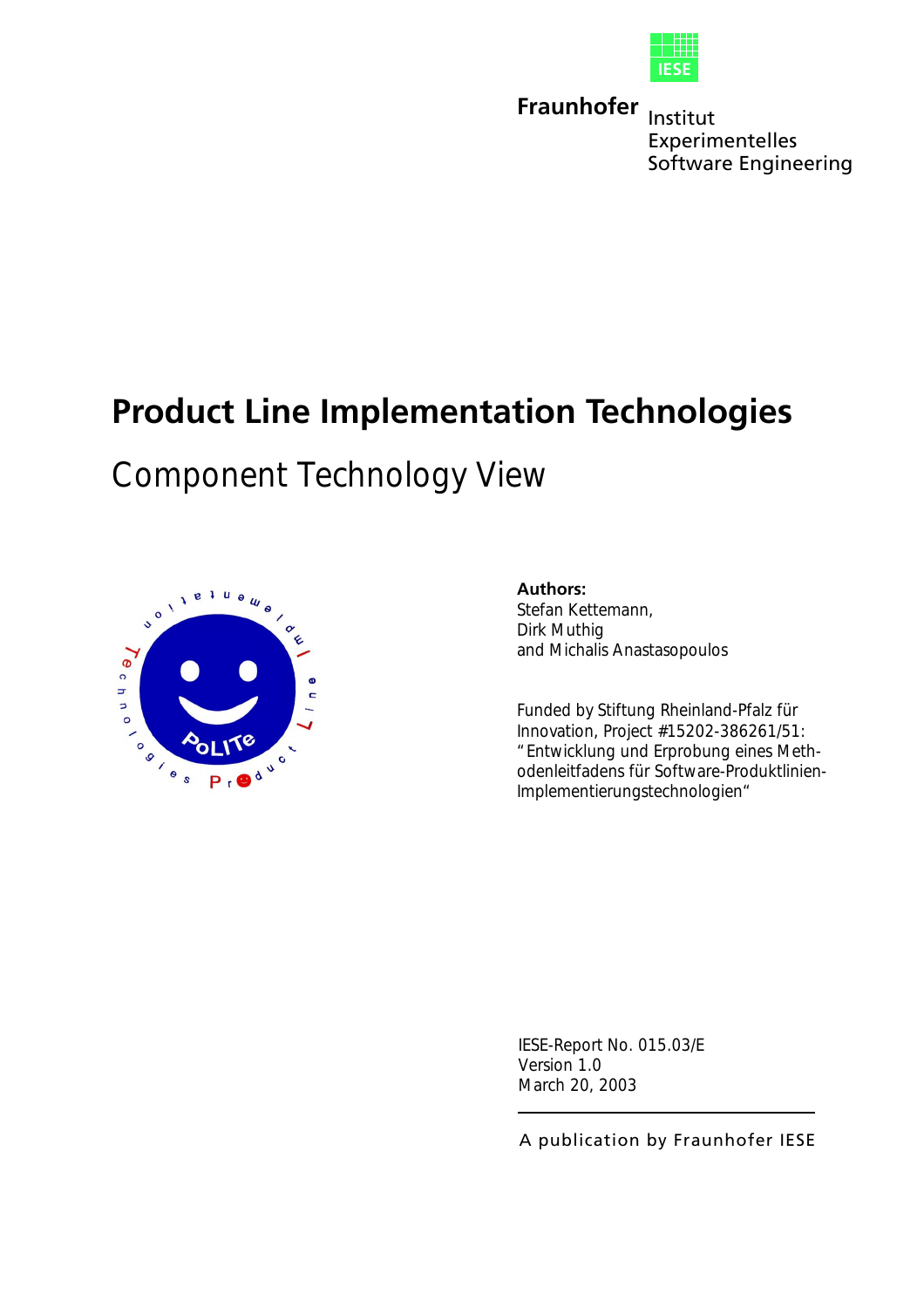Fraunhofer Institut Experimentelles Software Engineering

# Product Line Implementation Technologies

## Component Technology View

**Authors:**
Stefan Kettemann,
Dirk Muthig
and Michalis Anastasopoulos

Funded by Stiftung Rheinland-Pfalz für Innovation, Project #15202-386261/51: "Entwicklung und Erprobung eines Methodenleitfadens für Software-Produktlinien-Implementierungstechnologien"

IESE-Report No. 015.03/E
Version 1.0
March 20, 2003

A publication by Fraunhofer IESE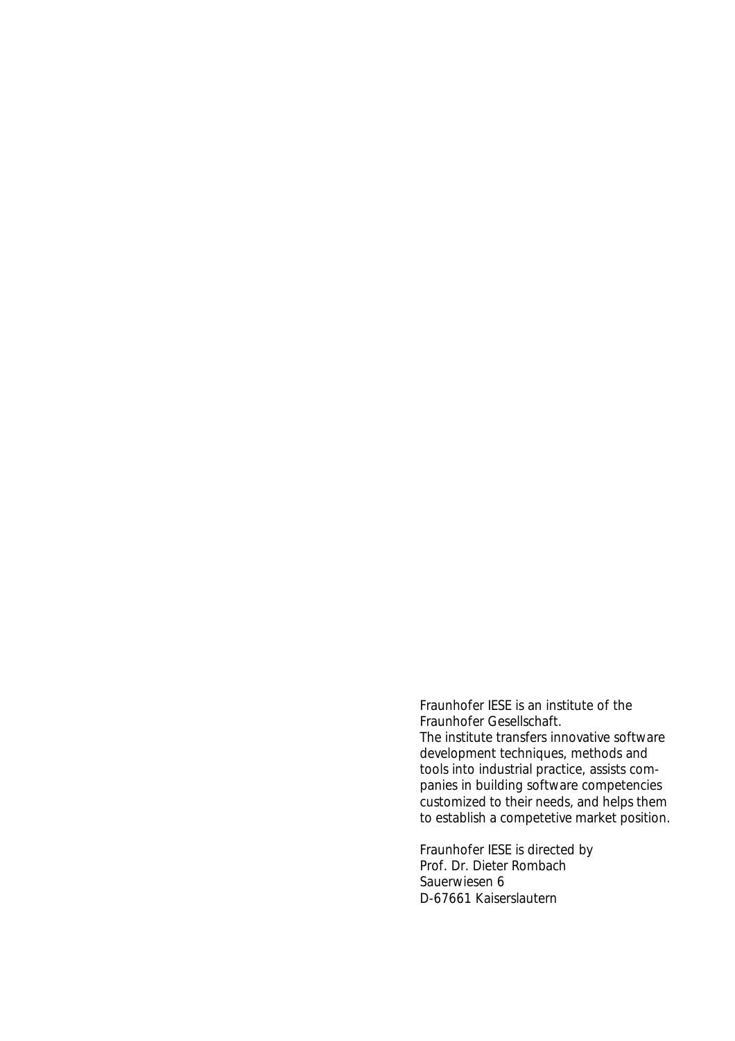Fraunhofer IESE is an institute of the Fraunhofer Gesellschaft.
The institute transfers innovative software development techniques, methods and tools into industrial practice, assists companies in building software competencies customized to their needs, and helps them to establish a competetive market position.

Fraunhofer IESE is directed by
Prof. Dr. Dieter Rombach
Sauerwiesen 6
D-67661 Kaiserslautern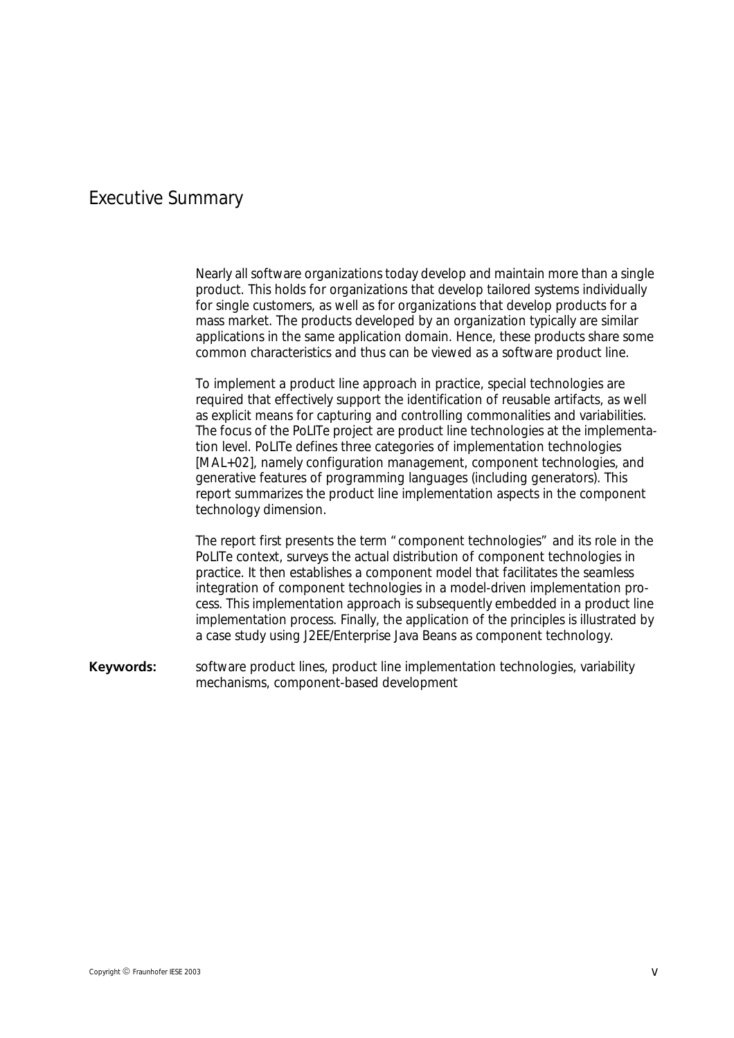# Executive Summary

Nearly all software organizations today develop and maintain more than a single product. This holds for organizations that develop tailored systems individually for single customers, as well as for organizations that develop products for a mass market. The products developed by an organization typically are similar applications in the same application domain. Hence, these products share some common characteristics and thus can be viewed as a software product line.

To implement a product line approach in practice, special technologies are required that effectively support the identification of reusable artifacts, as well as explicit means for capturing and controlling commonalities and variabilities. The focus of the PoLITe project are product line technologies at the implementation level. PoLITe defines three categories of implementation technologies [MAL+02], namely configuration management, component technologies, and generative features of programming languages (including generators). This report summarizes the product line implementation aspects in the component technology dimension.

The report first presents the term "component technologies" and its role in the PoLITe context, surveys the actual distribution of component technologies in practice. It then establishes a component model that facilitates the seamless integration of component technologies in a model-driven implementation process. This implementation approach is subsequently embedded in a product line implementation process. Finally, the application of the principles is illustrated by a case study using J2EE/Enterprise Java Beans as component technology.

**Keywords:** software product lines, product line implementation technologies, variability mechanisms, component-based development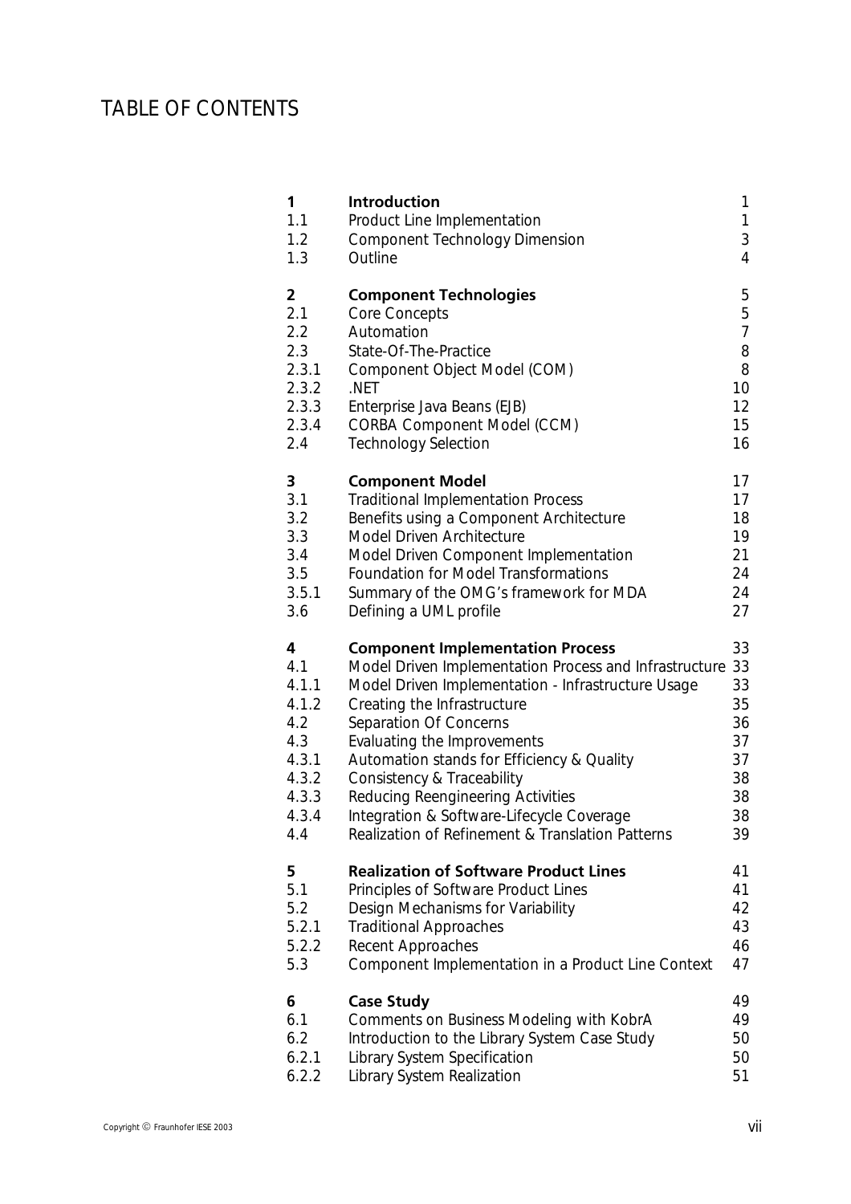# TABLE OF CONTENTS

| | | |
|---|---|---|
| **1** | **Introduction** | 1 |
| 1.1 | Product Line Implementation | 1 |
| 1.2 | Component Technology Dimension | 3 |
| 1.3 | Outline | 4 |
| **2** | **Component Technologies** | 5 |
| 2.1 | Core Concepts | 5 |
| 2.2 | Automation | 7 |
| 2.3 | State-Of-The-Practice | 8 |
| 2.3.1 | Component Object Model (COM) | 8 |
| 2.3.2 | .NET | 10 |
| 2.3.3 | Enterprise Java Beans (EJB) | 12 |
| 2.3.4 | CORBA Component Model (CCM) | 15 |
| 2.4 | Technology Selection | 16 |
| **3** | **Component Model** | 17 |
| 3.1 | Traditional Implementation Process | 17 |
| 3.2 | Benefits using a Component Architecture | 18 |
| 3.3 | Model Driven Architecture | 19 |
| 3.4 | Model Driven Component Implementation | 21 |
| 3.5 | Foundation for Model Transformations | 24 |
| 3.5.1 | Summary of the OMG's framework for MDA | 24 |
| 3.6 | Defining a UML profile | 27 |
| **4** | **Component Implementation Process** | 33 |
| 4.1 | Model Driven Implementation Process and Infrastructure | 33 |
| 4.1.1 | Model Driven Implementation - Infrastructure Usage | 33 |
| 4.1.2 | Creating the Infrastructure | 35 |
| 4.2 | Separation Of Concerns | 36 |
| 4.3 | Evaluating the Improvements | 37 |
| 4.3.1 | Automation stands for Efficiency & Quality | 37 |
| 4.3.2 | Consistency & Traceability | 38 |
| 4.3.3 | Reducing Reengineering Activities | 38 |
| 4.3.4 | Integration & Software-Lifecycle Coverage | 38 |
| 4.4 | Realization of Refinement & Translation Patterns | 39 |
| **5** | **Realization of Software Product Lines** | 41 |
| 5.1 | Principles of Software Product Lines | 41 |
| 5.2 | Design Mechanisms for Variability | 42 |
| 5.2.1 | Traditional Approaches | 43 |
| 5.2.2 | Recent Approaches | 46 |
| 5.3 | Component Implementation in a Product Line Context | 47 |
| **6** | **Case Study** | 49 |
| 6.1 | Comments on Business Modeling with KobrA | 49 |
| 6.2 | Introduction to the Library System Case Study | 50 |
| 6.2.1 | Library System Specification | 50 |
| 6.2.2 | Library System Realization | 51 |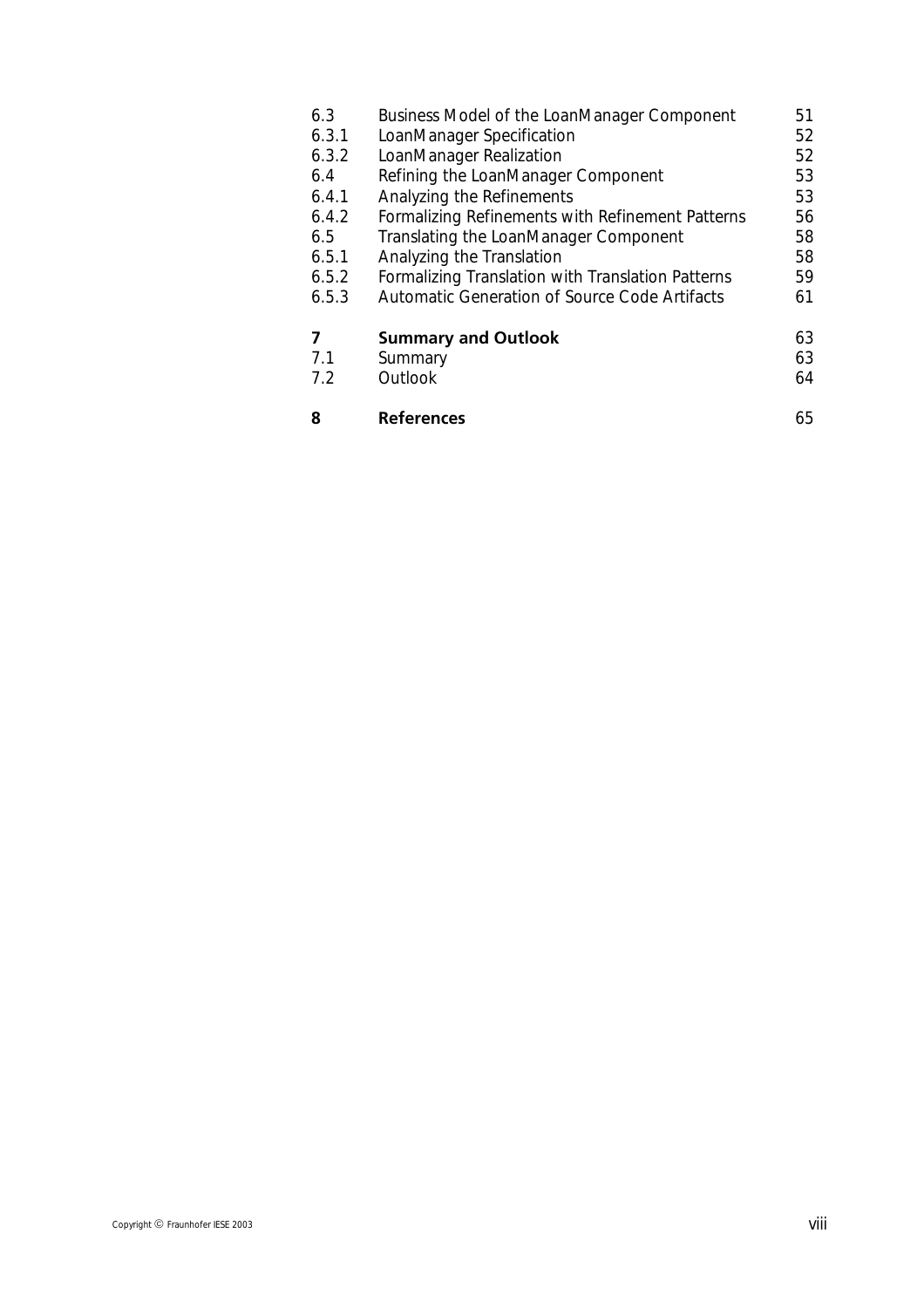| | | |
|---|---|---|
| 6.3 | Business Model of the LoanManager Component | 51 |
| 6.3.1 | LoanManager Specification | 52 |
| 6.3.2 | LoanManager Realization | 52 |
| 6.4 | Refining the LoanManager Component | 53 |
| 6.4.1 | Analyzing the Refinements | 53 |
| 6.4.2 | Formalizing Refinements with Refinement Patterns | 56 |
| 6.5 | Translating the LoanManager Component | 58 |
| 6.5.1 | Analyzing the Translation | 58 |
| 6.5.2 | Formalizing Translation with Translation Patterns | 59 |
| 6.5.3 | Automatic Generation of Source Code Artifacts | 61 |
| **7** | **Summary and Outlook** | 63 |
| 7.1 | Summary | 63 |
| 7.2 | Outlook | 64 |
| **8** | **References** | 65 |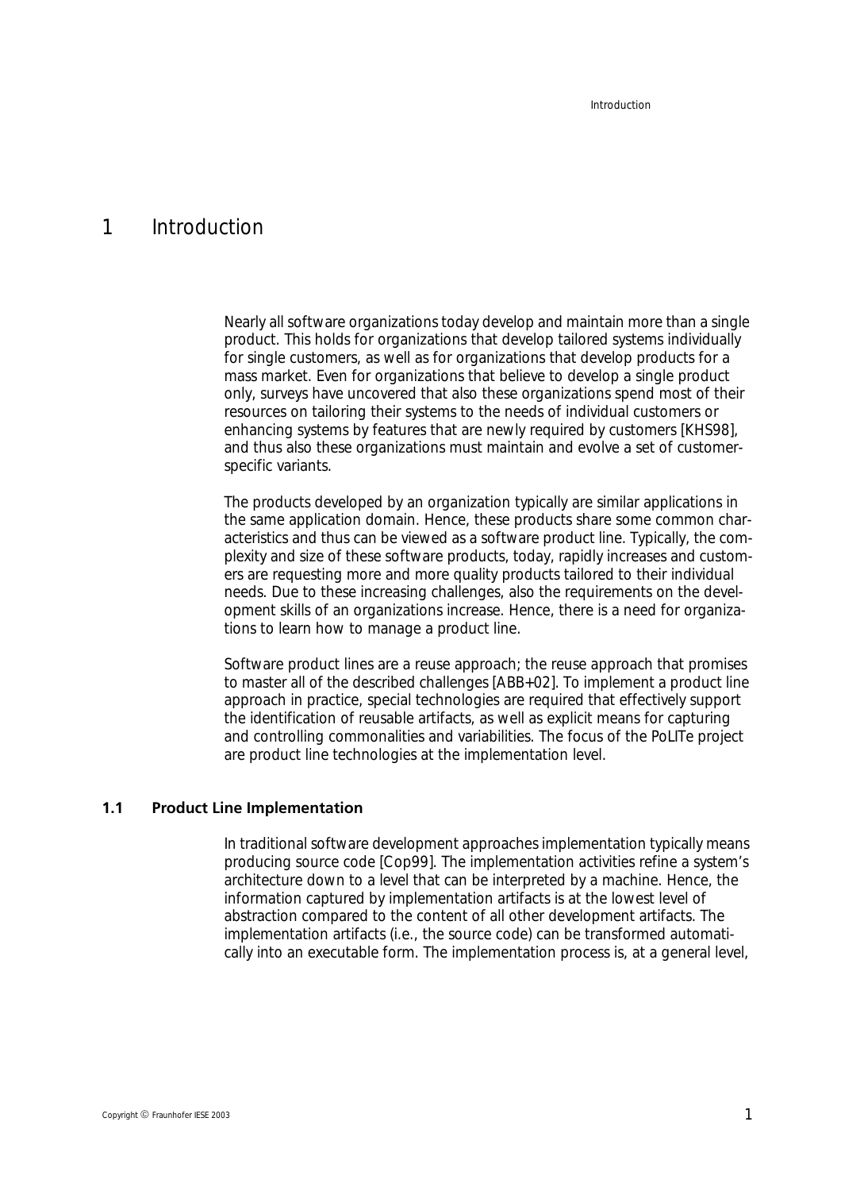# 1 Introduction

Nearly all software organizations today develop and maintain more than a single product. This holds for organizations that develop tailored systems individually for single customers, as well as for organizations that develop products for a mass market. Even for organizations that believe to develop a single product only, surveys have uncovered that also these organizations spend most of their resources on tailoring their systems to the needs of individual customers or enhancing systems by features that are newly required by customers [KHS98], and thus also these organizations must maintain and evolve a set of customer-specific variants.

The products developed by an organization typically are similar applications in the same application domain. Hence, these products share some common characteristics and thus can be viewed as a software product line. Typically, the complexity and size of these software products, today, rapidly increases and customers are requesting more and more quality products tailored to their individual needs. Due to these increasing challenges, also the requirements on the development skills of an organizations increase. Hence, there is a need for organizations to learn how to manage a product line.

Software product lines are a reuse approach; the reuse approach that promises to master all of the described challenges [ABB+02]. To implement a product line approach in practice, special technologies are required that effectively support the identification of reusable artifacts, as well as explicit means for capturing and controlling commonalities and variabilities. The focus of the PoLITe project are product line technologies at the implementation level.

## 1.1 Product Line Implementation

In traditional software development approaches implementation typically means producing source code [Cop99]. The implementation activities refine a system's architecture down to a level that can be interpreted by a machine. Hence, the information captured by implementation artifacts is at the lowest level of abstraction compared to the content of all other development artifacts. The implementation artifacts (i.e., the source code) can be transformed automatically into an executable form. The implementation process is, at a general level,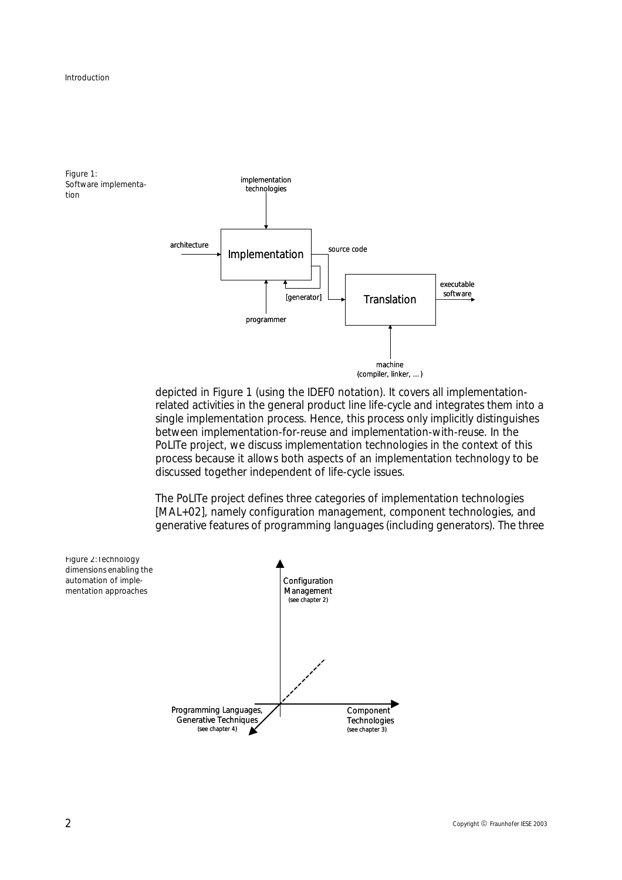Figure 1: Software implementation

depicted in Figure 1 (using the IDEF0 notation). It covers all implementation-related activities in the general product line life-cycle and integrates them into a single implementation process. Hence, this process only implicitly distinguishes between implementation-for-reuse and implementation-with-reuse. In the PoLITe project, we discuss implementation technologies in the context of this process because it allows both aspects of an implementation technology to be discussed together independent of life-cycle issues.

The PoLITe project defines three categories of implementation technologies [MAL+02], namely configuration management, component technologies, and generative features of programming languages (including generators). The three

Figure 2: Technology dimensions enabling the automation of implementation approaches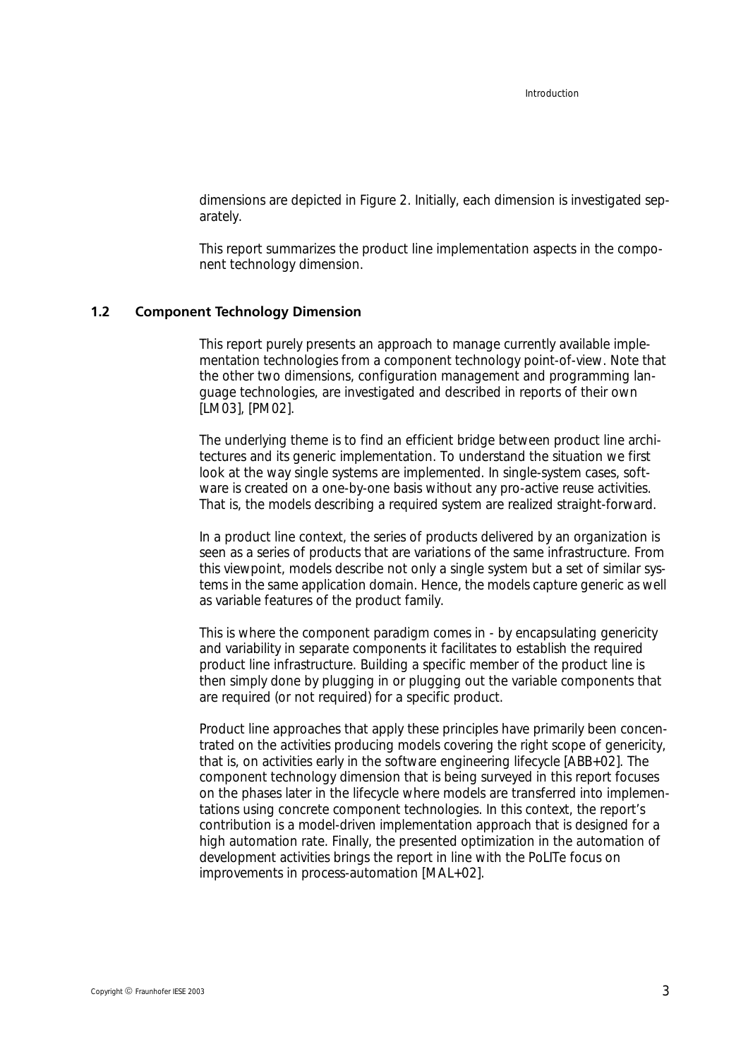dimensions are depicted in Figure 2. Initially, each dimension is investigated separately.

This report summarizes the product line implementation aspects in the component technology dimension.

## 1.2 Component Technology Dimension

This report purely presents an approach to manage currently available implementation technologies from a component technology point-of-view. Note that the other two dimensions, configuration management and programming language technologies, are investigated and described in reports of their own [LM03], [PM02].

The underlying theme is to find an efficient bridge between product line architectures and its generic implementation. To understand the situation we first look at the way single systems are implemented. In single-system cases, software is created on a one-by-one basis without any pro-active reuse activities. That is, the models describing a required system are realized straight-forward.

In a product line context, the series of products delivered by an organization is seen as a series of products that are variations of the same infrastructure. From this viewpoint, models describe not only a single system but a set of similar systems in the same application domain. Hence, the models capture generic as well as variable features of the product family.

This is where the component paradigm comes in - by encapsulating genericity and variability in separate components it facilitates to establish the required product line infrastructure. Building a specific member of the product line is then simply done by plugging in or plugging out the variable components that are required (or not required) for a specific product.

Product line approaches that apply these principles have primarily been concentrated on the activities producing models covering the right scope of genericity, that is, on activities early in the software engineering lifecycle [ABB+02]. The component technology dimension that is being surveyed in this report focuses on the phases later in the lifecycle where models are transferred into implementations using concrete component technologies. In this context, the report's contribution is a model-driven implementation approach that is designed for a high automation rate. Finally, the presented optimization in the automation of development activities brings the report in line with the PoLITe focus on improvements in process-automation [MAL+02].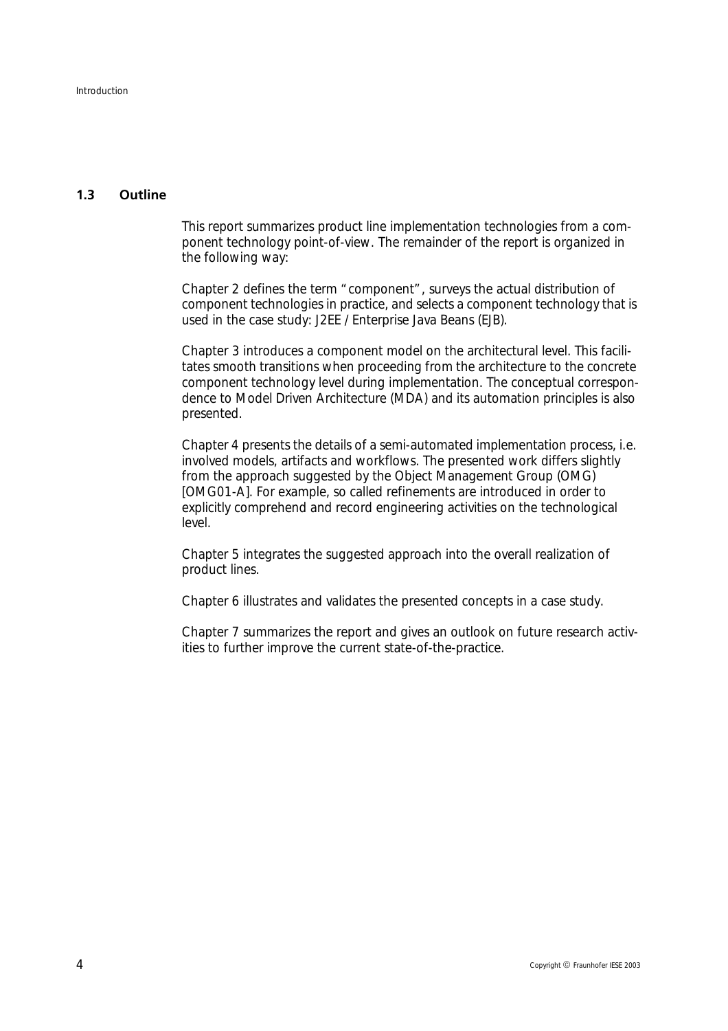## 1.3 Outline

This report summarizes product line implementation technologies from a component technology point-of-view. The remainder of the report is organized in the following way:

Chapter 2 defines the term "component", surveys the actual distribution of component technologies in practice, and selects a component technology that is used in the case study: J2EE / Enterprise Java Beans (EJB).

Chapter 3 introduces a component model on the architectural level. This facilitates smooth transitions when proceeding from the architecture to the concrete component technology level during implementation. The conceptual correspondence to Model Driven Architecture (MDA) and its automation principles is also presented.

Chapter 4 presents the details of a semi-automated implementation process, i.e. involved models, artifacts and workflows. The presented work differs slightly from the approach suggested by the Object Management Group (OMG) [OMG01-A]. For example, so called refinements are introduced in order to explicitly comprehend and record engineering activities on the technological level.

Chapter 5 integrates the suggested approach into the overall realization of product lines.

Chapter 6 illustrates and validates the presented concepts in a case study.

Chapter 7 summarizes the report and gives an outlook on future research activities to further improve the current state-of-the-practice.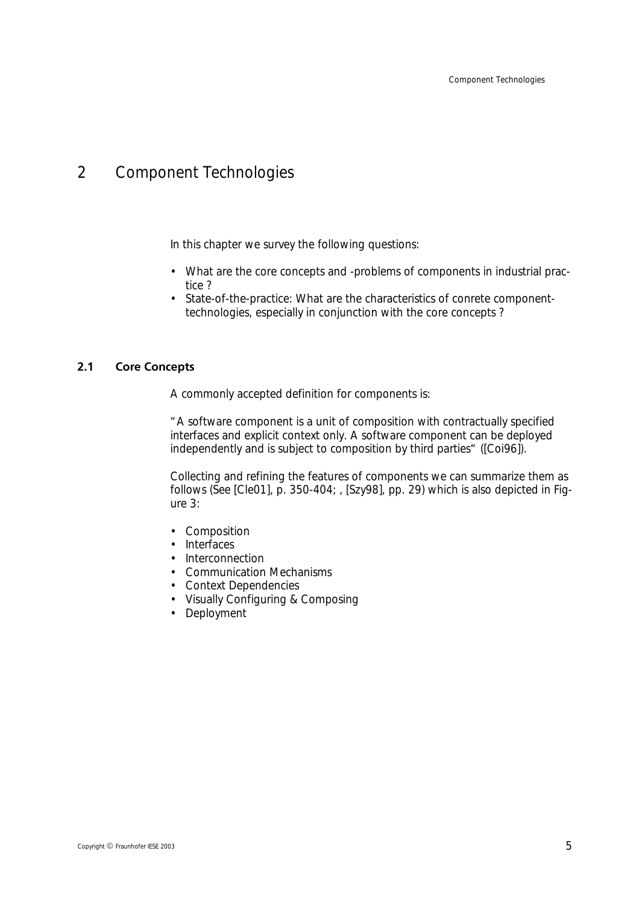# 2 Component Technologies

In this chapter we survey the following questions:

- What are the core concepts and -problems of components in industrial practice ?
- State-of-the-practice: What are the characteristics of conrete component-technologies, especially in conjunction with the core concepts ?

## 2.1 Core Concepts

A commonly accepted definition for components is:

"A software component is a unit of composition with contractually specified interfaces and explicit context only. A software component can be deployed independently and is subject to composition by third parties" ([Coi96]).

Collecting and refining the features of components we can summarize them as follows (See [Cle01], p. 350-404; , [Szy98], pp. 29) which is also depicted in Figure 3:

- Composition
- Interfaces
- Interconnection
- Communication Mechanisms
- Context Dependencies
- Visually Configuring & Composing
- Deployment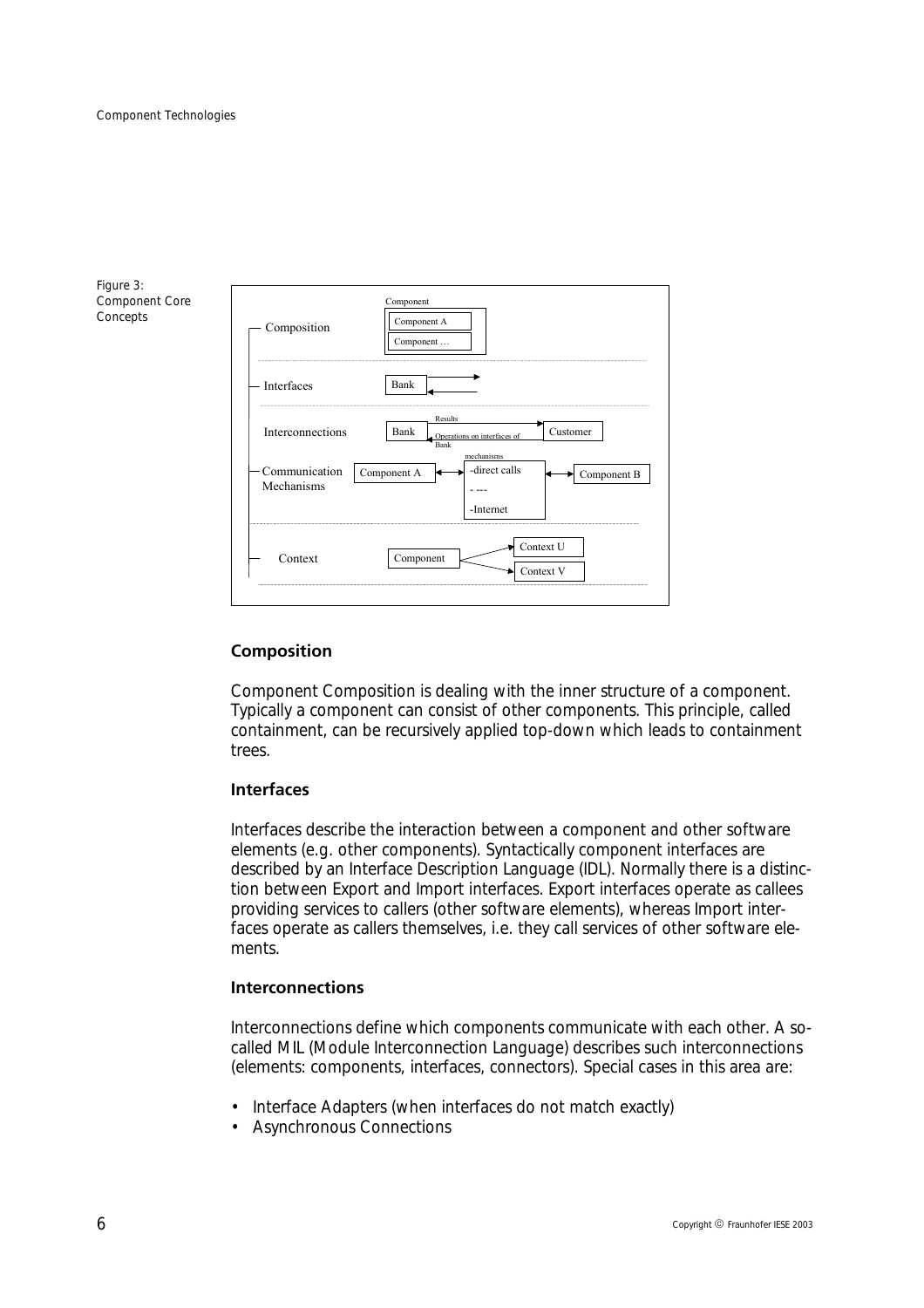Figure 3: Component Core Concepts

## Composition

Component Composition is dealing with the inner structure of a component. Typically a component can consist of other components. This principle, called containment, can be recursively applied top-down which leads to containment trees.

## Interfaces

Interfaces describe the interaction between a component and other software elements (e.g. other components). Syntactically component interfaces are described by an Interface Description Language (IDL). Normally there is a distinction between Export and Import interfaces. Export interfaces operate as callees providing services to callers (other software elements), whereas Import interfaces operate as callers themselves, i.e. they call services of other software elements.

## Interconnections

Interconnections define which components communicate with each other. A so-called MIL (Module Interconnection Language) describes such interconnections (elements: components, interfaces, connectors). Special cases in this area are:

- Interface Adapters (when interfaces do not match exactly)
- Asynchronous Connections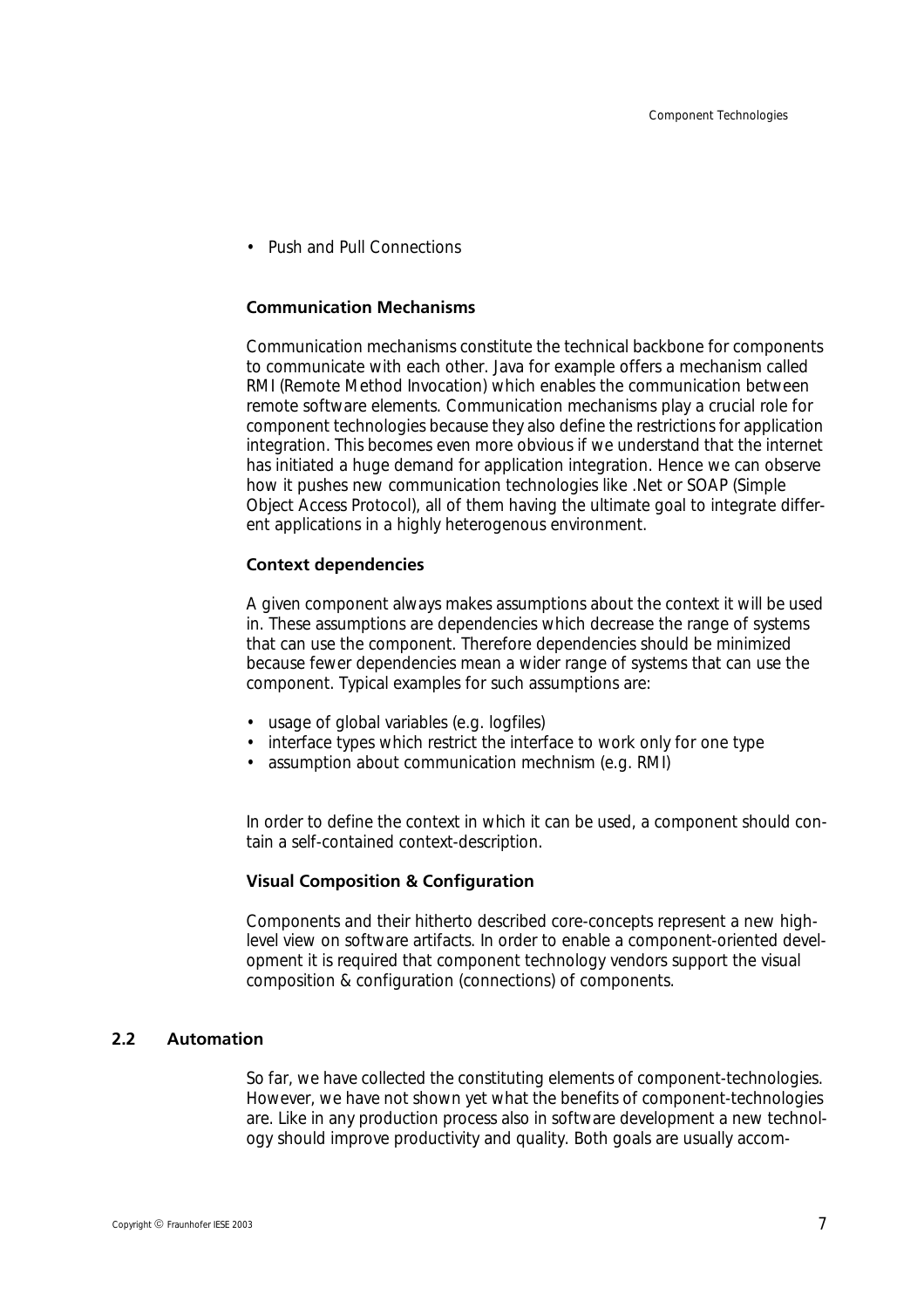- Push and Pull Connections

### Communication Mechanisms

Communication mechanisms constitute the technical backbone for components to communicate with each other. Java for example offers a mechanism called RMI (Remote Method Invocation) which enables the communication between remote software elements. Communication mechanisms play a crucial role for component technologies because they also define the restrictions for application integration. This becomes even more obvious if we understand that the internet has initiated a huge demand for application integration. Hence we can observe how it pushes new communication technologies like .Net or SOAP (Simple Object Access Protocol), all of them having the ultimate goal to integrate different applications in a highly heterogenous environment.

### Context dependencies

A given component always makes assumptions about the context it will be used in. These assumptions are dependencies which decrease the range of systems that can use the component. Therefore dependencies should be minimized because fewer dependencies mean a wider range of systems that can use the component. Typical examples for such assumptions are:

- usage of global variables (e.g. logfiles)
- interface types which restrict the interface to work only for one type
- assumption about communication mechnism (e.g. RMI)

In order to define the context in which it can be used, a component should contain a self-contained context-description.

### Visual Composition & Configuration

Components and their hitherto described core-concepts represent a new high-level view on software artifacts. In order to enable a component-oriented development it is required that component technology vendors support the visual composition & configuration (connections) of components.

## 2.2 Automation

So far, we have collected the constituting elements of component-technologies. However, we have not shown yet what the benefits of component-technologies are. Like in any production process also in software development a new technology should improve productivity and quality. Both goals are usually accom-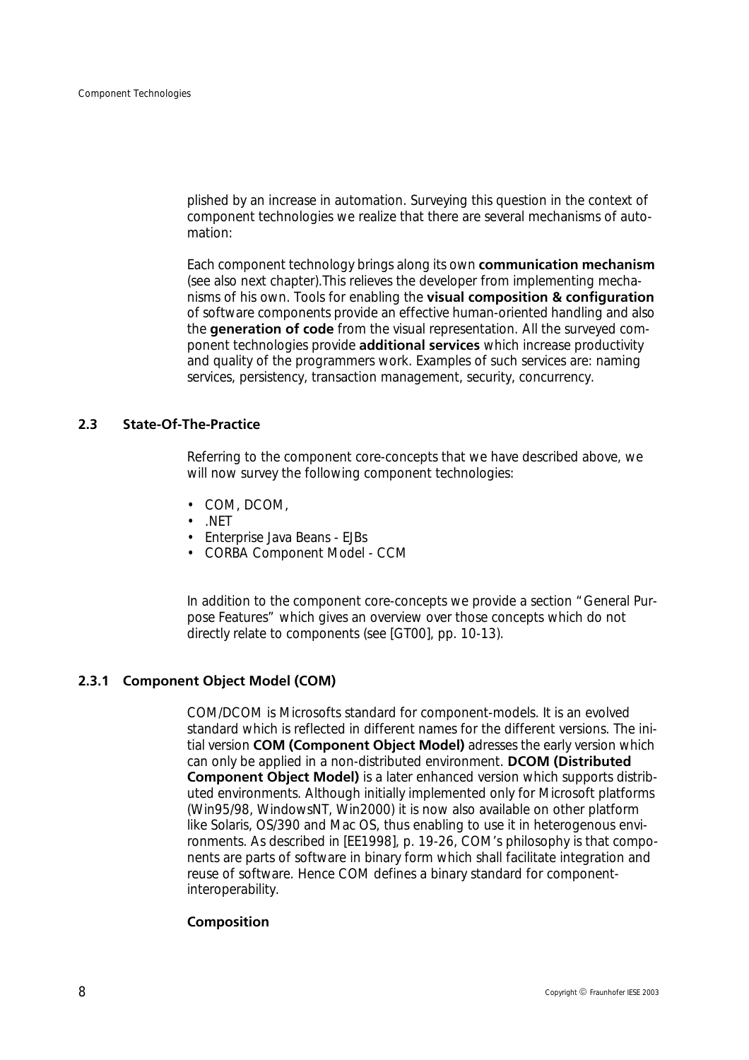plished by an increase in automation. Surveying this question in the context of component technologies we realize that there are several mechanisms of automation:

Each component technology brings along its own **communication mechanism** (see also next chapter).This relieves the developer from implementing mechanisms of his own. Tools for enabling the **visual composition & configuration** of software components provide an effective human-oriented handling and also the **generation of code** from the visual representation. All the surveyed component technologies provide **additional services** which increase productivity and quality of the programmers work. Examples of such services are: naming services, persistency, transaction management, security, concurrency.

## 2.3 State-Of-The-Practice

Referring to the component core-concepts that we have described above, we will now survey the following component technologies:

- COM, DCOM,
- .NET
- Enterprise Java Beans - EJBs
- CORBA Component Model - CCM

In addition to the component core-concepts we provide a section "General Purpose Features" which gives an overview over those concepts which do not directly relate to components (see [GT00], pp. 10-13).

### 2.3.1 Component Object Model (COM)

COM/DCOM is Microsofts standard for component-models. It is an evolved standard which is reflected in different names for the different versions. The initial version **COM (Component Object Model)** adresses the early version which can only be applied in a non-distributed environment. **DCOM (Distributed Component Object Model)** is a later enhanced version which supports distributed environments. Although initially implemented only for Microsoft platforms (Win95/98, WindowsNT, Win2000) it is now also available on other platform like Solaris, OS/390 and Mac OS, thus enabling to use it in heterogenous environments. As described in [EE1998], p. 19-26, COM's philosophy is that components are parts of software in binary form which shall facilitate integration and reuse of software. Hence COM defines a binary standard for component-interoperability.

**Composition**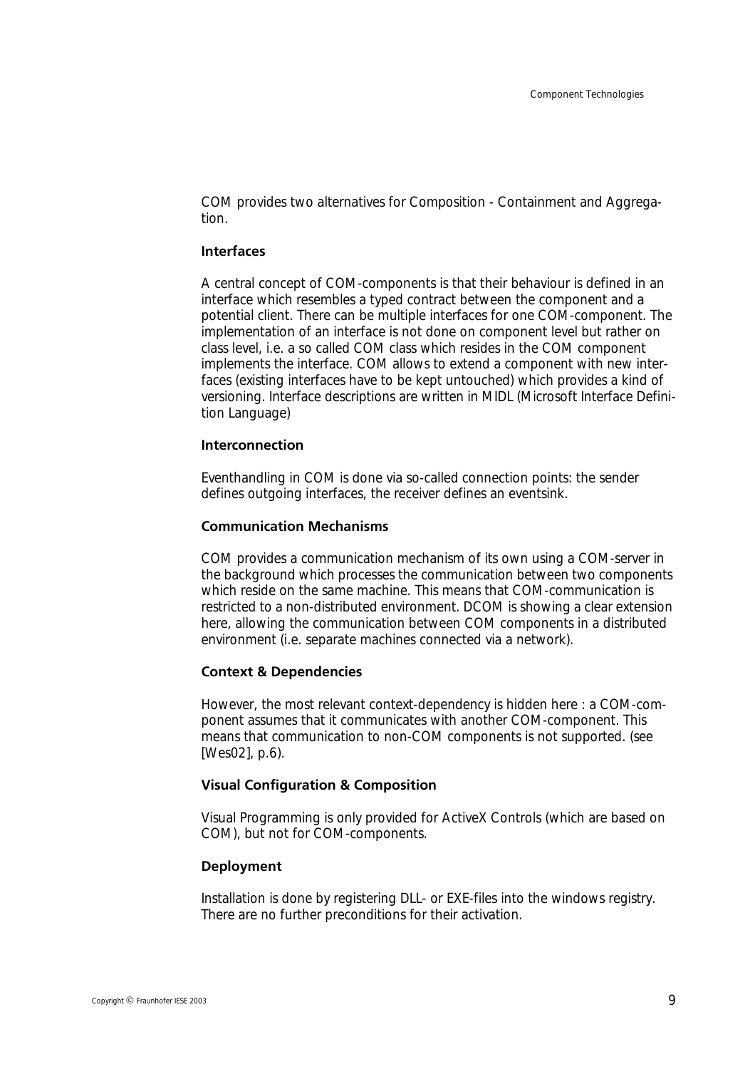COM provides two alternatives for Composition - Containment and Aggregation.

#### Interfaces

A central concept of COM-components is that their behaviour is defined in an interface which resembles a typed contract between the component and a potential client. There can be multiple interfaces for one COM-component. The implementation of an interface is not done on component level but rather on class level, i.e. a so called COM class which resides in the COM component implements the interface. COM allows to extend a component with new interfaces (existing interfaces have to be kept untouched) which provides a kind of versioning. Interface descriptions are written in MIDL (Microsoft Interface Definition Language)

#### Interconnection

Eventhandling in COM is done via so-called connection points: the sender defines outgoing interfaces, the receiver defines an eventsink.

#### Communication Mechanisms

COM provides a communication mechanism of its own using a COM-server in the background which processes the communication between two components which reside on the same machine. This means that COM-communication is restricted to a non-distributed environment. DCOM is showing a clear extension here, allowing the communication between COM components in a distributed environment (i.e. separate machines connected via a network).

#### Context & Dependencies

However, the most relevant context-dependency is hidden here : a COM-component assumes that it communicates with another COM-component. This means that communication to non-COM components is not supported. (see [Wes02], p.6).

#### Visual Configuration & Composition

Visual Programming is only provided for ActiveX Controls (which are based on COM), but not for COM-components.

#### Deployment

Installation is done by registering DLL- or EXE-files into the windows registry. There are no further preconditions for their activation.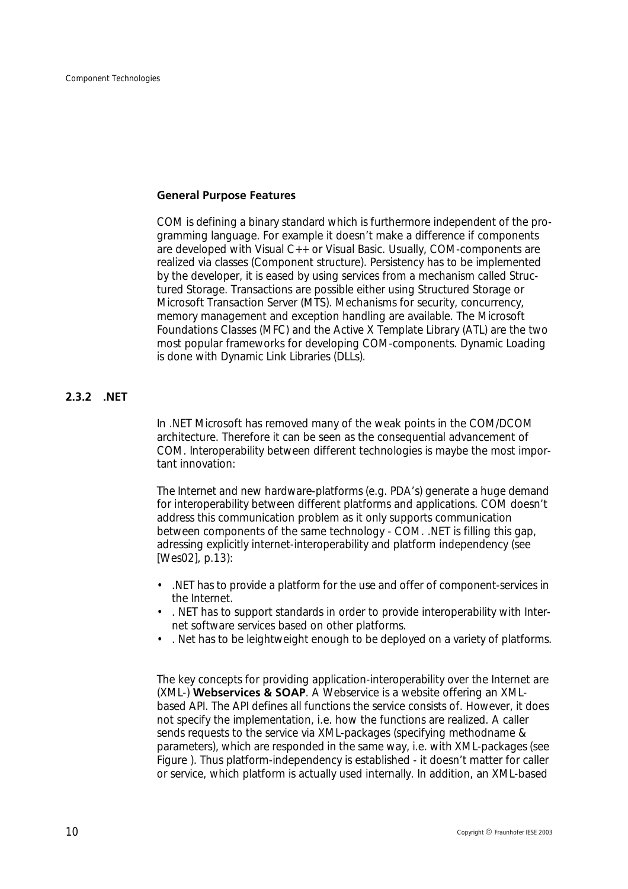**General Purpose Features**

COM is defining a binary standard which is furthermore independent of the programming language. For example it doesn't make a difference if components are developed with Visual C++ or Visual Basic. Usually, COM-components are realized via classes (Component structure). Persistency has to be implemented by the developer, it is eased by using services from a mechanism called Structured Storage. Transactions are possible either using Structured Storage or Microsoft Transaction Server (MTS). Mechanisms for security, concurrency, memory management and exception handling are available. The Microsoft Foundations Classes (MFC) and the Active X Template Library (ATL) are the two most popular frameworks for developing COM-components. Dynamic Loading is done with Dynamic Link Libraries (DLLs).

### 2.3.2 .NET

In .NET Microsoft has removed many of the weak points in the COM/DCOM architecture. Therefore it can be seen as the consequential advancement of COM. Interoperability between different technologies is maybe the most important innovation:

The Internet and new hardware-platforms (e.g. PDA's) generate a huge demand for interoperability between different platforms and applications. COM doesn't address this communication problem as it only supports communication between components of the same technology - COM. .NET is filling this gap, adressing explicitly internet-interoperability and platform independency (see [Wes02], p.13):

- .NET has to provide a platform for the use and offer of component-services in the Internet.
- . NET has to support standards in order to provide interoperability with Internet software services based on other platforms.
- . Net has to be leightweight enough to be deployed on a variety of platforms.

The key concepts for providing application-interoperability over the Internet are (XML-) **Webservices & SOAP**. A Webservice is a website offering an XML-based API. The API defines all functions the service consists of. However, it does not specify the implementation, i.e. how the functions are realized. A caller sends requests to the service via XML-packages (specifying methodname & parameters), which are responded in the same way, i.e. with XML-packages (see Figure ). Thus platform-independency is established - it doesn't matter for caller or service, which platform is actually used internally. In addition, an XML-based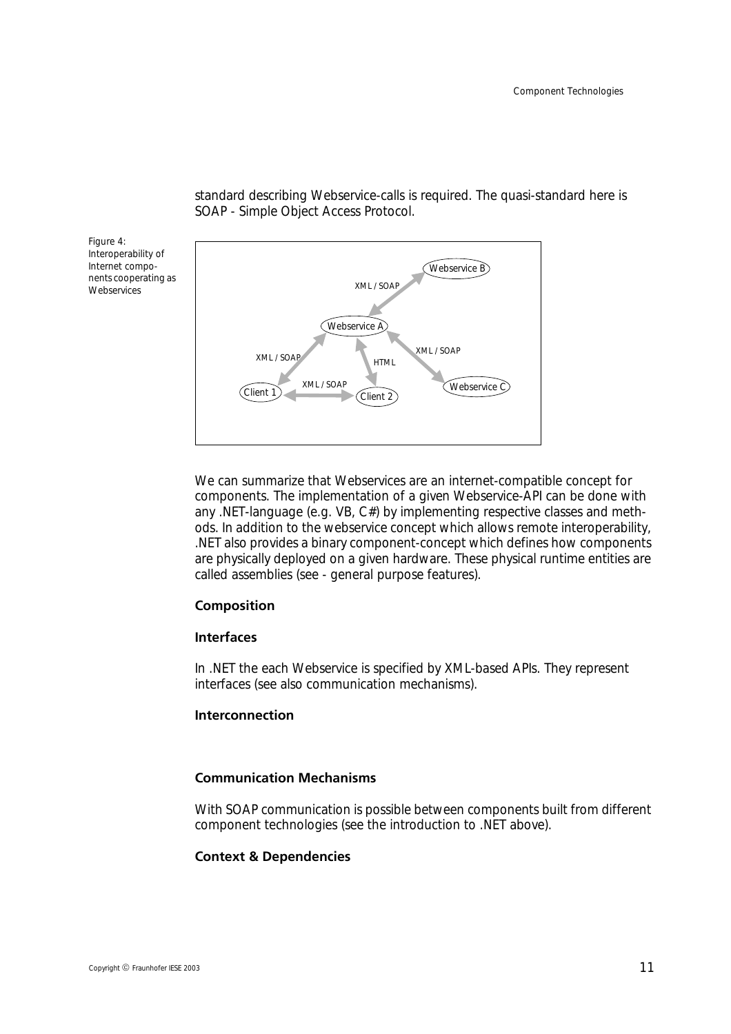standard describing Webservice-calls is required. The quasi-standard here is SOAP - Simple Object Access Protocol.

Figure 4: Interoperability of Internet components cooperating as Webservices

We can summarize that Webservices are an internet-compatible concept for components. The implementation of a given Webservice-API can be done with any .NET-language (e.g. VB, C#) by implementing respective classes and methods. In addition to the webservice concept which allows remote interoperability, .NET also provides a binary component-concept which defines how components are physically deployed on a given hardware. These physical runtime entities are called assemblies (see - general purpose features).

**Composition**

**Interfaces**

In .NET the each Webservice is specified by XML-based APIs. They represent interfaces (see also communication mechanisms).

**Interconnection**

**Communication Mechanisms**

With SOAP communication is possible between components built from different component technologies (see the introduction to .NET above).

**Context & Dependencies**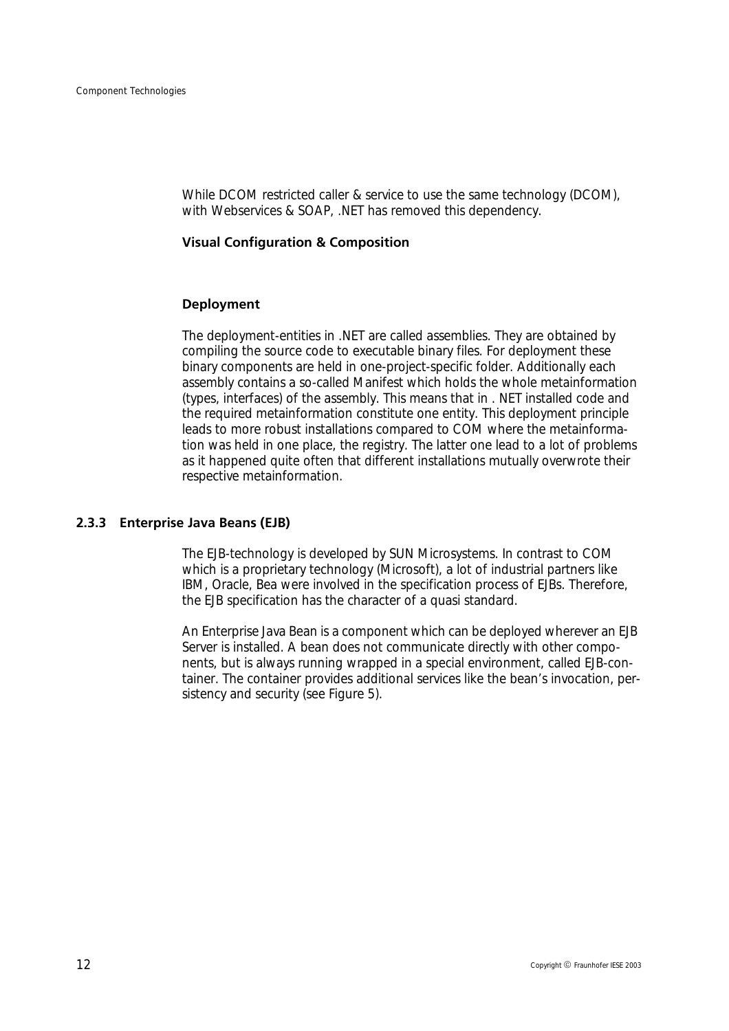While DCOM restricted caller & service to use the same technology (DCOM), with Webservices & SOAP, .NET has removed this dependency.

**Visual Configuration & Composition**

**Deployment**

The deployment-entities in .NET are called assemblies. They are obtained by compiling the source code to executable binary files. For deployment these binary components are held in one-project-specific folder. Additionally each assembly contains a so-called Manifest which holds the whole metainformation (types, interfaces) of the assembly. This means that in . NET installed code and the required metainformation constitute one entity. This deployment principle leads to more robust installations compared to COM where the metainformation was held in one place, the registry. The latter one lead to a lot of problems as it happened quite often that different installations mutually overwrote their respective metainformation.

### 2.3.3 Enterprise Java Beans (EJB)

The EJB-technology is developed by SUN Microsystems. In contrast to COM which is a proprietary technology (Microsoft), a lot of industrial partners like IBM, Oracle, Bea were involved in the specification process of EJBs. Therefore, the EJB specification has the character of a quasi standard.

An Enterprise Java Bean is a component which can be deployed wherever an EJB Server is installed. A bean does not communicate directly with other components, but is always running wrapped in a special environment, called EJB-container. The container provides additional services like the bean's invocation, persistency and security (see Figure 5).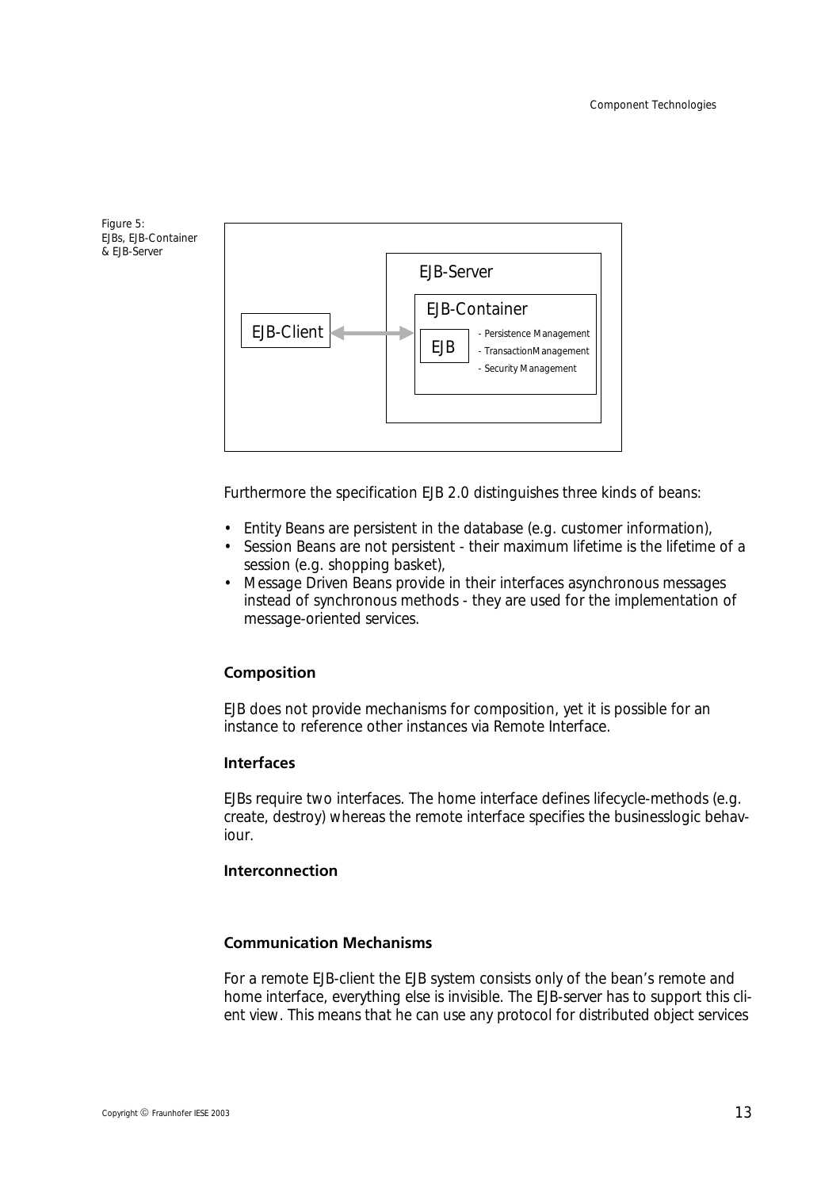Figure 5: EJBs, EJB-Container & EJB-Server

EJB-Client ⟷ EJB-Server [ EJB-Container [ EJB — Persistence Management, TransactionManagement, Security Management ] ]

Furthermore the specification EJB 2.0 distinguishes three kinds of beans:

- Entity Beans are persistent in the database (e.g. customer information),
- Session Beans are not persistent - their maximum lifetime is the lifetime of a session (e.g. shopping basket),
- Message Driven Beans provide in their interfaces asynchronous messages instead of synchronous methods - they are used for the implementation of message-oriented services.

**Composition**

EJB does not provide mechanisms for composition, yet it is possible for an instance to reference other instances via Remote Interface.

**Interfaces**

EJBs require two interfaces. The home interface defines lifecycle-methods (e.g. create, destroy) whereas the remote interface specifies the businesslogic behaviour.

**Interconnection**

**Communication Mechanisms**

For a remote EJB-client the EJB system consists only of the bean's remote and home interface, everything else is invisible. The EJB-server has to support this client view. This means that he can use any protocol for distributed object services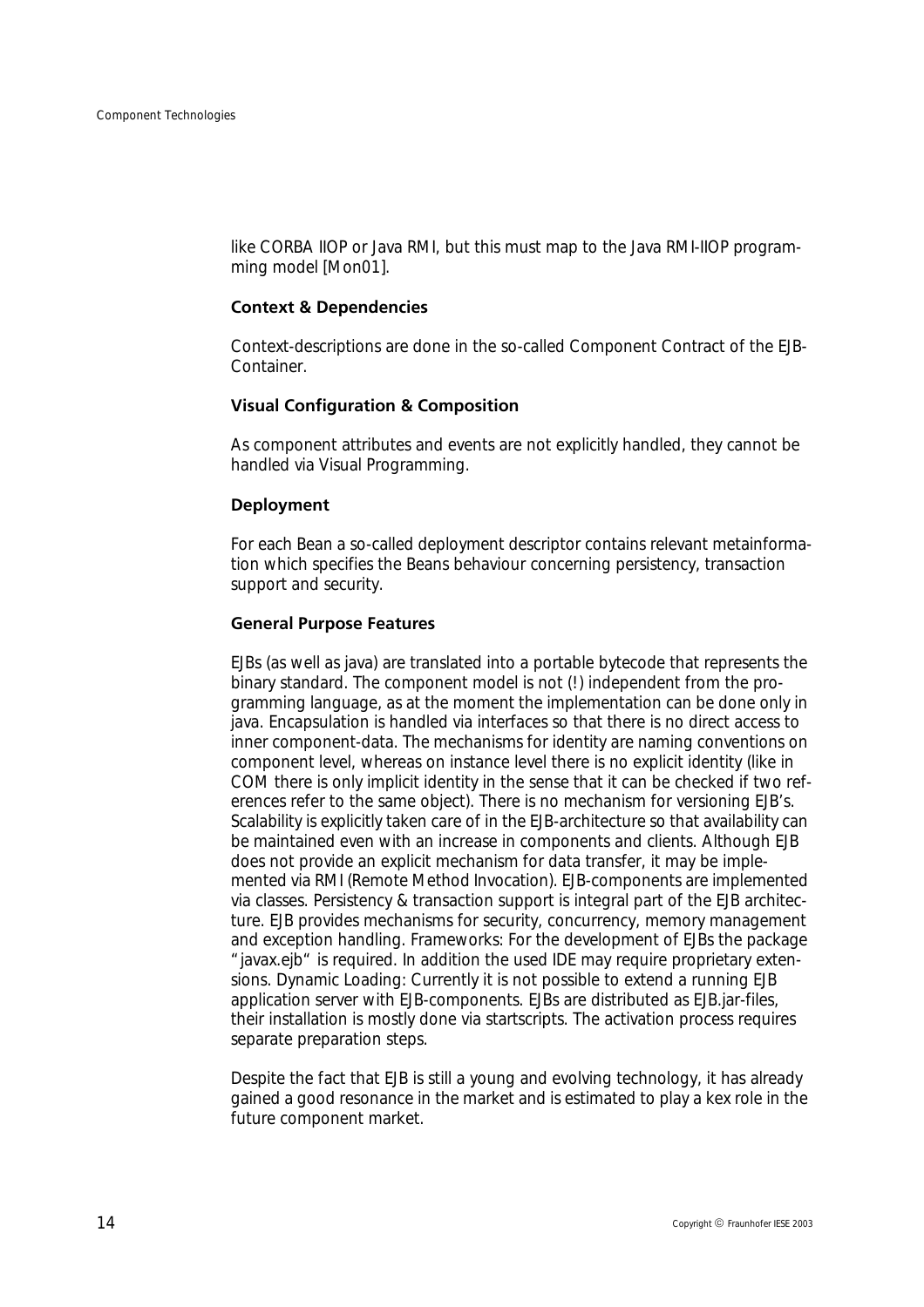like CORBA IIOP or Java RMI, but this must map to the Java RMI-IIOP programming model [Mon01].

**Context & Dependencies**

Context-descriptions are done in the so-called Component Contract of the EJB-Container.

**Visual Configuration & Composition**

As component attributes and events are not explicitly handled, they cannot be handled via Visual Programming.

**Deployment**

For each Bean a so-called deployment descriptor contains relevant metainformation which specifies the Beans behaviour concerning persistency, transaction support and security.

**General Purpose Features**

EJBs (as well as java) are translated into a portable bytecode that represents the binary standard. The component model is not (!) independent from the programming language, as at the moment the implementation can be done only in java. Encapsulation is handled via interfaces so that there is no direct access to inner component-data. The mechanisms for identity are naming conventions on component level, whereas on instance level there is no explicit identity (like in COM there is only implicit identity in the sense that it can be checked if two references refer to the same object). There is no mechanism for versioning EJB's. Scalability is explicitly taken care of in the EJB-architecture so that availability can be maintained even with an increase in components and clients. Although EJB does not provide an explicit mechanism for data transfer, it may be implemented via RMI (Remote Method Invocation). EJB-components are implemented via classes. Persistency & transaction support is integral part of the EJB architecture. EJB provides mechanisms for security, concurrency, memory management and exception handling. Frameworks: For the development of EJBs the package "javax.ejb" is required. In addition the used IDE may require proprietary extensions. Dynamic Loading: Currently it is not possible to extend a running EJB application server with EJB-components. EJBs are distributed as EJB.jar-files, their installation is mostly done via startscripts. The activation process requires separate preparation steps.

Despite the fact that EJB is still a young and evolving technology, it has already gained a good resonance in the market and is estimated to play a kex role in the future component market.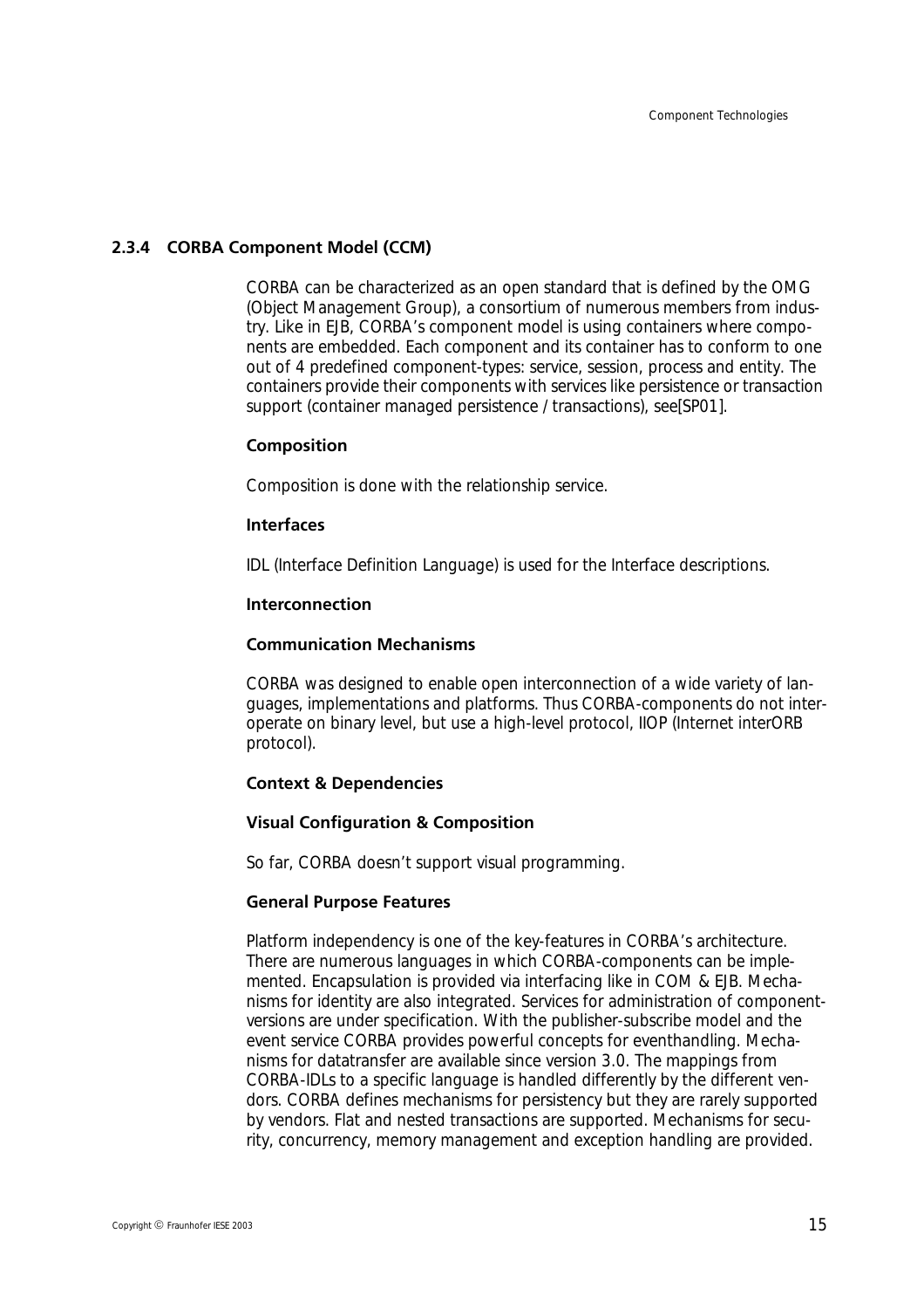### 2.3.4 CORBA Component Model (CCM)

CORBA can be characterized as an open standard that is defined by the OMG (Object Management Group), a consortium of numerous members from industry. Like in EJB, CORBA's component model is using containers where components are embedded. Each component and its container has to conform to one out of 4 predefined component-types: service, session, process and entity. The containers provide their components with services like persistence or transaction support (container managed persistence / transactions), see[SP01].

#### Composition

Composition is done with the relationship service.

#### Interfaces

IDL (Interface Definition Language) is used for the Interface descriptions.

#### Interconnection

#### Communication Mechanisms

CORBA was designed to enable open interconnection of a wide variety of languages, implementations and platforms. Thus CORBA-components do not interoperate on binary level, but use a high-level protocol, IIOP (Internet interORB protocol).

#### Context & Dependencies

#### Visual Configuration & Composition

So far, CORBA doesn't support visual programming.

#### General Purpose Features

Platform independency is one of the key-features in CORBA's architecture. There are numerous languages in which CORBA-components can be implemented. Encapsulation is provided via interfacing like in COM & EJB. Mechanisms for identity are also integrated. Services for administration of component-versions are under specification. With the publisher-subscribe model and the event service CORBA provides powerful concepts for eventhandling. Mechanisms for datatransfer are available since version 3.0. The mappings from CORBA-IDLs to a specific language is handled differently by the different vendors. CORBA defines mechanisms for persistency but they are rarely supported by vendors. Flat and nested transactions are supported. Mechanisms for security, concurrency, memory management and exception handling are provided.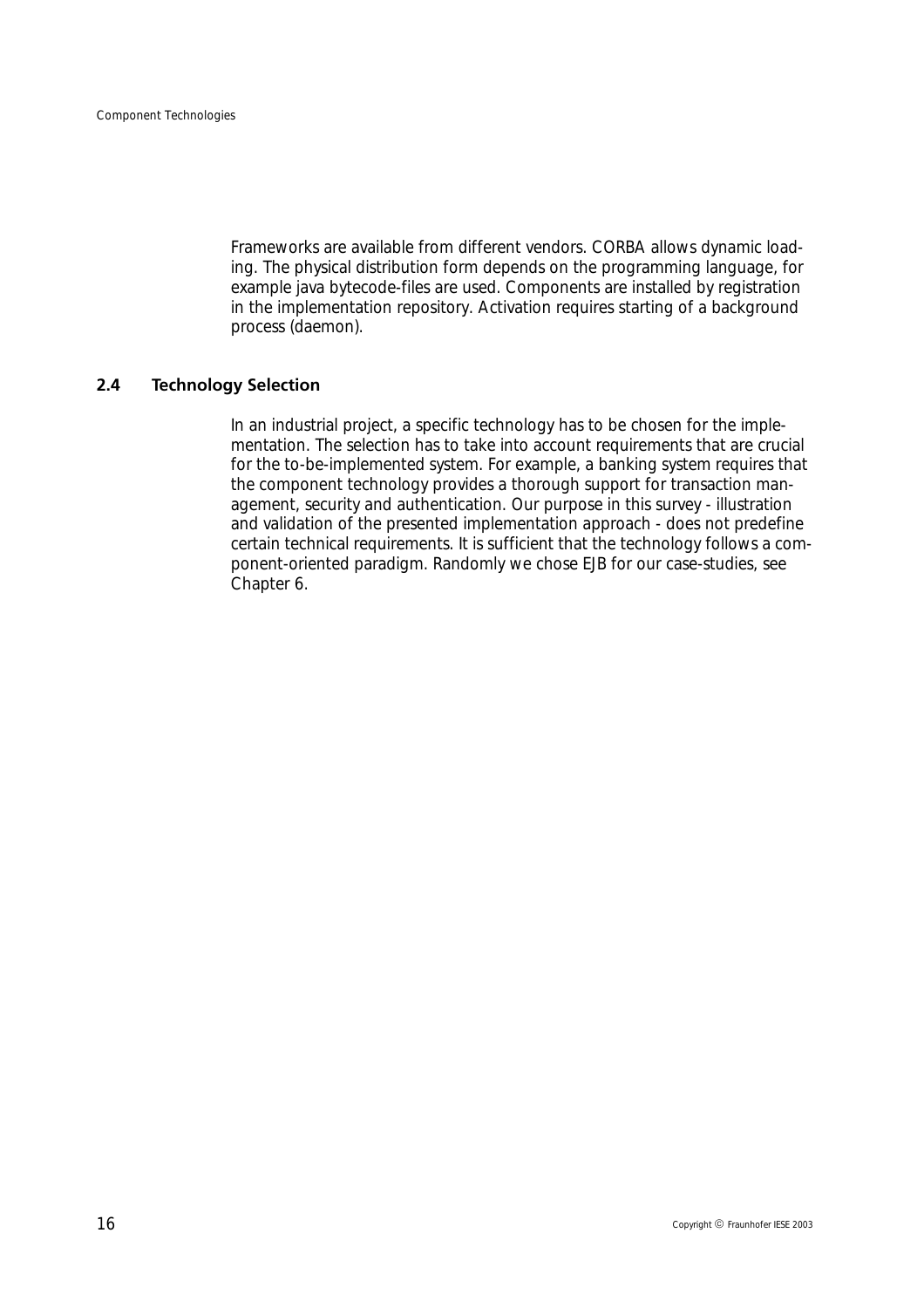Frameworks are available from different vendors. CORBA allows dynamic loading. The physical distribution form depends on the programming language, for example java bytecode-files are used. Components are installed by registration in the implementation repository. Activation requires starting of a background process (daemon).

## 2.4 Technology Selection

In an industrial project, a specific technology has to be chosen for the implementation. The selection has to take into account requirements that are crucial for the to-be-implemented system. For example, a banking system requires that the component technology provides a thorough support for transaction management, security and authentication. Our purpose in this survey - illustration and validation of the presented implementation approach - does not predefine certain technical requirements. It is sufficient that the technology follows a component-oriented paradigm. Randomly we chose EJB for our case-studies, see Chapter 6.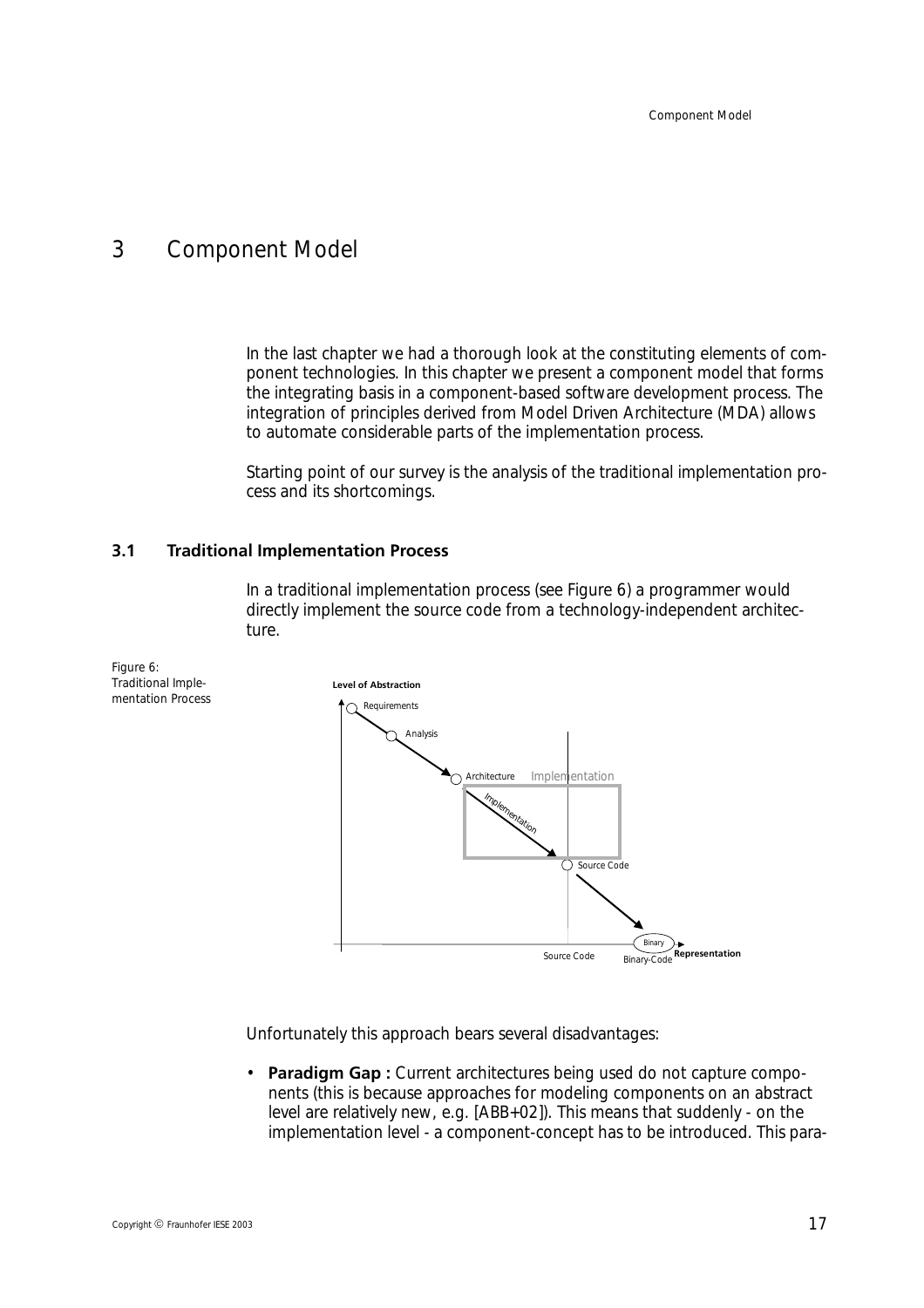# 3 Component Model

In the last chapter we had a thorough look at the constituting elements of component technologies. In this chapter we present a component model that forms the integrating basis in a component-based software development process. The integration of principles derived from Model Driven Architecture (MDA) allows to automate considerable parts of the implementation process.

Starting point of our survey is the analysis of the traditional implementation process and its shortcomings.

## 3.1 Traditional Implementation Process

In a traditional implementation process (see Figure 6) a programmer would directly implement the source code from a technology-independent architecture.

Figure 6: Traditional Implementation Process

Unfortunately this approach bears several disadvantages:

- **Paradigm Gap :** Current architectures being used do not capture components (this is because approaches for modeling components on an abstract level are relatively new, e.g. [ABB+02]). This means that suddenly - on the implementation level - a component-concept has to be introduced. This para-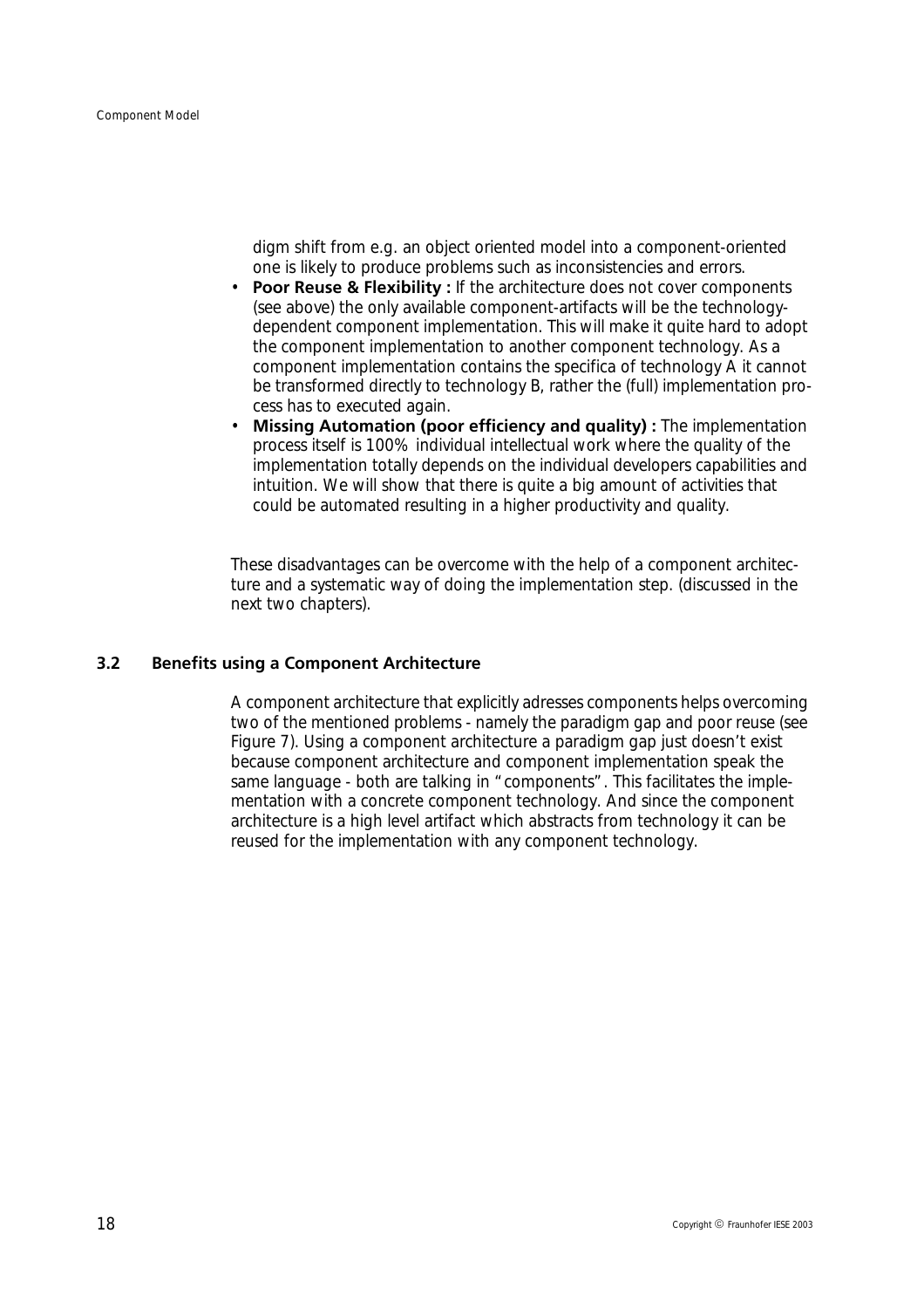digm shift from e.g. an object oriented model into a component-oriented one is likely to produce problems such as inconsistencies and errors.

- **Poor Reuse & Flexibility :** If the architecture does not cover components (see above) the only available component-artifacts will be the technology-dependent component implementation. This will make it quite hard to adopt the component implementation to another component technology. As a component implementation contains the specifica of technology A it cannot be transformed directly to technology B, rather the (full) implementation process has to executed again.
- **Missing Automation (poor efficiency and quality) :** The implementation process itself is 100% individual intellectual work where the quality of the implementation totally depends on the individual developers capabilities and intuition. We will show that there is quite a big amount of activities that could be automated resulting in a higher productivity and quality.

These disadvantages can be overcome with the help of a component architecture and a systematic way of doing the implementation step. (discussed in the next two chapters).

## 3.2 Benefits using a Component Architecture

A component architecture that explicitly adresses components helps overcoming two of the mentioned problems - namely the paradigm gap and poor reuse (see Figure 7). Using a component architecture a paradigm gap just doesn't exist because component architecture and component implementation speak the same language - both are talking in "components". This facilitates the implementation with a concrete component technology. And since the component architecture is a high level artifact which abstracts from technology it can be reused for the implementation with any component technology.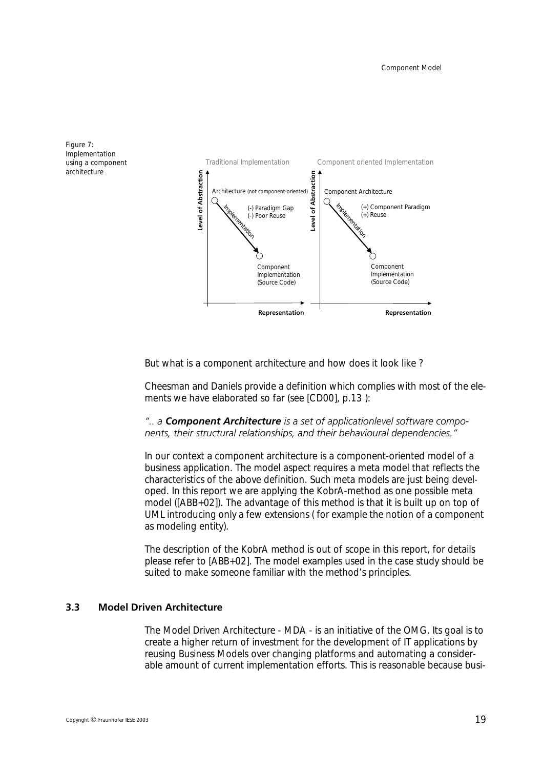Figure 7: Implementation using a component architecture

But what is a component architecture and how does it look like ?

Cheesman and Daniels provide a definition which complies with most of the elements we have elaborated so far (see [CD00], p.13 ):

*".. a **Component Architecture** is a set of applicationlevel software components, their structural relationships, and their behavioural dependencies."*

In our context a component architecture is a component-oriented model of a business application. The model aspect requires a meta model that reflects the characteristics of the above definition. Such meta models are just being developed. In this report we are applying the KobrA-method as one possible meta model ([ABB+02]). The advantage of this method is that it is built up on top of UML introducing only a few extensions ( for example the notion of a component as modeling entity).

The description of the KobrA method is out of scope in this report, for details please refer to [ABB+02]. The model examples used in the case study should be suited to make someone familiar with the method's principles.

### 3.3 Model Driven Architecture

The Model Driven Architecture - MDA - is an initiative of the OMG. Its goal is to create a higher return of investment for the development of IT applications by reusing Business Models over changing platforms and automating a considerable amount of current implementation efforts. This is reasonable because busi-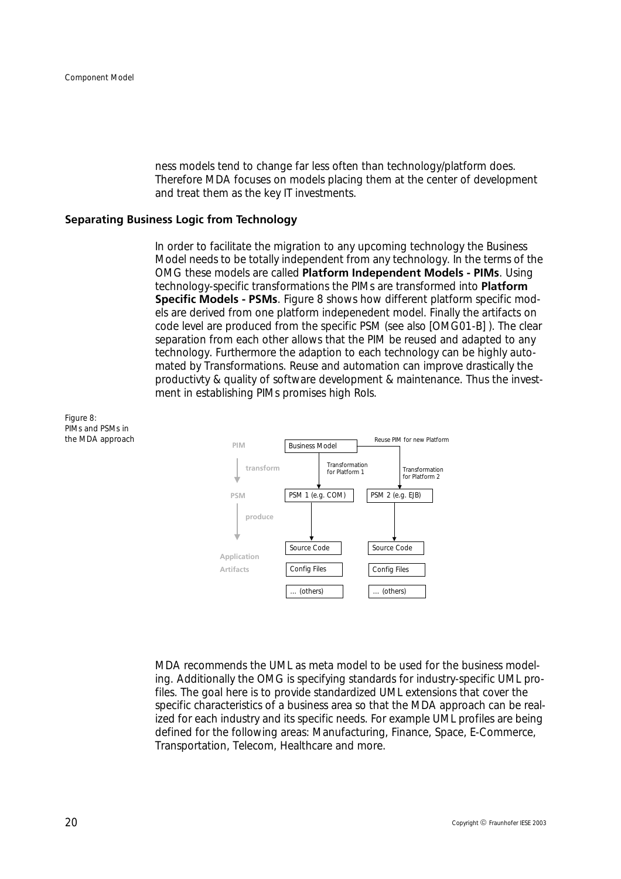ness models tend to change far less often than technology/platform does. Therefore MDA focuses on models placing them at the center of development and treat them as the key IT investments.

## Separating Business Logic from Technology

In order to facilitate the migration to any upcoming technology the Business Model needs to be totally independent from any technology. In the terms of the OMG these models are called **Platform Independent Models - PIMs**. Using technology-specific transformations the PIMs are transformed into **Platform Specific Models - PSMs**. Figure 8 shows how different platform specific models are derived from one platform indepenedent model. Finally the artifacts on code level are produced from the specific PSM (see also [OMG01-B] ). The clear separation from each other allows that the PIM be reused and adapted to any technology. Furthermore the adaption to each technology can be highly automated by Transformations. Reuse and automation can improve drastically the productivty & quality of software development & maintenance. Thus the investment in establishing PIMs promises high RoIs.

Figure 8: PIMs and PSMs in the MDA approach

```
PIM          Business Model ----------------------- Reuse PIM for new Platform
  |               |                                        |
transform         | Transformation for Platform 1          | Transformation for Platform 2
  v               v                                        v
PSM          PSM 1 (e.g. COM)                        PSM 2 (e.g. EJB)
  |               |                                        |
produce           |                                        |
  v               v                                        v
Application  Source Code                             Source Code
Artifacts    Config Files                            Config Files
             ... (others)                            ... (others)
```

MDA recommends the UML as meta model to be used for the business modeling. Additionally the OMG is specifying standards for industry-specific UML profiles. The goal here is to provide standardized UML extensions that cover the specific characteristics of a business area so that the MDA approach can be realized for each industry and its specific needs. For example UML profiles are being defined for the following areas: Manufacturing, Finance, Space, E-Commerce, Transportation, Telecom, Healthcare and more.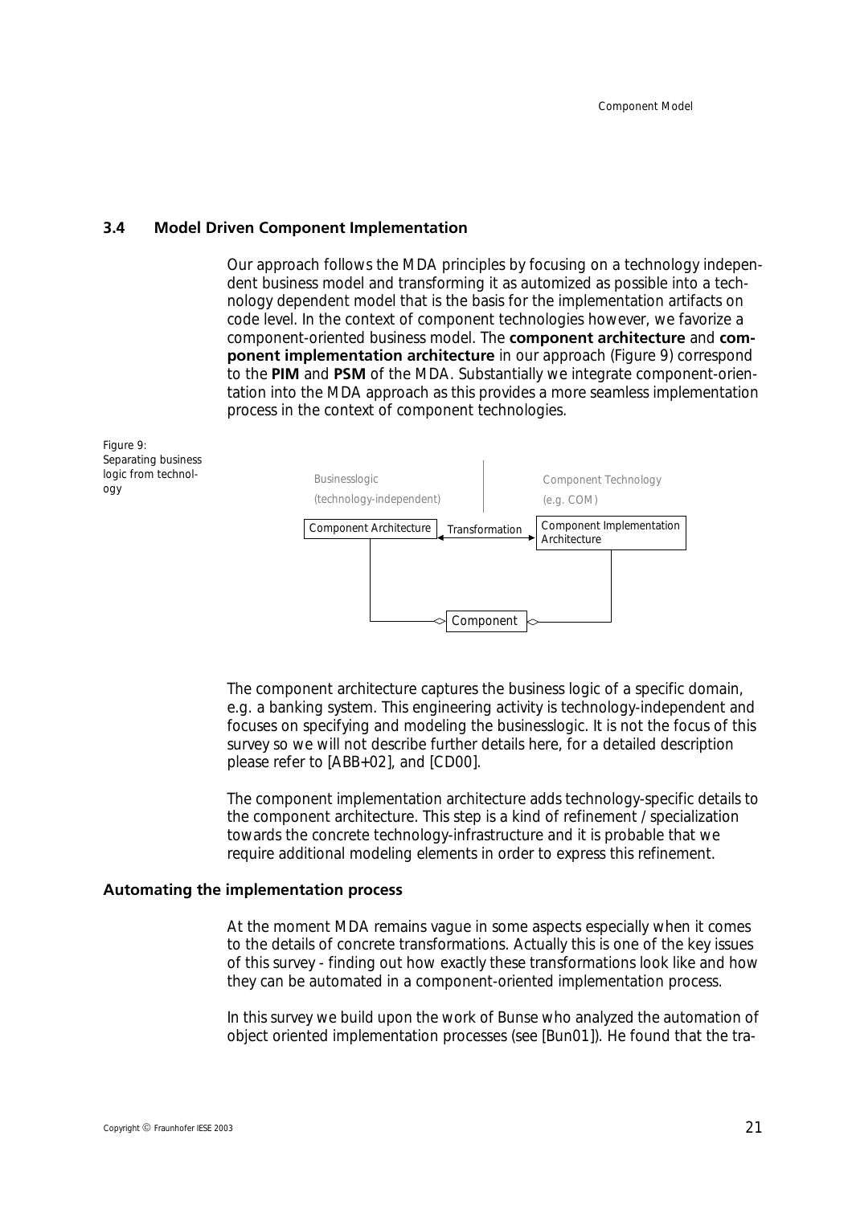## 3.4 Model Driven Component Implementation

Our approach follows the MDA principles by focusing on a technology independent business model and transforming it as automized as possible into a technology dependent model that is the basis for the implementation artifacts on code level. In the context of component technologies however, we favorize a component-oriented business model. The **component architecture** and **component implementation architecture** in our approach (Figure 9) correspond to the **PIM** and **PSM** of the MDA. Substantially we integrate component-orientation into the MDA approach as this provides a more seamless implementation process in the context of component technologies.

Figure 9: Separating business logic from technology

Businesslogic (technology-independent) | Component Technology (e.g. COM)

Component Architecture — Transformation — Component Implementation Architecture

Component

The component architecture captures the business logic of a specific domain, e.g. a banking system. This engineering activity is technology-independent and focuses on specifying and modeling the businesslogic. It is not the focus of this survey so we will not describe further details here, for a detailed description please refer to [ABB+02], and [CD00].

The component implementation architecture adds technology-specific details to the component architecture. This step is a kind of refinement / specialization towards the concrete technology-infrastructure and it is probable that we require additional modeling elements in order to express this refinement.

### Automating the implementation process

At the moment MDA remains vague in some aspects especially when it comes to the details of concrete transformations. Actually this is one of the key issues of this survey - finding out how exactly these transformations look like and how they can be automated in a component-oriented implementation process.

In this survey we build upon the work of Bunse who analyzed the automation of object oriented implementation processes (see [Bun01]). He found that the tra-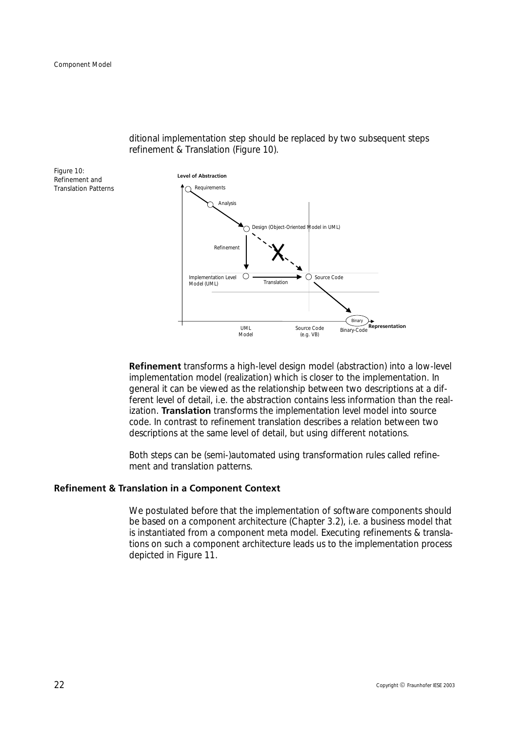ditional implementation step should be replaced by two subsequent steps refinement & Translation (Figure 10).

Figure 10: Refinement and Translation Patterns

**Refinement** transforms a high-level design model (abstraction) into a low-level implementation model (realization) which is closer to the implementation. In general it can be viewed as the relationship between two descriptions at a different level of detail, i.e. the abstraction contains less information than the realization. **Translation** transforms the implementation level model into source code. In contrast to refinement translation describes a relation between two descriptions at the same level of detail, but using different notations.

Both steps can be (semi-)automated using transformation rules called refinement and translation patterns.

### Refinement & Translation in a Component Context

We postulated before that the implementation of software components should be based on a component architecture (Chapter 3.2), i.e. a business model that is instantiated from a component meta model. Executing refinements & translations on such a component architecture leads us to the implementation process depicted in Figure 11.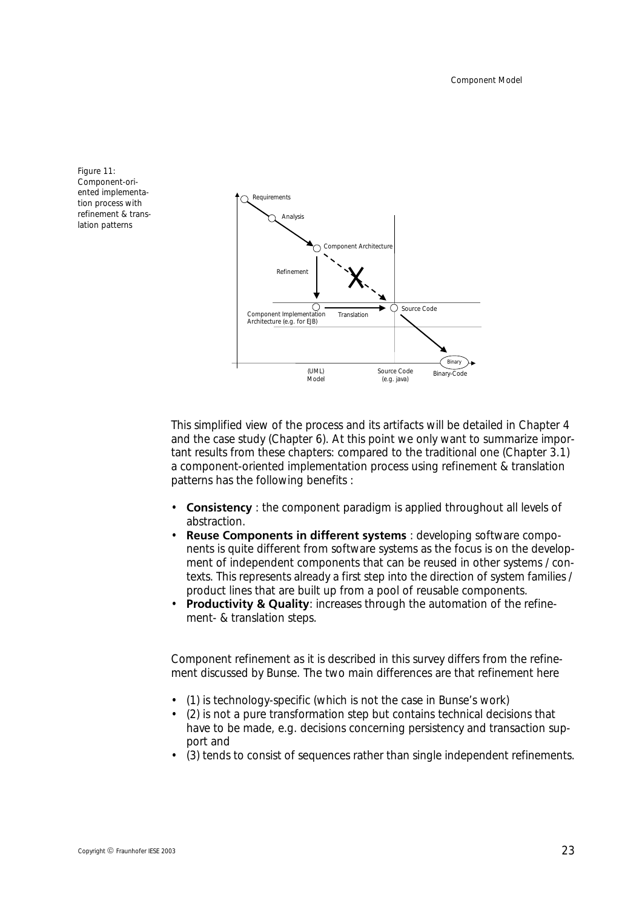Figure 11: Component-oriented implementation process with refinement & translation patterns

This simplified view of the process and its artifacts will be detailed in Chapter 4 and the case study (Chapter 6). At this point we only want to summarize important results from these chapters: compared to the traditional one (Chapter 3.1) a component-oriented implementation process using refinement & translation patterns has the following benefits :

- **Consistency** : the component paradigm is applied throughout all levels of abstraction.
- **Reuse Components in different systems** : developing software components is quite different from software systems as the focus is on the development of independent components that can be reused in other systems / contexts. This represents already a first step into the direction of system families / product lines that are built up from a pool of reusable components.
- **Productivity & Quality**: increases through the automation of the refinement- & translation steps.

Component refinement as it is described in this survey differs from the refinement discussed by Bunse. The two main differences are that refinement here

- (1) is technology-specific (which is not the case in Bunse's work)
- (2) is not a pure transformation step but contains technical decisions that have to be made, e.g. decisions concerning persistency and transaction support and
- (3) tends to consist of sequences rather than single independent refinements.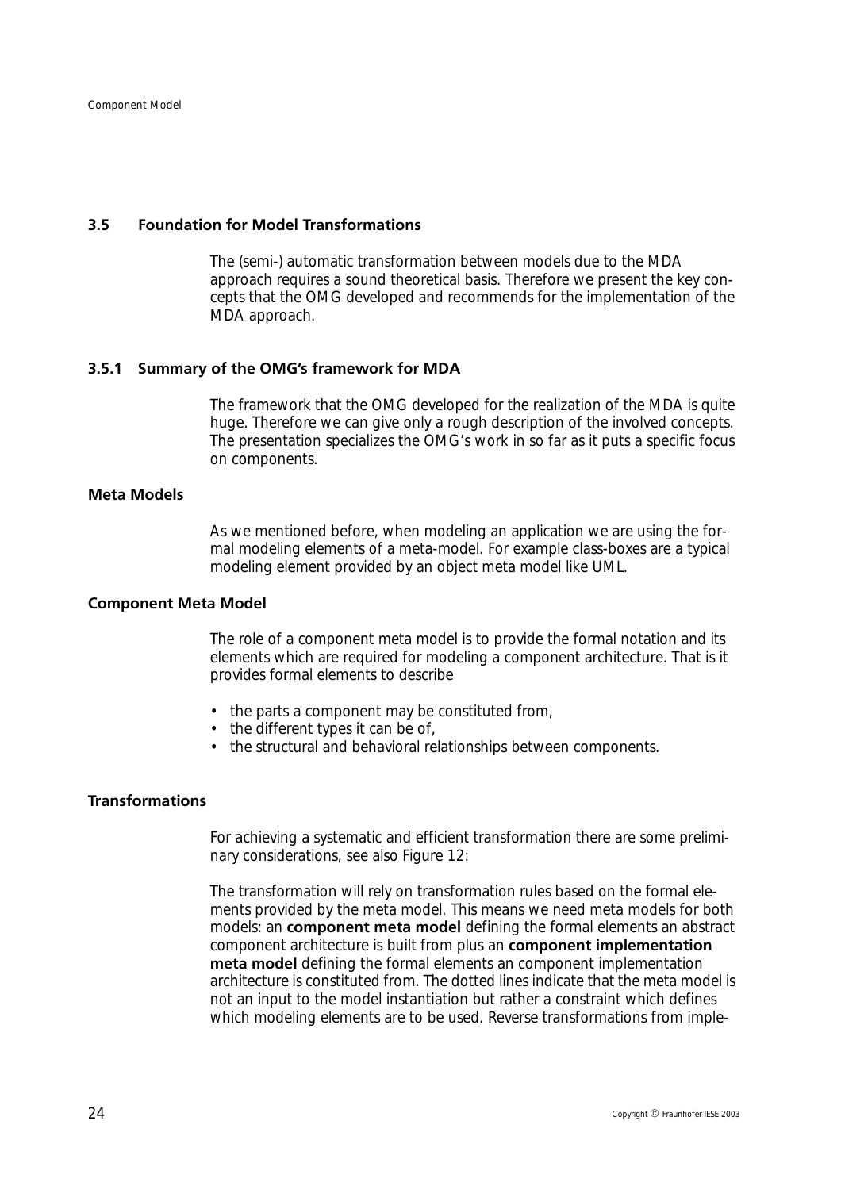## 3.5 Foundation for Model Transformations

The (semi-) automatic transformation between models due to the MDA approach requires a sound theoretical basis. Therefore we present the key concepts that the OMG developed and recommends for the implementation of the MDA approach.

### 3.5.1 Summary of the OMG's framework for MDA

The framework that the OMG developed for the realization of the MDA is quite huge. Therefore we can give only a rough description of the involved concepts. The presentation specializes the OMG's work in so far as it puts a specific focus on components.

#### Meta Models

As we mentioned before, when modeling an application we are using the formal modeling elements of a meta-model. For example class-boxes are a typical modeling element provided by an object meta model like UML.

#### Component Meta Model

The role of a component meta model is to provide the formal notation and its elements which are required for modeling a component architecture. That is it provides formal elements to describe

- the parts a component may be constituted from,
- the different types it can be of,
- the structural and behavioral relationships between components.

#### Transformations

For achieving a systematic and efficient transformation there are some preliminary considerations, see also Figure 12:

The transformation will rely on transformation rules based on the formal elements provided by the meta model. This means we need meta models for both models: an **component meta model** defining the formal elements an abstract component architecture is built from plus an **component implementation meta model** defining the formal elements an component implementation architecture is constituted from. The dotted lines indicate that the meta model is not an input to the model instantiation but rather a constraint which defines which modeling elements are to be used. Reverse transformations from imple-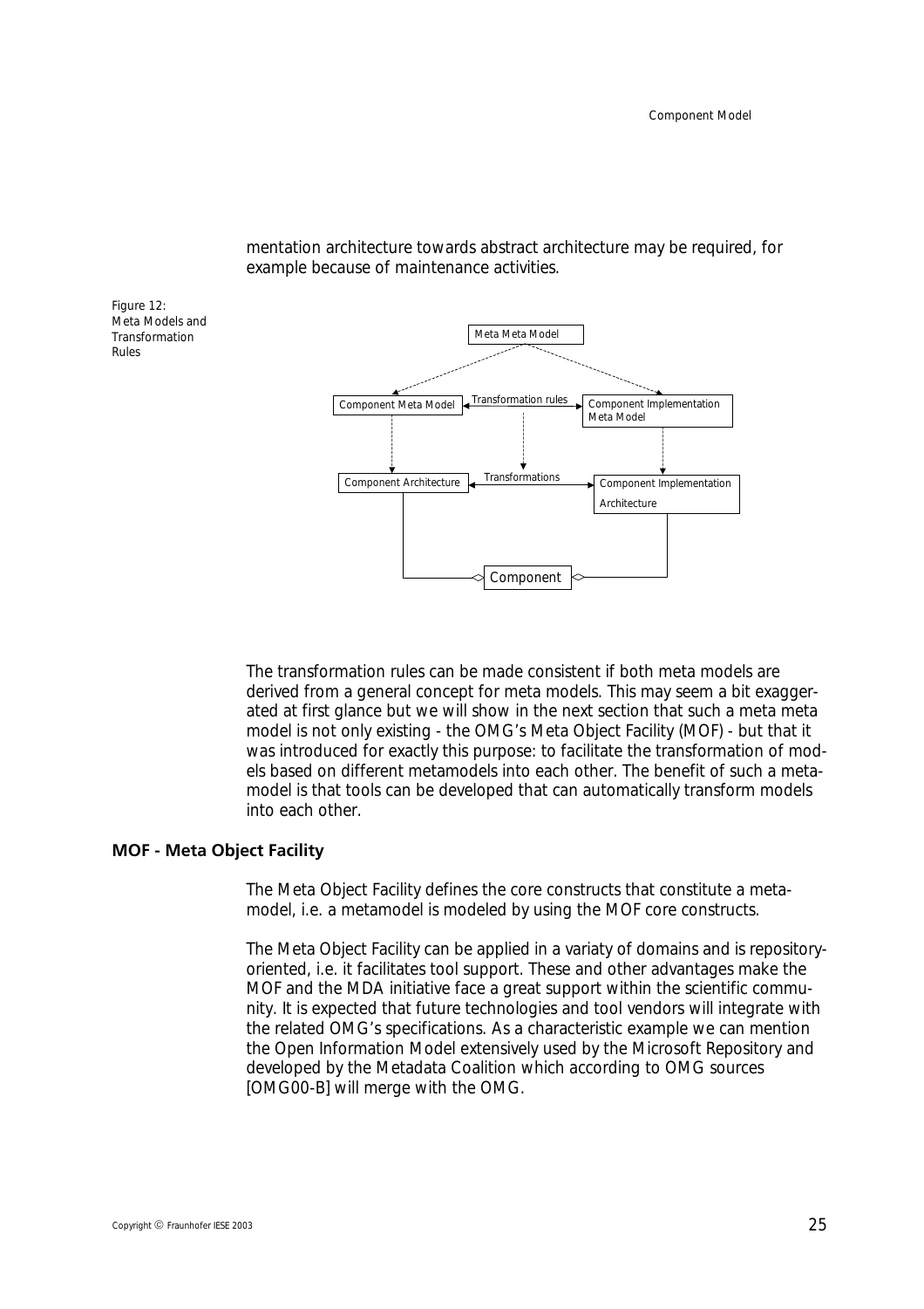mentation architecture towards abstract architecture may be required, for example because of maintenance activities.

Figure 12: Meta Models and Transformation Rules

The transformation rules can be made consistent if both meta models are derived from a general concept for meta models. This may seem a bit exaggerated at first glance but we will show in the next section that such a meta meta model is not only existing - the OMG's Meta Object Facility (MOF) - but that it was introduced for exactly this purpose: to facilitate the transformation of models based on different metamodels into each other. The benefit of such a metamodel is that tools can be developed that can automatically transform models into each other.

## MOF - Meta Object Facility

The Meta Object Facility defines the core constructs that constitute a metamodel, i.e. a metamodel is modeled by using the MOF core constructs.

The Meta Object Facility can be applied in a variaty of domains and is repository-oriented, i.e. it facilitates tool support. These and other advantages make the MOF and the MDA initiative face a great support within the scientific community. It is expected that future technologies and tool vendors will integrate with the related OMG's specifications. As a characteristic example we can mention the Open Information Model extensively used by the Microsoft Repository and developed by the Metadata Coalition which according to OMG sources [OMG00-B] will merge with the OMG.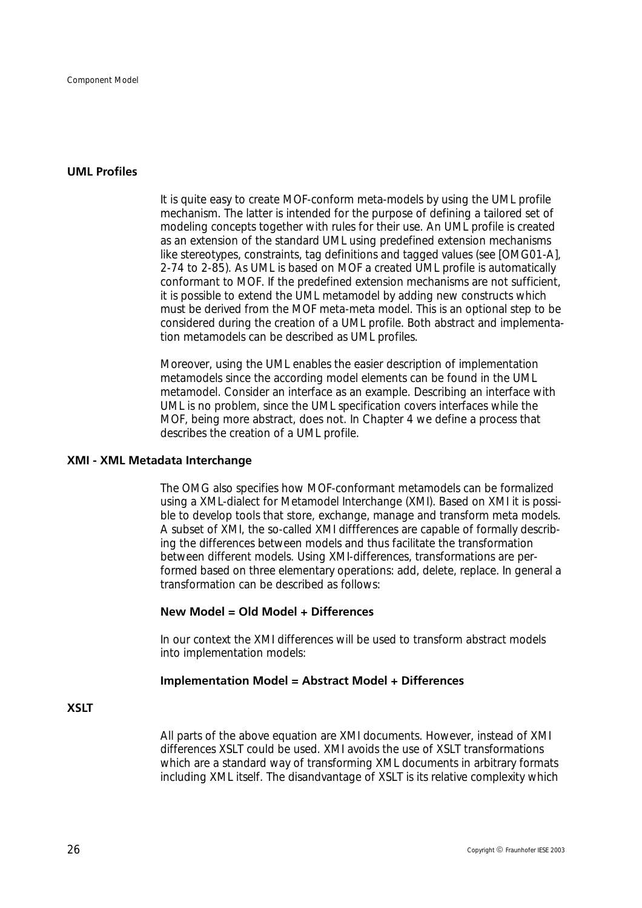### UML Profiles

It is quite easy to create MOF-conform meta-models by using the UML profile mechanism. The latter is intended for the purpose of defining a tailored set of modeling concepts together with rules for their use. An UML profile is created as an extension of the standard UML using predefined extension mechanisms like stereotypes, constraints, tag definitions and tagged values (see [OMG01-A], 2-74 to 2-85). As UML is based on MOF a created UML profile is automatically conformant to MOF. If the predefined extension mechanisms are not sufficient, it is possible to extend the UML metamodel by adding new constructs which must be derived from the MOF meta-meta model. This is an optional step to be considered during the creation of a UML profile. Both abstract and implementation metamodels can be described as UML profiles.

Moreover, using the UML enables the easier description of implementation metamodels since the according model elements can be found in the UML metamodel. Consider an interface as an example. Describing an interface with UML is no problem, since the UML specification covers interfaces while the MOF, being more abstract, does not. In Chapter 4 we define a process that describes the creation of a UML profile.

### XMI - XML Metadata Interchange

The OMG also specifies how MOF-conformant metamodels can be formalized using a XML-dialect for Metamodel Interchange (XMI). Based on XMI it is possible to develop tools that store, exchange, manage and transform meta models. A subset of XMI, the so-called XMI diffferences are capable of formally describing the differences between models and thus facilitate the transformation between different models. Using XMI-differences, transformations are performed based on three elementary operations: add, delete, replace. In general a transformation can be described as follows:

**New Model = Old Model + Differences**

In our context the XMI differences will be used to transform abstract models into implementation models:

**Implementation Model = Abstract Model + Differences**

### XSLT

All parts of the above equation are XMI documents. However, instead of XMI differences XSLT could be used. XMI avoids the use of XSLT transformations which are a standard way of transforming XML documents in arbitrary formats including XML itself. The disandvantage of XSLT is its relative complexity which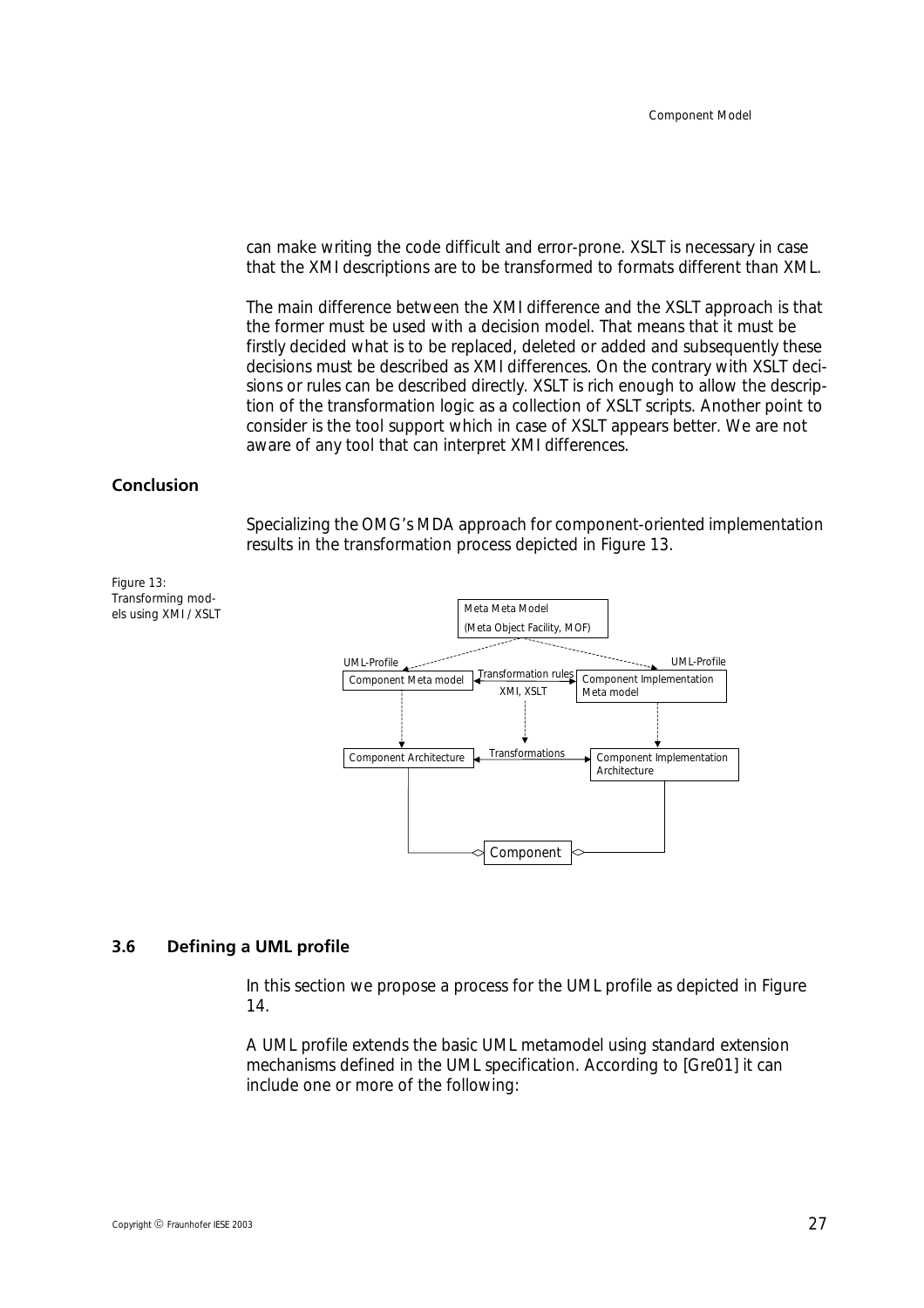can make writing the code difficult and error-prone. XSLT is necessary in case that the XMI descriptions are to be transformed to formats different than XML.

The main difference between the XMI difference and the XSLT approach is that the former must be used with a decision model. That means that it must be firstly decided what is to be replaced, deleted or added and subsequently these decisions must be described as XMI differences. On the contrary with XSLT decisions or rules can be described directly. XSLT is rich enough to allow the description of the transformation logic as a collection of XSLT scripts. Another point to consider is the tool support which in case of XSLT appears better. We are not aware of any tool that can interpret XMI differences.

**Conclusion**

Specializing the OMG's MDA approach for component-oriented implementation results in the transformation process depicted in Figure 13.

Figure 13: Transforming models using XMI / XSLT

## 3.6 Defining a UML profile

In this section we propose a process for the UML profile as depicted in Figure 14.

A UML profile extends the basic UML metamodel using standard extension mechanisms defined in the UML specification. According to [Gre01] it can include one or more of the following: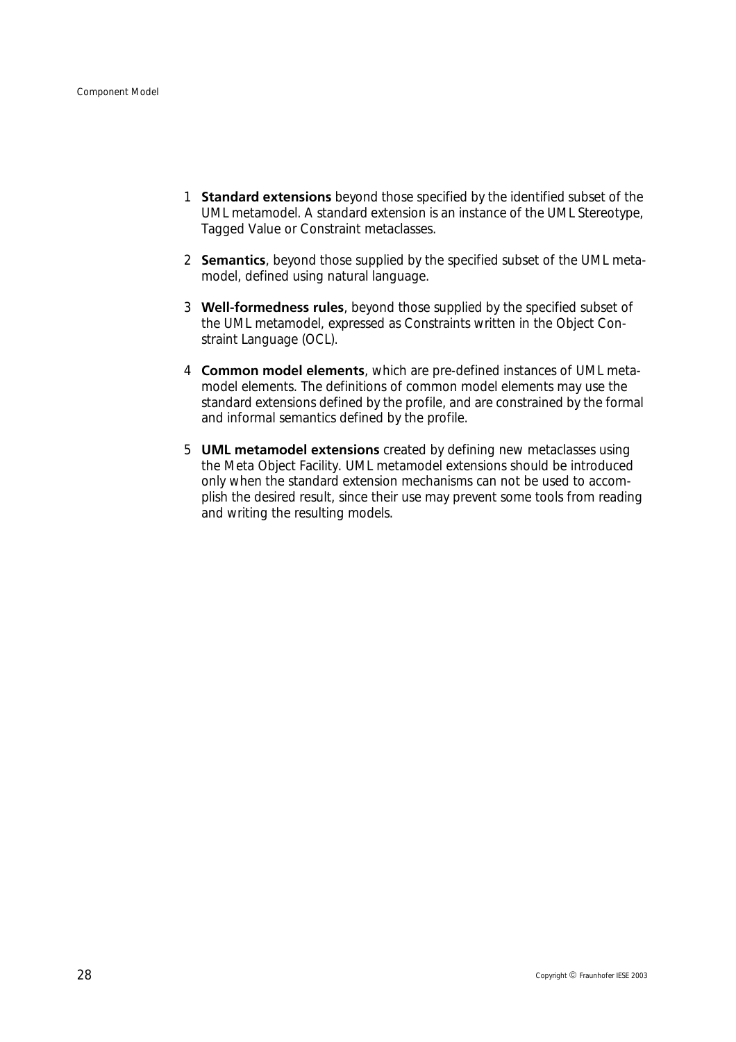1. **Standard extensions** beyond those specified by the identified subset of the UML metamodel. A standard extension is an instance of the UML Stereotype, Tagged Value or Constraint metaclasses.

2. **Semantics**, beyond those supplied by the specified subset of the UML metamodel, defined using natural language.

3. **Well-formedness rules**, beyond those supplied by the specified subset of the UML metamodel, expressed as Constraints written in the Object Constraint Language (OCL).

4. **Common model elements**, which are pre-defined instances of UML metamodel elements. The definitions of common model elements may use the standard extensions defined by the profile, and are constrained by the formal and informal semantics defined by the profile.

5. **UML metamodel extensions** created by defining new metaclasses using the Meta Object Facility. UML metamodel extensions should be introduced only when the standard extension mechanisms can not be used to accomplish the desired result, since their use may prevent some tools from reading and writing the resulting models.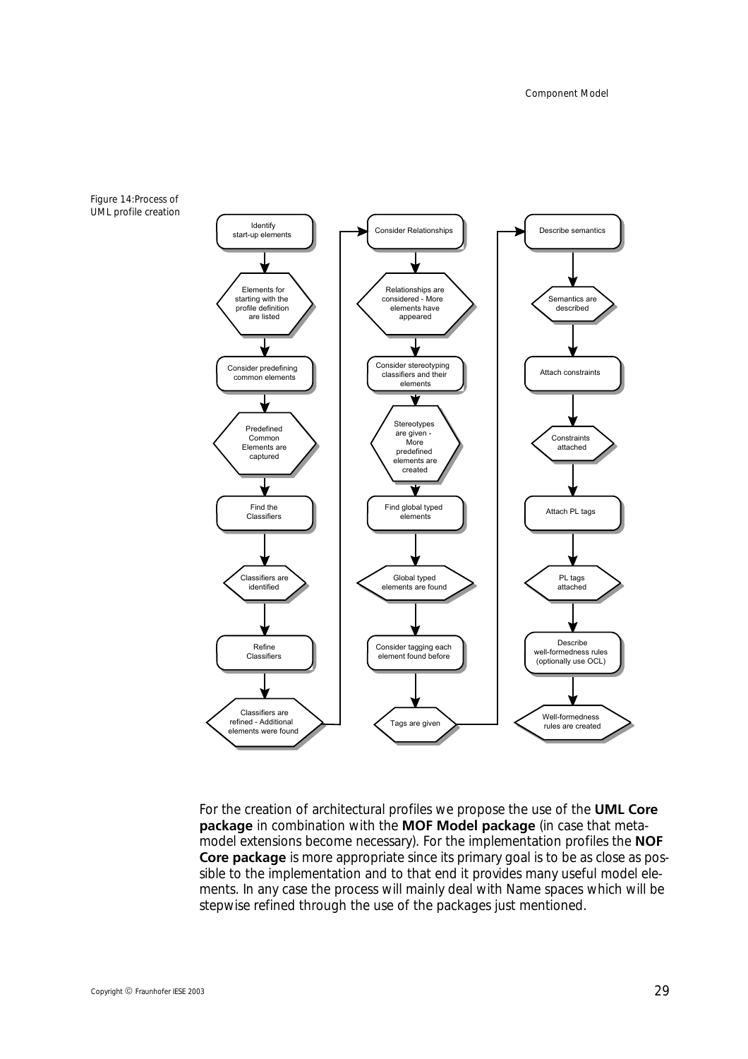Figure 14: Process of UML profile creation

For the creation of architectural profiles we propose the use of the **UML Core package** in combination with the **MOF Model package** (in case that meta-model extensions become necessary). For the implementation profiles the **NOF Core package** is more appropriate since its primary goal is to be as close as possible to the implementation and to that end it provides many useful model elements. In any case the process will mainly deal with Name spaces which will be stepwise refined through the use of the packages just mentioned.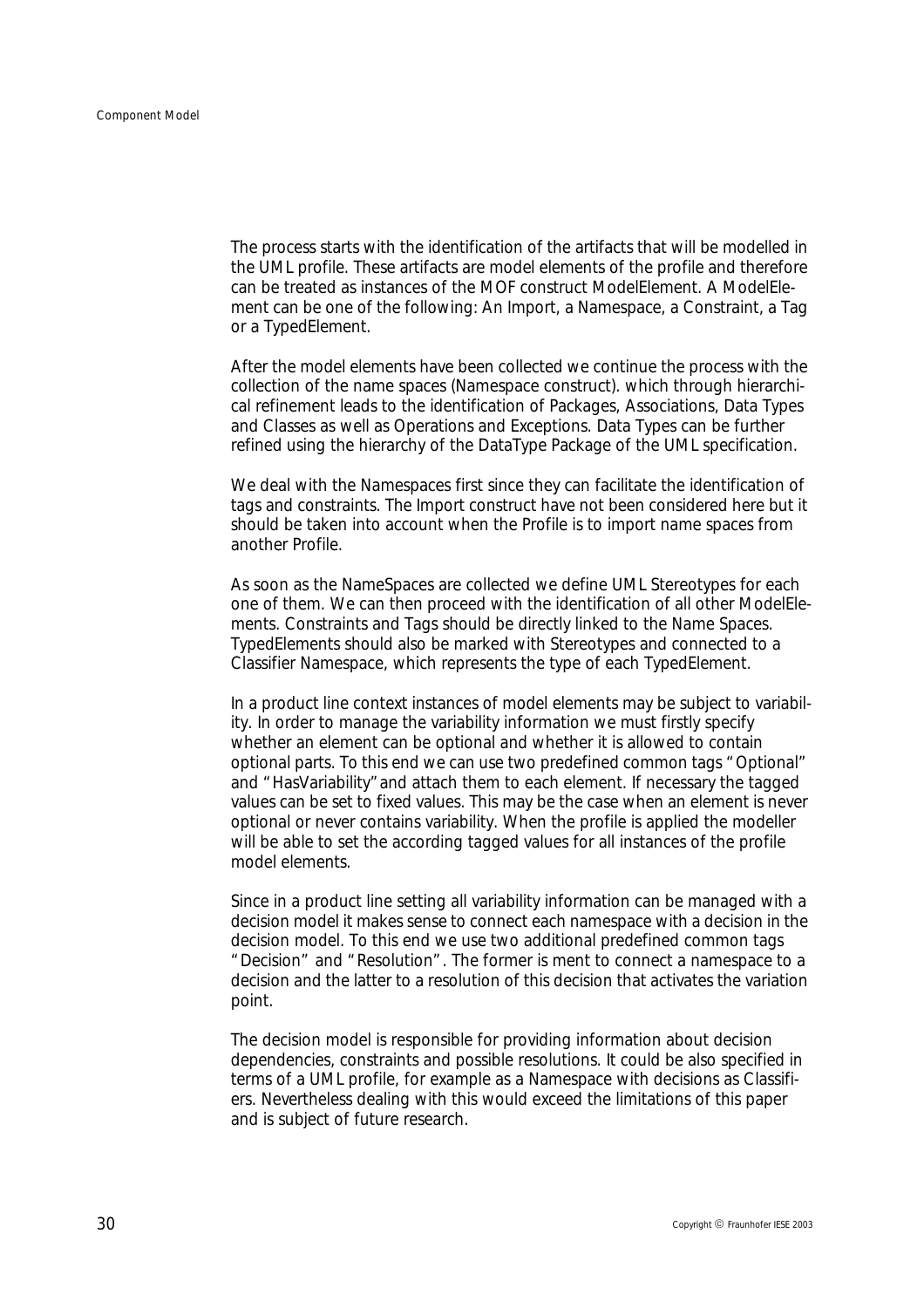The process starts with the identification of the artifacts that will be modelled in the UML profile. These artifacts are model elements of the profile and therefore can be treated as instances of the MOF construct ModelElement. A ModelElement can be one of the following: An Import, a Namespace, a Constraint, a Tag or a TypedElement.

After the model elements have been collected we continue the process with the collection of the name spaces (Namespace construct). which through hierarchical refinement leads to the identification of Packages, Associations, Data Types and Classes as well as Operations and Exceptions. Data Types can be further refined using the hierarchy of the DataType Package of the UML specification.

We deal with the Namespaces first since they can facilitate the identification of tags and constraints. The Import construct have not been considered here but it should be taken into account when the Profile is to import name spaces from another Profile.

As soon as the NameSpaces are collected we define UML Stereotypes for each one of them. We can then proceed with the identification of all other ModelElements. Constraints and Tags should be directly linked to the Name Spaces. TypedElements should also be marked with Stereotypes and connected to a Classifier Namespace, which represents the type of each TypedElement.

In a product line context instances of model elements may be subject to variability. In order to manage the variability information we must firstly specify whether an element can be optional and whether it is allowed to contain optional parts. To this end we can use two predefined common tags "Optional" and "HasVariability" and attach them to each element. If necessary the tagged values can be set to fixed values. This may be the case when an element is never optional or never contains variability. When the profile is applied the modeller will be able to set the according tagged values for all instances of the profile model elements.

Since in a product line setting all variability information can be managed with a decision model it makes sense to connect each namespace with a decision in the decision model. To this end we use two additional predefined common tags "Decision" and "Resolution". The former is ment to connect a namespace to a decision and the latter to a resolution of this decision that activates the variation point.

The decision model is responsible for providing information about decision dependencies, constraints and possible resolutions. It could be also specified in terms of a UML profile, for example as a Namespace with decisions as Classifiers. Nevertheless dealing with this would exceed the limitations of this paper and is subject of future research.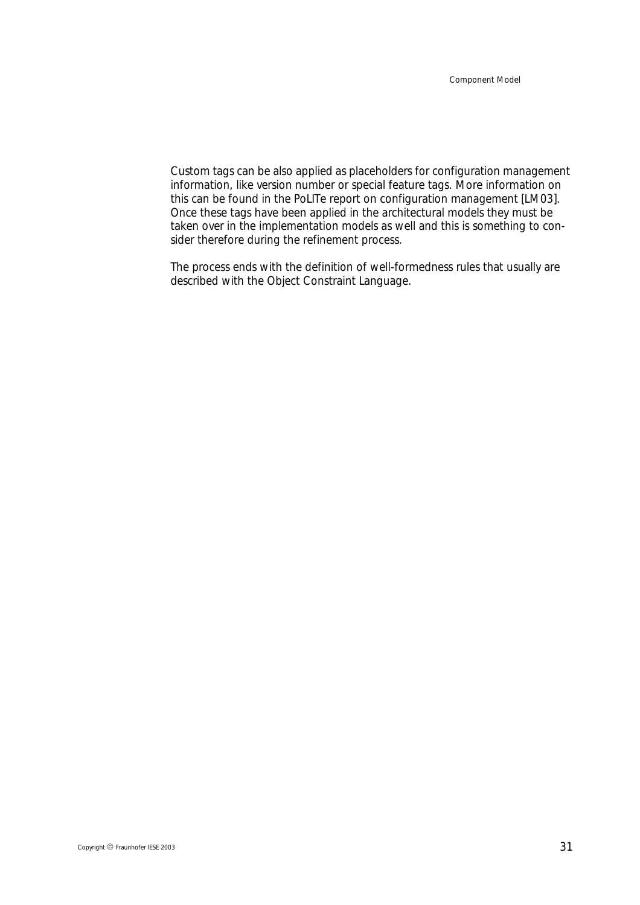Custom tags can be also applied as placeholders for configuration management information, like version number or special feature tags. More information on this can be found in the PoLITe report on configuration management [LM03]. Once these tags have been applied in the architectural models they must be taken over in the implementation models as well and this is something to consider therefore during the refinement process.

The process ends with the definition of well-formedness rules that usually are described with the Object Constraint Language.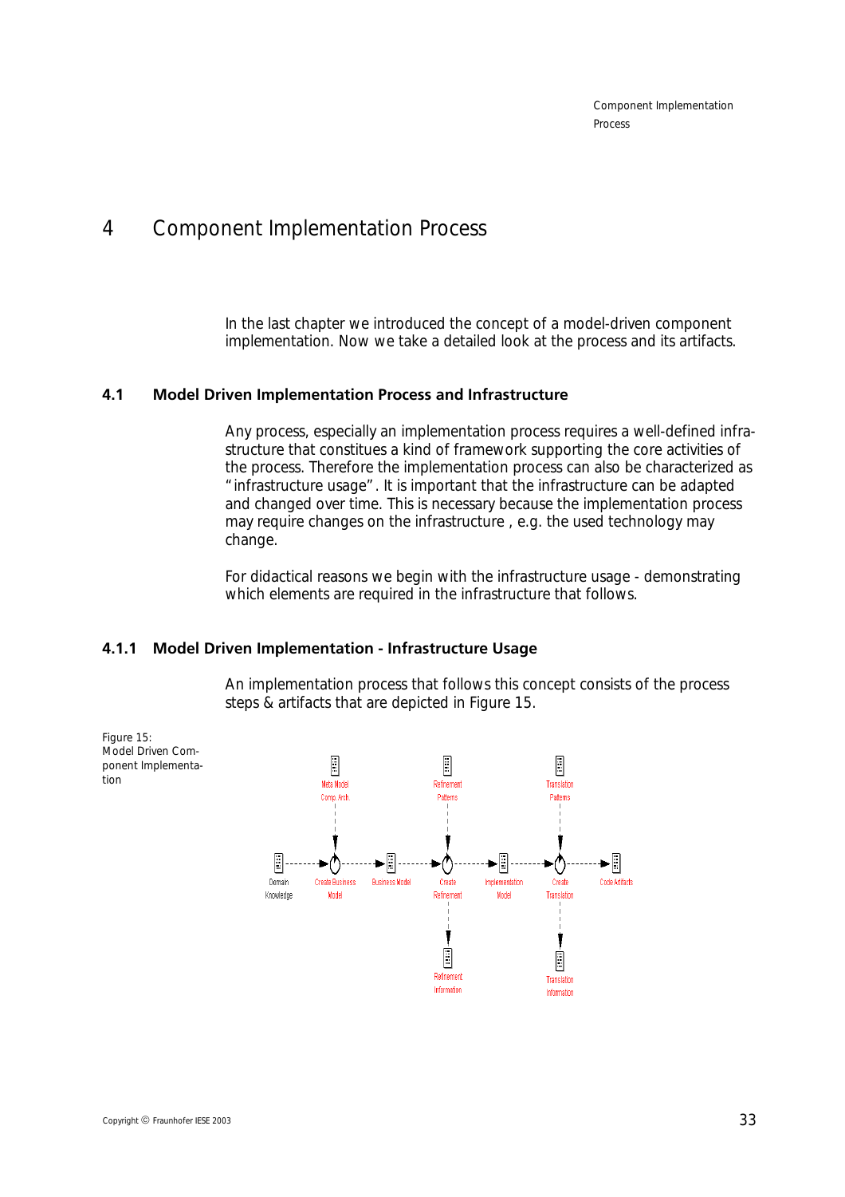# 4 Component Implementation Process

In the last chapter we introduced the concept of a model-driven component implementation. Now we take a detailed look at the process and its artifacts.

## 4.1 Model Driven Implementation Process and Infrastructure

Any process, especially an implementation process requires a well-defined infrastructure that constitues a kind of framework supporting the core activities of the process. Therefore the implementation process can also be characterized as "infrastructure usage". It is important that the infrastructure can be adapted and changed over time. This is necessary because the implementation process may require changes on the infrastructure , e.g. the used technology may change.

For didactical reasons we begin with the infrastructure usage - demonstrating which elements are required in the infrastructure that follows.

### 4.1.1 Model Driven Implementation - Infrastructure Usage

An implementation process that follows this concept consists of the process steps & artifacts that are depicted in Figure 15.

Figure 15: Model Driven Component Implementation

Meta Model Comp. Arch.

Refinement Patterns

Translation Patterns

Domain Knowledge

Create Business Model

Business Model

Create Refinement

Implementation Model

Create Translation

Code Artifacts

Refinement Information

Translation Information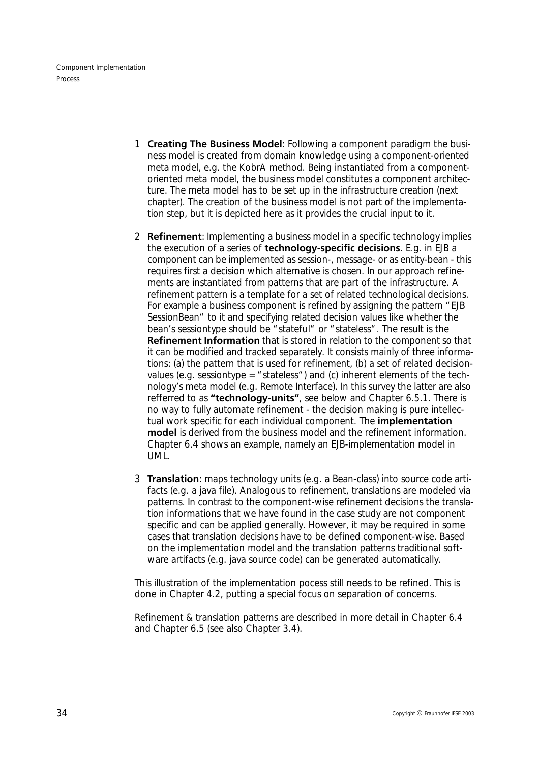1. **Creating The Business Model**: Following a component paradigm the business model is created from domain knowledge using a component-oriented meta model, e.g. the KobrA method. Being instantiated from a component-oriented meta model, the business model constitutes a component architecture. The meta model has to be set up in the infrastructure creation (next chapter). The creation of the business model is not part of the implementation step, but it is depicted here as it provides the crucial input to it.

2. **Refinement**: Implementing a business model in a specific technology implies the execution of a series of **technology-specific decisions**. E.g. in EJB a component can be implemented as session-, message- or as entity-bean - this requires first a decision which alternative is chosen. In our approach refinements are instantiated from patterns that are part of the infrastructure. A refinement pattern is a template for a set of related technological decisions. For example a business component is refined by assigning the pattern "EJB SessionBean" to it and specifying related decision values like whether the bean's sessiontype should be "stateful" or "stateless". The result is the **Refinement Information** that is stored in relation to the component so that it can be modified and tracked separately. It consists mainly of three informations: (a) the pattern that is used for refinement, (b) a set of related decision-values (e.g. sessiontype = "stateless") and (c) inherent elements of the technology's meta model (e.g. Remote Interface). In this survey the latter are also refferred to as **"technology-units"**, see below and Chapter 6.5.1. There is no way to fully automate refinement - the decision making is pure intellectual work specific for each individual component. The **implementation model** is derived from the business model and the refinement information. Chapter 6.4 shows an example, namely an EJB-implementation model in UML.

3. **Translation**: maps technology units (e.g. a Bean-class) into source code artifacts (e.g. a java file). Analogous to refinement, translations are modeled via patterns. In contrast to the component-wise refinement decisions the translation informations that we have found in the case study are not component specific and can be applied generally. However, it may be required in some cases that translation decisions have to be defined component-wise. Based on the implementation model and the translation patterns traditional software artifacts (e.g. java source code) can be generated automatically.

This illustration of the implementation pocess still needs to be refined. This is done in Chapter 4.2, putting a special focus on separation of concerns.

Refinement & translation patterns are described in more detail in Chapter 6.4 and Chapter 6.5 (see also Chapter 3.4).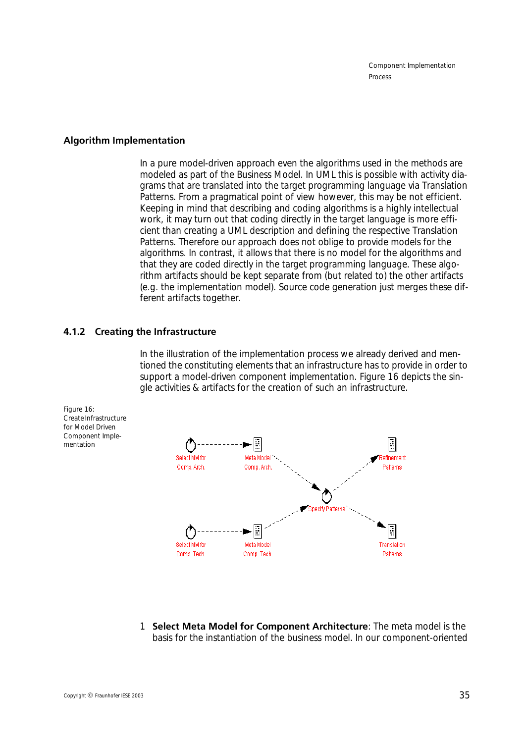### Algorithm Implementation

In a pure model-driven approach even the algorithms used in the methods are modeled as part of the Business Model. In UML this is possible with activity diagrams that are translated into the target programming language via Translation Patterns. From a pragmatical point of view however, this may be not efficient. Keeping in mind that describing and coding algorithms is a highly intellectual work, it may turn out that coding directly in the target language is more efficient than creating a UML description and defining the respective Translation Patterns. Therefore our approach does not oblige to provide models for the algorithms. In contrast, it allows that there is no model for the algorithms and that they are coded directly in the target programming language. These algorithm artifacts should be kept separate from (but related to) the other artifacts (e.g. the implementation model). Source code generation just merges these different artifacts together.

## 4.1.2 Creating the Infrastructure

In the illustration of the implementation process we already derived and mentioned the constituting elements that an infrastructure has to provide in order to support a model-driven component implementation. Figure 16 depicts the single activities & artifacts for the creation of such an infrastructure.

Figure 16: Create Infrastructure for Model Driven Component Implementation

Select MM for Comp. Arch. → Meta Model Comp. Arch. → Specify Patterns → Refinement Patterns

Select MM for Comp. Tech. → Meta Model Comp. Tech. → Specify Patterns → Translation Patterns

1 **Select Meta Model for Component Architecture**: The meta model is the basis for the instantiation of the business model. In our component-oriented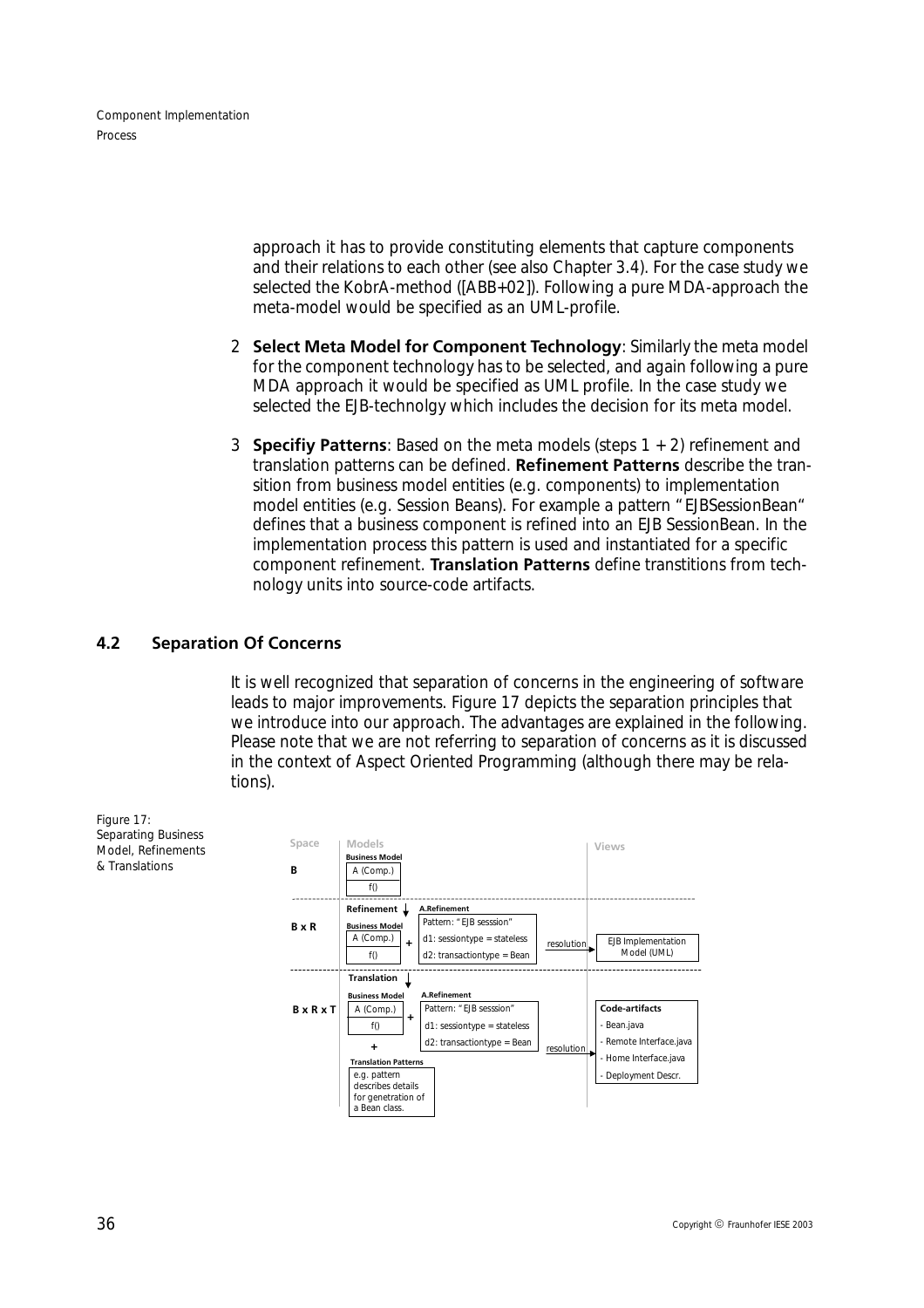approach it has to provide constituting elements that capture components and their relations to each other (see also Chapter 3.4). For the case study we selected the KobrA-method ([ABB+02]). Following a pure MDA-approach the meta-model would be specified as an UML-profile.

2 **Select Meta Model for Component Technology**: Similarly the meta model for the component technology has to be selected, and again following a pure MDA approach it would be specified as UML profile. In the case study we selected the EJB-technolgy which includes the decision for its meta model.

3 **Specifiy Patterns**: Based on the meta models (steps 1 + 2) refinement and translation patterns can be defined. **Refinement Patterns** describe the transition from business model entities (e.g. components) to implementation model entities (e.g. Session Beans). For example a pattern "EJBSessionBean" defines that a business component is refined into an EJB SessionBean. In the implementation process this pattern is used and instantiated for a specific component refinement. **Translation Patterns** define transtitions from technology units into source-code artifacts.

## 4.2 Separation Of Concerns

It is well recognized that separation of concerns in the engineering of software leads to major improvements. Figure 17 depicts the separation principles that we introduce into our approach. The advantages are explained in the following. Please note that we are not referring to separation of concerns as it is discussed in the context of Aspect Oriented Programming (although there may be relations).

Figure 17: Separating Business Model, Refinements & Translations

| Space | Models | | | Views |
|---|---|---|---|---|
| B | Business Model: A (Comp.), f() | | | |
| B x R | Refinement ↓ Business Model: A (Comp.), f() | + A.Refinement: Pattern: "EJB sesssion"; d1: sessiontype = stateless; d2: transactiontype = Bean | resolution → | EJB Implementation Model (UML) |
| B x R x T | Translation ↓ Business Model: A (Comp.), f() + Translation Patterns: e.g. pattern describes details for genetration of a Bean class. | + A.Refinement: Pattern: "EJB sesssion"; d1: sessiontype = stateless; d2: transactiontype = Bean | resolution → | Code-artifacts: - Bean.java - Remote Interface.java - Home Interface.java - Deployment Descr. |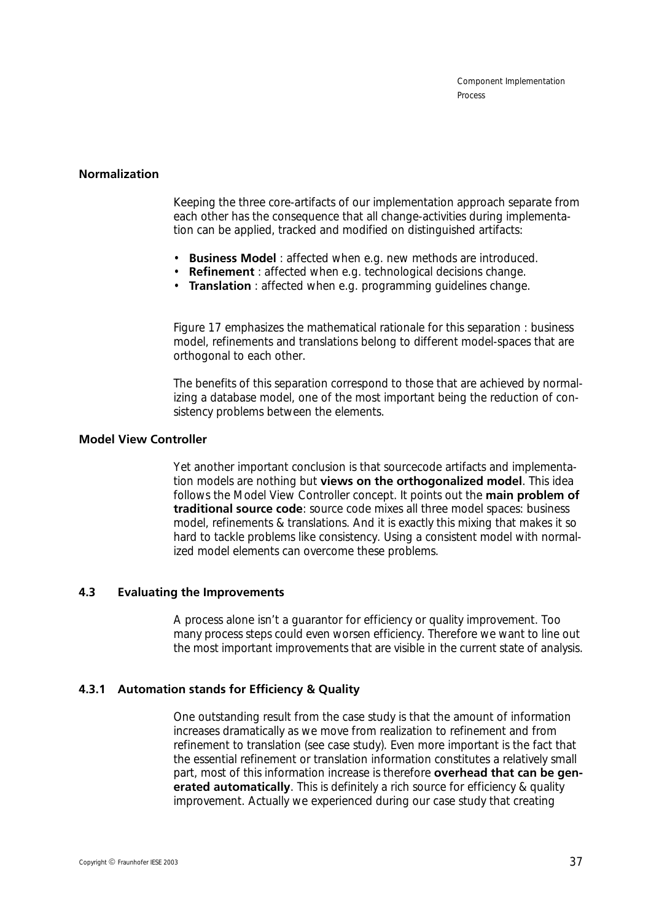### Normalization

Keeping the three core-artifacts of our implementation approach separate from each other has the consequence that all change-activities during implementation can be applied, tracked and modified on distinguished artifacts:

- **Business Model** : affected when e.g. new methods are introduced.
- **Refinement** : affected when e.g. technological decisions change.
- **Translation** : affected when e.g. programming guidelines change.

Figure 17 emphasizes the mathematical rationale for this separation : business model, refinements and translations belong to different model-spaces that are orthogonal to each other.

The benefits of this separation correspond to those that are achieved by normalizing a database model, one of the most important being the reduction of consistency problems between the elements.

### Model View Controller

Yet another important conclusion is that sourcecode artifacts and implementation models are nothing but **views on the orthogonalized model**. This idea follows the Model View Controller concept. It points out the **main problem of traditional source code**: source code mixes all three model spaces: business model, refinements & translations. And it is exactly this mixing that makes it so hard to tackle problems like consistency. Using a consistent model with normalized model elements can overcome these problems.

## 4.3 Evaluating the Improvements

A process alone isn't a guarantor for efficiency or quality improvement. Too many process steps could even worsen efficiency. Therefore we want to line out the most important improvements that are visible in the current state of analysis.

### 4.3.1 Automation stands for Efficiency & Quality

One outstanding result from the case study is that the amount of information increases dramatically as we move from realization to refinement and from refinement to translation (see case study). Even more important is the fact that the essential refinement or translation information constitutes a relatively small part, most of this information increase is therefore **overhead that can be generated automatically**. This is definitely a rich source for efficiency & quality improvement. Actually we experienced during our case study that creating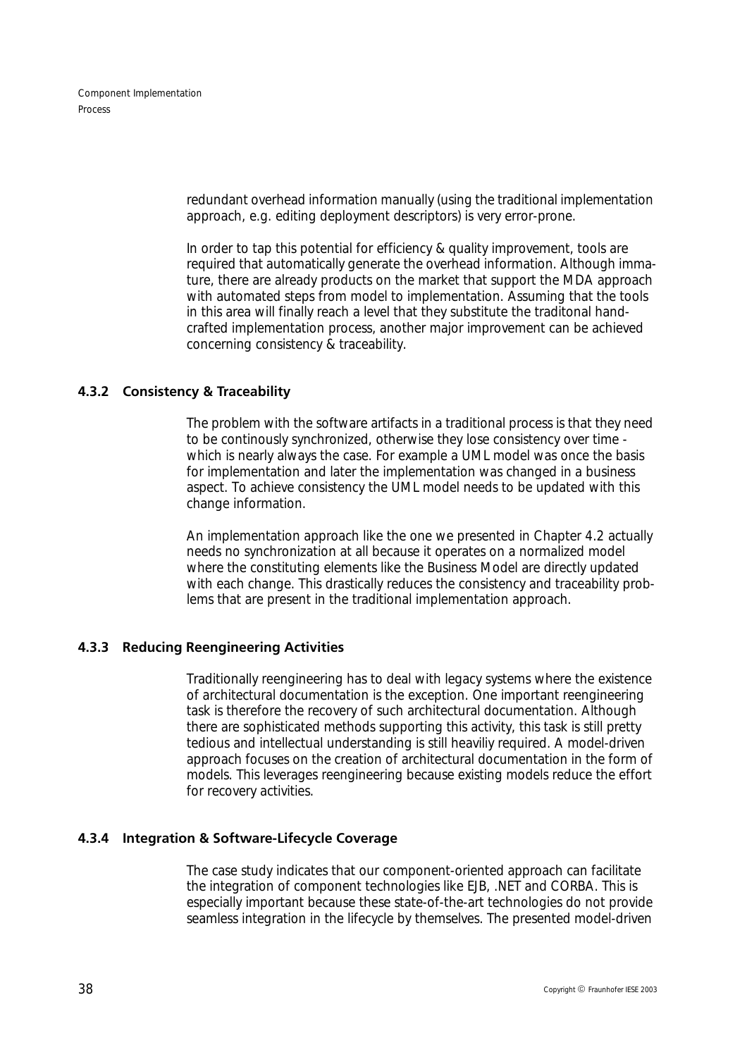redundant overhead information manually (using the traditional implementation approach, e.g. editing deployment descriptors) is very error-prone.

In order to tap this potential for efficiency & quality improvement, tools are required that automatically generate the overhead information. Although immature, there are already products on the market that support the MDA approach with automated steps from model to implementation. Assuming that the tools in this area will finally reach a level that they substitute the traditonal handcrafted implementation process, another major improvement can be achieved concerning consistency & traceability.

### 4.3.2 Consistency & Traceability

The problem with the software artifacts in a traditional process is that they need to be continously synchronized, otherwise they lose consistency over time - which is nearly always the case. For example a UML model was once the basis for implementation and later the implementation was changed in a business aspect. To achieve consistency the UML model needs to be updated with this change information.

An implementation approach like the one we presented in Chapter 4.2 actually needs no synchronization at all because it operates on a normalized model where the constituting elements like the Business Model are directly updated with each change. This drastically reduces the consistency and traceability problems that are present in the traditional implementation approach.

### 4.3.3 Reducing Reengineering Activities

Traditionally reengineering has to deal with legacy systems where the existence of architectural documentation is the exception. One important reengineering task is therefore the recovery of such architectural documentation. Although there are sophisticated methods supporting this activity, this task is still pretty tedious and intellectual understanding is still heaviliy required. A model-driven approach focuses on the creation of architectural documentation in the form of models. This leverages reengineering because existing models reduce the effort for recovery activities.

### 4.3.4 Integration & Software-Lifecycle Coverage

The case study indicates that our component-oriented approach can facilitate the integration of component technologies like EJB, .NET and CORBA. This is especially important because these state-of-the-art technologies do not provide seamless integration in the lifecycle by themselves. The presented model-driven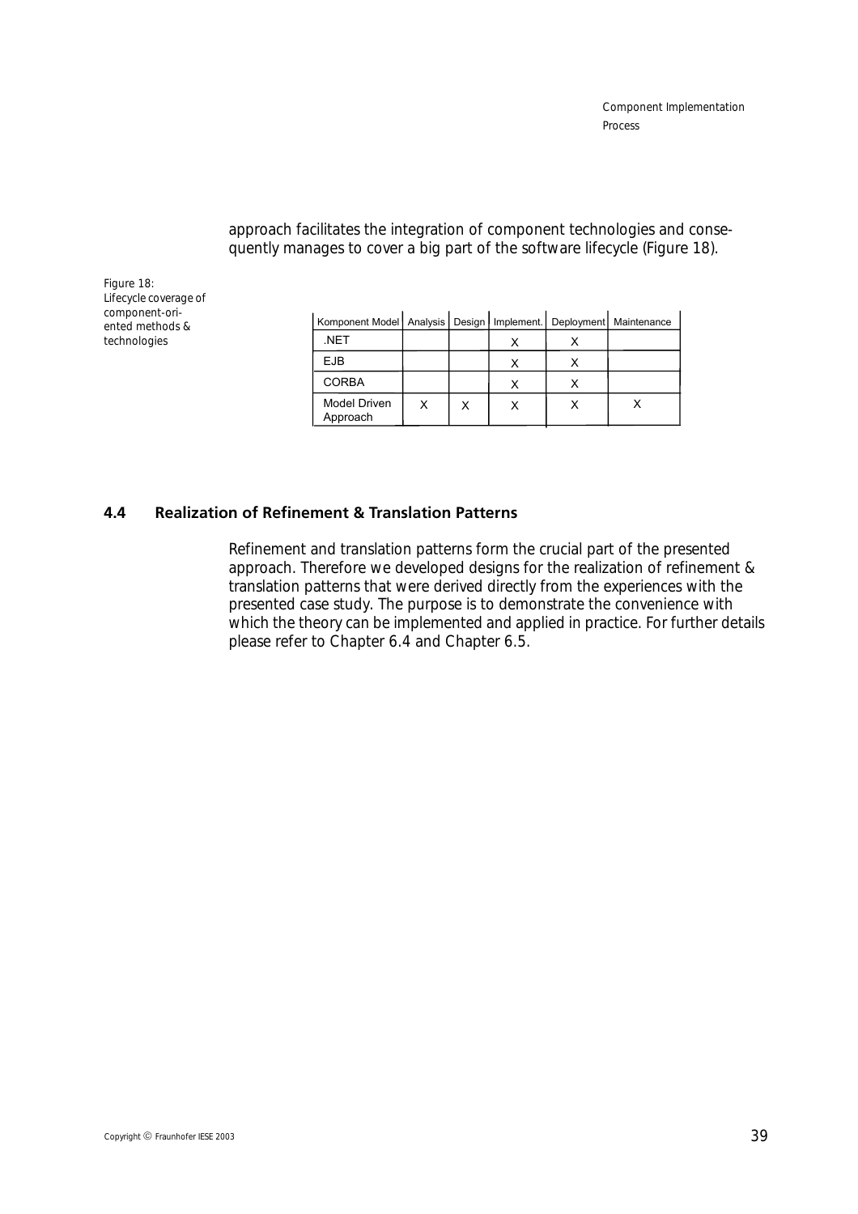approach facilitates the integration of component technologies and consequently manages to cover a big part of the software lifecycle (Figure 18).

Figure 18: Lifecycle coverage of component-oriented methods & technologies

| Komponent Model | Analysis | Design | Implement. | Deployment | Maintenance |
|---|---|---|---|---|---|
| .NET | | | X | X | |
| EJB | | | X | X | |
| CORBA | | | X | X | |
| Model Driven Approach | X | X | X | X | X |

## 4.4 Realization of Refinement & Translation Patterns

Refinement and translation patterns form the crucial part of the presented approach. Therefore we developed designs for the realization of refinement & translation patterns that were derived directly from the experiences with the presented case study. The purpose is to demonstrate the convenience with which the theory can be implemented and applied in practice. For further details please refer to Chapter 6.4 and Chapter 6.5.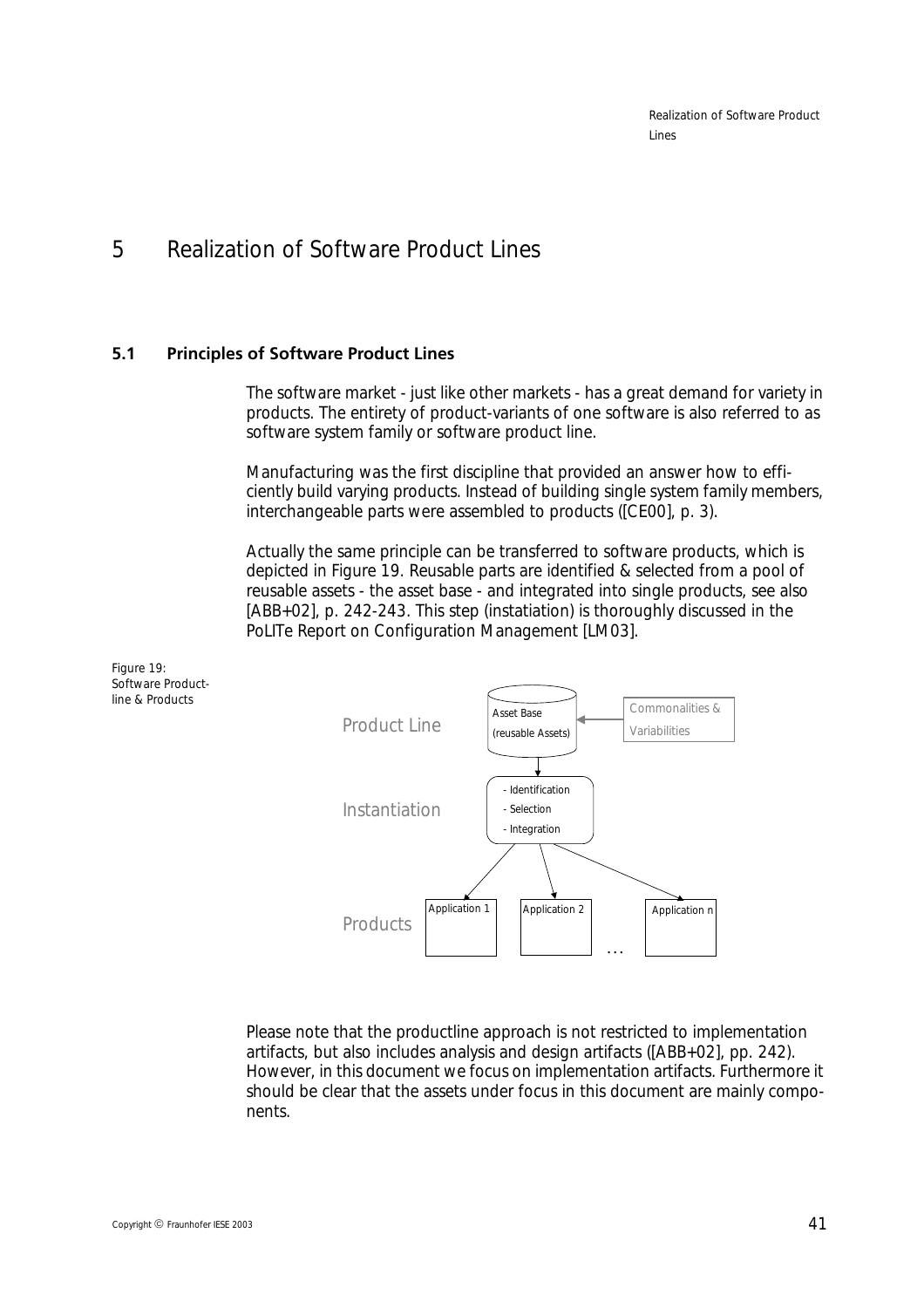# 5 Realization of Software Product Lines

## 5.1 Principles of Software Product Lines

The software market - just like other markets - has a great demand for variety in products. The entirety of product-variants of one software is also referred to as software system family or software product line.

Manufacturing was the first discipline that provided an answer how to efficiently build varying products. Instead of building single system family members, interchangeable parts were assembled to products ([CE00], p. 3).

Actually the same principle can be transferred to software products, which is depicted in Figure 19. Reusable parts are identified & selected from a pool of reusable assets - the asset base - and integrated into single products, see also [ABB+02], p. 242-243. This step (instatiation) is thoroughly discussed in the PoLITe Report on Configuration Management [LM03].

Figure 19: Software Product-line & Products

Please note that the productline approach is not restricted to implementation artifacts, but also includes analysis and design artifacts ([ABB+02], pp. 242). However, in this document we focus on implementation artifacts. Furthermore it should be clear that the assets under focus in this document are mainly components.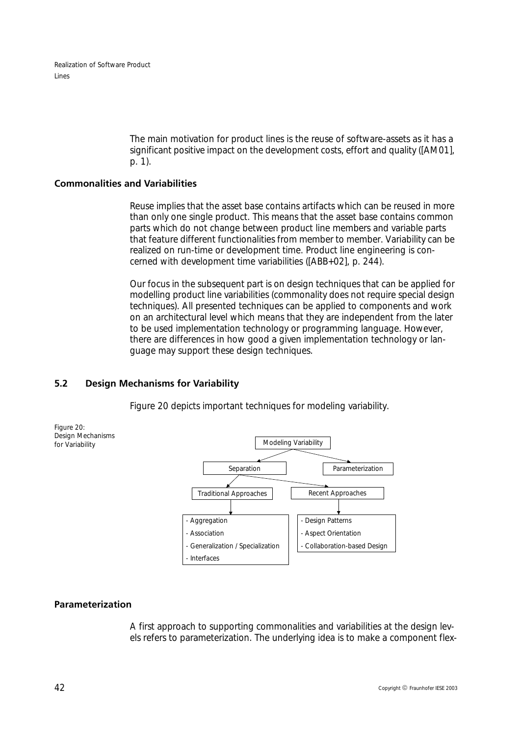The main motivation for product lines is the reuse of software-assets as it has a significant positive impact on the development costs, effort and quality ([AM01], p. 1).

### Commonalities and Variabilities

Reuse implies that the asset base contains artifacts which can be reused in more than only one single product. This means that the asset base contains common parts which do not change between product line members and variable parts that feature different functionalities from member to member. Variability can be realized on run-time or development time. Product line engineering is concerned with development time variabilities ([ABB+02], p. 244).

Our focus in the subsequent part is on design techniques that can be applied for modelling product line variabilities (commonality does not require special design techniques). All presented techniques can be applied to components and work on an architectural level which means that they are independent from the later to be used implementation technology or programming language. However, there are differences in how good a given implementation technology or language may support these design techniques.

## 5.2 Design Mechanisms for Variability

Figure 20 depicts important techniques for modeling variability.

Figure 20: Design Mechanisms for Variability

- Modeling Variability
  - Separation
    - Traditional Approaches
      - Aggregation
      - Association
      - Generalization / Specialization
      - Interfaces
    - Recent Approaches
      - Design Patterns
      - Aspect Orientation
      - Collaboration-based Design
  - Parameterization

### Parameterization

A first approach to supporting commonalities and variabilities at the design levels refers to parameterization. The underlying idea is to make a component flex-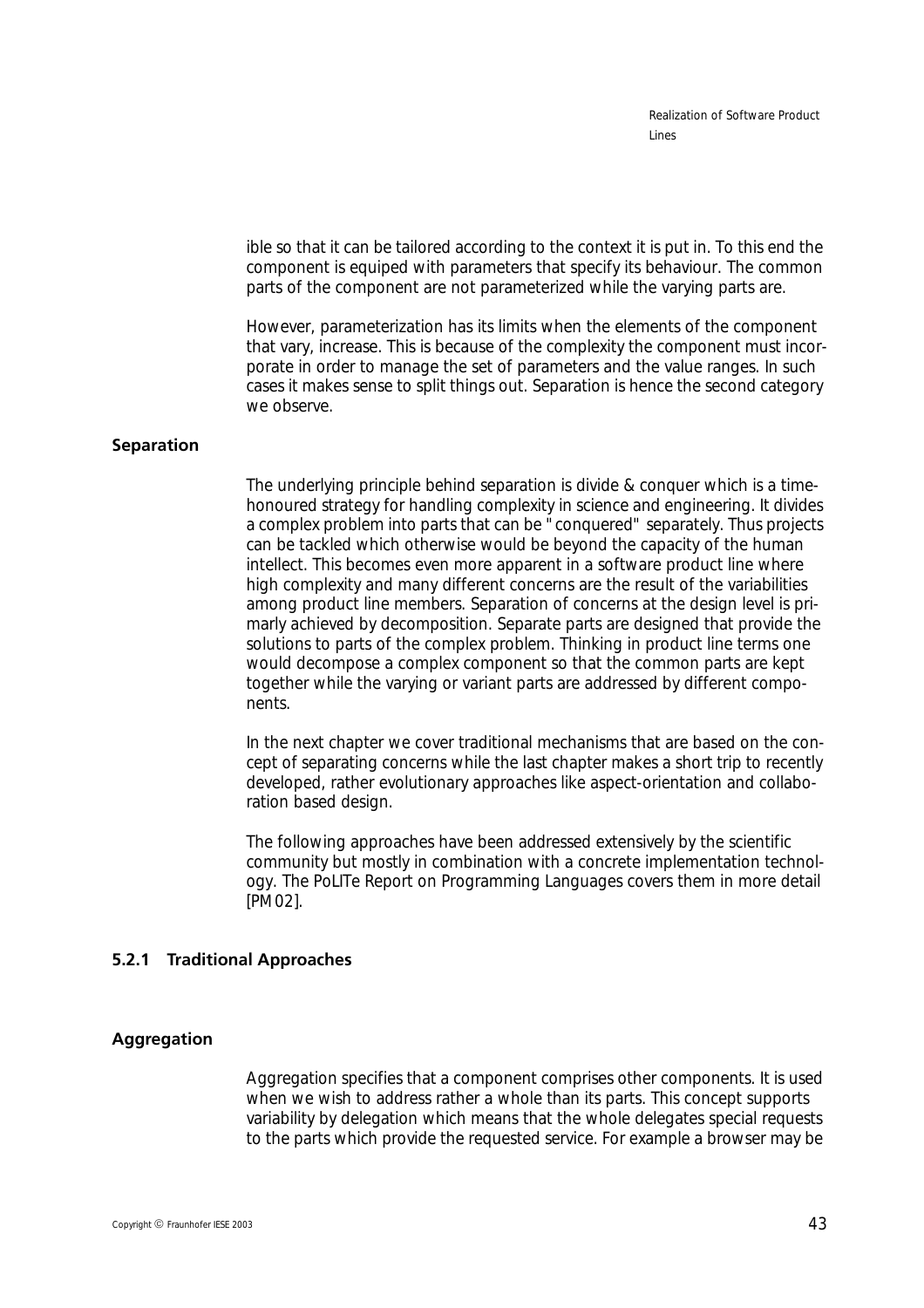ible so that it can be tailored according to the context it is put in. To this end the component is equiped with parameters that specify its behaviour. The common parts of the component are not parameterized while the varying parts are.

However, parameterization has its limits when the elements of the component that vary, increase. This is because of the complexity the component must incorporate in order to manage the set of parameters and the value ranges. In such cases it makes sense to split things out. Separation is hence the second category we observe.

**Separation**

The underlying principle behind separation is divide & conquer which is a time-honoured strategy for handling complexity in science and engineering. It divides a complex problem into parts that can be "conquered" separately. Thus projects can be tackled which otherwise would be beyond the capacity of the human intellect. This becomes even more apparent in a software product line where high complexity and many different concerns are the result of the variabilities among product line members. Separation of concerns at the design level is primarly achieved by decomposition. Separate parts are designed that provide the solutions to parts of the complex problem. Thinking in product line terms one would decompose a complex component so that the common parts are kept together while the varying or variant parts are addressed by different components.

In the next chapter we cover traditional mechanisms that are based on the concept of separating concerns while the last chapter makes a short trip to recently developed, rather evolutionary approaches like aspect-orientation and collaboration based design.

The following approaches have been addressed extensively by the scientific community but mostly in combination with a concrete implementation technology. The PoLITe Report on Programming Languages covers them in more detail [PM02].

### 5.2.1 Traditional Approaches

**Aggregation**

Aggregation specifies that a component comprises other components. It is used when we wish to address rather a whole than its parts. This concept supports variability by delegation which means that the whole delegates special requests to the parts which provide the requested service. For example a browser may be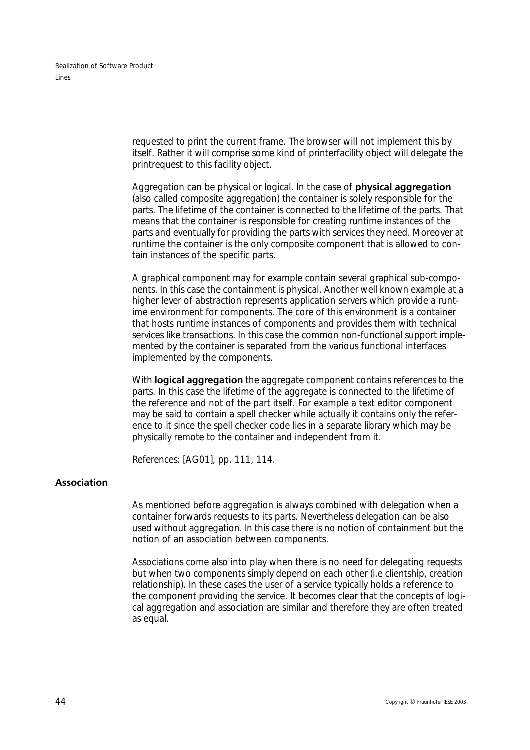requested to print the current frame. The browser will not implement this by itself. Rather it will comprise some kind of printerfacility object will delegate the printrequest to this facility object.

Aggregation can be physical or logical. In the case of **physical aggregation** (also called composite aggregation) the container is solely responsible for the parts. The lifetime of the container is connected to the lifetime of the parts. That means that the container is responsible for creating runtime instances of the parts and eventually for providing the parts with services they need. Moreover at runtime the container is the only composite component that is allowed to contain instances of the specific parts.

A graphical component may for example contain several graphical sub-components. In this case the containment is physical. Another well known example at a higher lever of abstraction represents application servers which provide a runtime environment for components. The core of this environment is a container that hosts runtime instances of components and provides them with technical services like transactions. In this case the common non-functional support implemented by the container is separated from the various functional interfaces implemented by the components.

With **logical aggregation** the aggregate component contains references to the parts. In this case the lifetime of the aggregate is connected to the lifetime of the reference and not of the part itself. For example a text editor component may be said to contain a spell checker while actually it contains only the reference to it since the spell checker code lies in a separate library which may be physically remote to the container and independent from it.

References: [AG01], pp. 111, 114.

### Association

As mentioned before aggregation is always combined with delegation when a container forwards requests to its parts. Nevertheless delegation can be also used without aggregation. In this case there is no notion of containment but the notion of an association between components.

Associations come also into play when there is no need for delegating requests but when two components simply depend on each other (i.e clientship, creation relationship). In these cases the user of a service typically holds a reference to the component providing the service. It becomes clear that the concepts of logical aggregation and association are similar and therefore they are often treated as equal.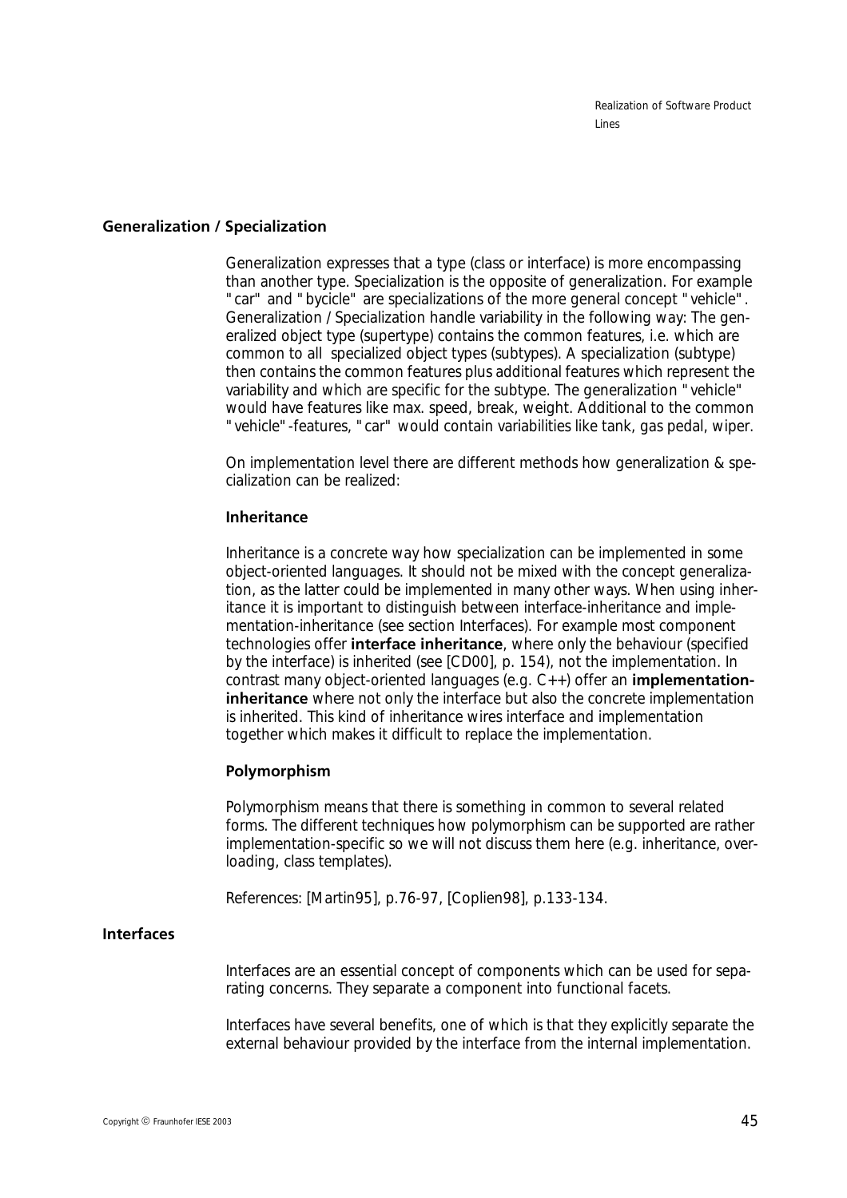## Generalization / Specialization

Generalization expresses that a type (class or interface) is more encompassing than another type. Specialization is the opposite of generalization. For example "car" and "bycicle" are specializations of the more general concept "vehicle". Generalization / Specialization handle variability in the following way: The generalized object type (supertype) contains the common features, i.e. which are common to all specialized object types (subtypes). A specialization (subtype) then contains the common features plus additional features which represent the variability and which are specific for the subtype. The generalization "vehicle" would have features like max. speed, break, weight. Additional to the common "vehicle"-features, "car" would contain variabilities like tank, gas pedal, wiper.

On implementation level there are different methods how generalization & specialization can be realized:

### Inheritance

Inheritance is a concrete way how specialization can be implemented in some object-oriented languages. It should not be mixed with the concept generalization, as the latter could be implemented in many other ways. When using inheritance it is important to distinguish between interface-inheritance and implementation-inheritance (see section Interfaces). For example most component technologies offer **interface inheritance**, where only the behaviour (specified by the interface) is inherited (see [CD00], p. 154), not the implementation. In contrast many object-oriented languages (e.g. C++) offer an **implementation-inheritance** where not only the interface but also the concrete implementation is inherited. This kind of inheritance wires interface and implementation together which makes it difficult to replace the implementation.

### Polymorphism

Polymorphism means that there is something in common to several related forms. The different techniques how polymorphism can be supported are rather implementation-specific so we will not discuss them here (e.g. inheritance, overloading, class templates).

References: [Martin95], p.76-97, [Coplien98], p.133-134.

## Interfaces

Interfaces are an essential concept of components which can be used for separating concerns. They separate a component into functional facets.

Interfaces have several benefits, one of which is that they explicitly separate the external behaviour provided by the interface from the internal implementation.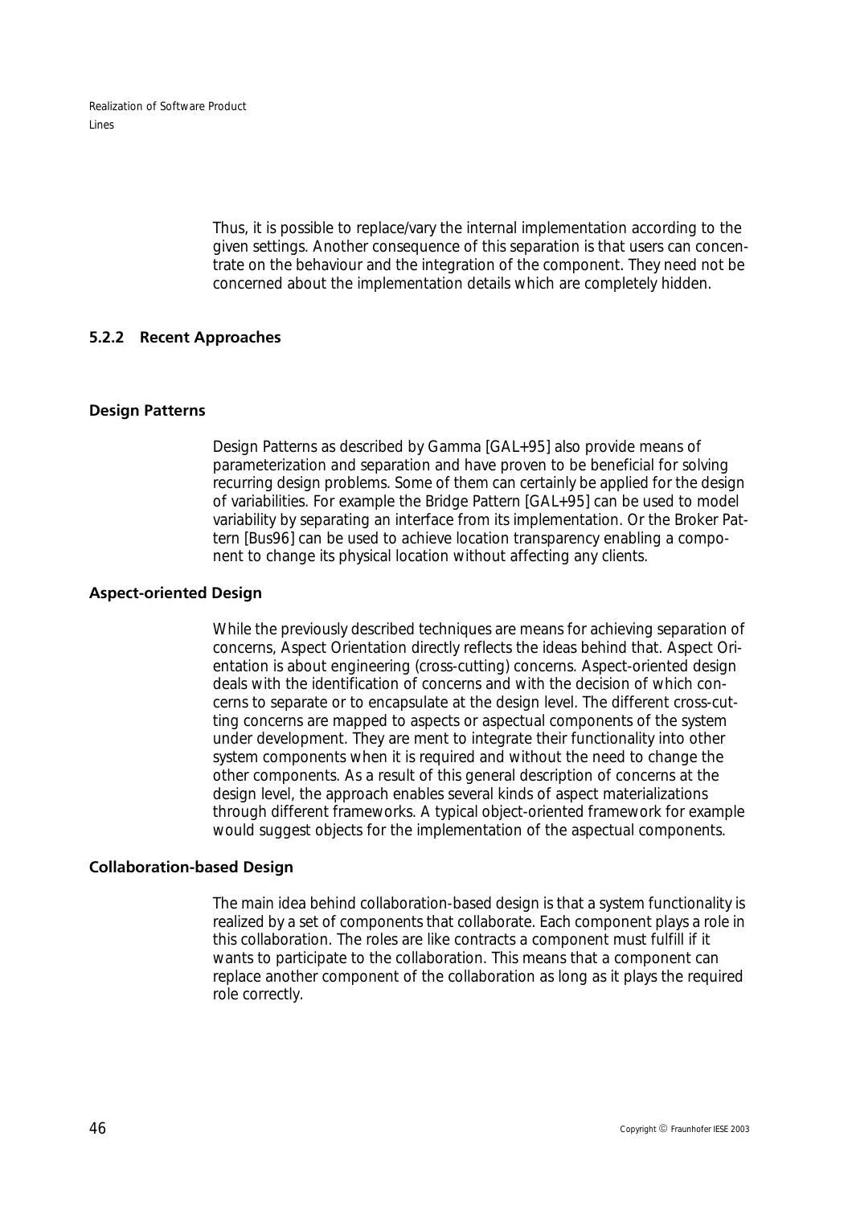Thus, it is possible to replace/vary the internal implementation according to the given settings. Another consequence of this separation is that users can concentrate on the behaviour and the integration of the component. They need not be concerned about the implementation details which are completely hidden.

### 5.2.2 Recent Approaches

#### Design Patterns

Design Patterns as described by Gamma [GAL+95] also provide means of parameterization and separation and have proven to be beneficial for solving recurring design problems. Some of them can certainly be applied for the design of variabilities. For example the Bridge Pattern [GAL+95] can be used to model variability by separating an interface from its implementation. Or the Broker Pattern [Bus96] can be used to achieve location transparency enabling a component to change its physical location without affecting any clients.

#### Aspect-oriented Design

While the previously described techniques are means for achieving separation of concerns, Aspect Orientation directly reflects the ideas behind that. Aspect Orientation is about engineering (cross-cutting) concerns. Aspect-oriented design deals with the identification of concerns and with the decision of which concerns to separate or to encapsulate at the design level. The different cross-cutting concerns are mapped to aspects or aspectual components of the system under development. They are ment to integrate their functionality into other system components when it is required and without the need to change the other components. As a result of this general description of concerns at the design level, the approach enables several kinds of aspect materializations through different frameworks. A typical object-oriented framework for example would suggest objects for the implementation of the aspectual components.

#### Collaboration-based Design

The main idea behind collaboration-based design is that a system functionality is realized by a set of components that collaborate. Each component plays a role in this collaboration. The roles are like contracts a component must fulfill if it wants to participate to the collaboration. This means that a component can replace another component of the collaboration as long as it plays the required role correctly.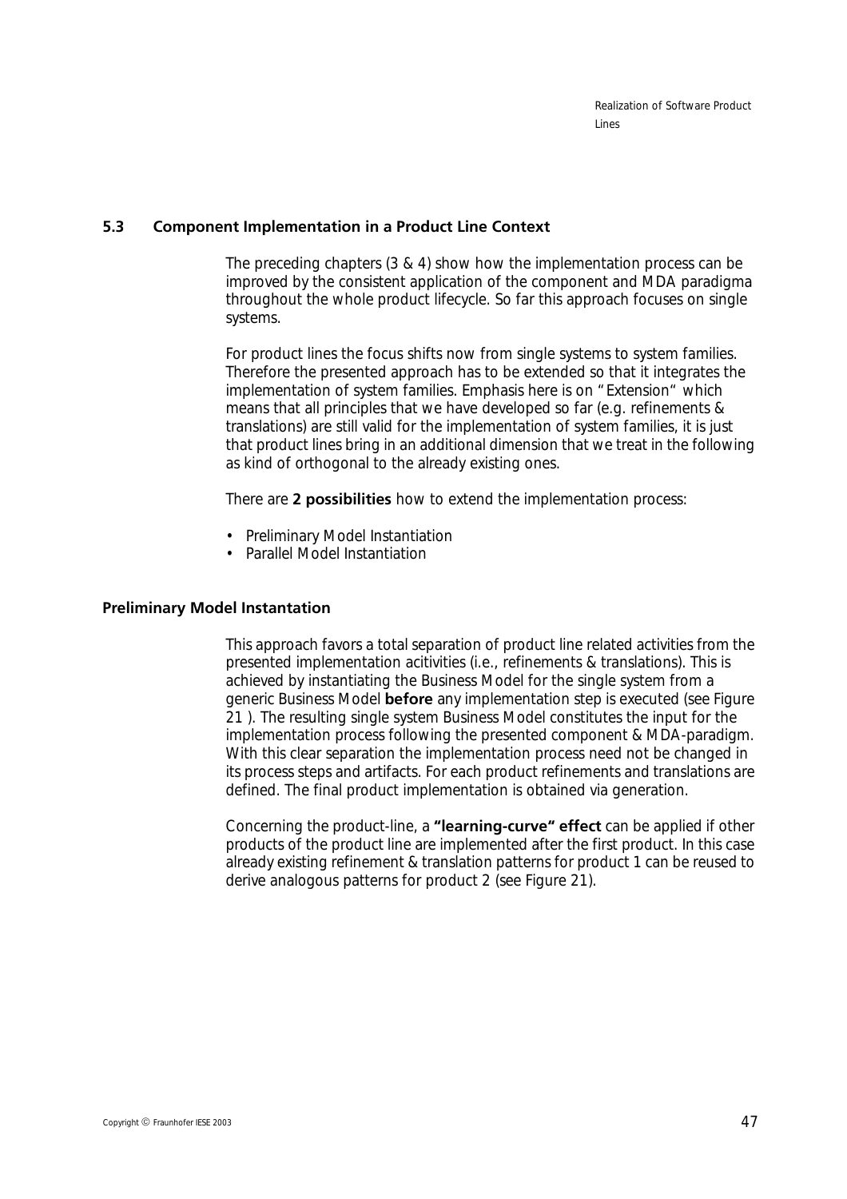## 5.3 Component Implementation in a Product Line Context

The preceding chapters (3 & 4) show how the implementation process can be improved by the consistent application of the component and MDA paradigma throughout the whole product lifecycle. So far this approach focuses on single systems.

For product lines the focus shifts now from single systems to system families. Therefore the presented approach has to be extended so that it integrates the implementation of system families. Emphasis here is on "Extension" which means that all principles that we have developed so far (e.g. refinements & translations) are still valid for the implementation of system families, it is just that product lines bring in an additional dimension that we treat in the following as kind of orthogonal to the already existing ones.

There are **2 possibilities** how to extend the implementation process:

- Preliminary Model Instantiation
- Parallel Model Instantiation

### Preliminary Model Instantation

This approach favors a total separation of product line related activities from the presented implementation acitivities (i.e., refinements & translations). This is achieved by instantiating the Business Model for the single system from a generic Business Model **before** any implementation step is executed (see Figure 21 ). The resulting single system Business Model constitutes the input for the implementation process following the presented component & MDA-paradigm. With this clear separation the implementation process need not be changed in its process steps and artifacts. For each product refinements and translations are defined. The final product implementation is obtained via generation.

Concerning the product-line, a **"learning-curve" effect** can be applied if other products of the product line are implemented after the first product. In this case already existing refinement & translation patterns for product 1 can be reused to derive analogous patterns for product 2 (see Figure 21).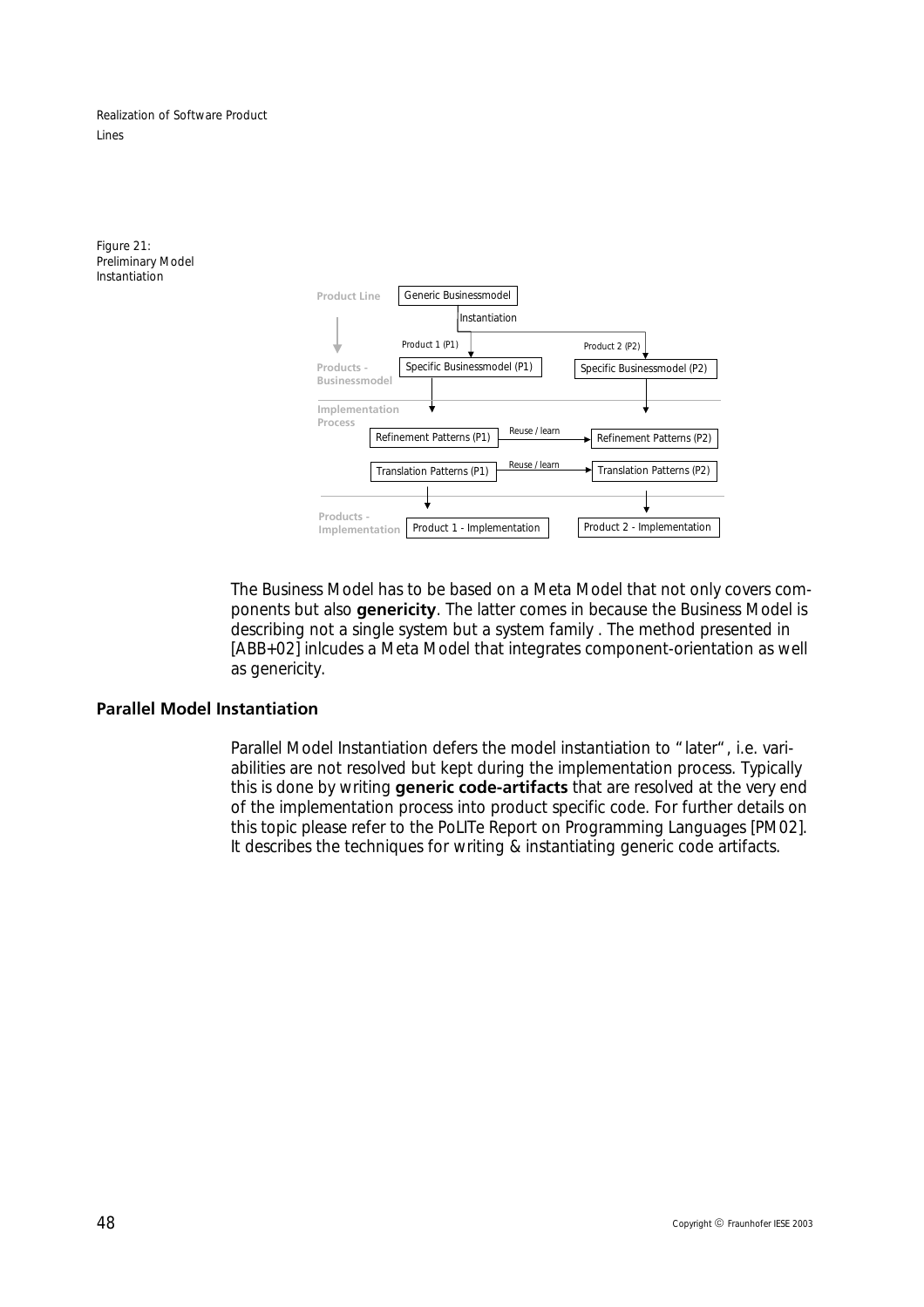Figure 21: Preliminary Model Instantiation

Product Line | Generic Businessmodel

Instantiation

Product 1 (P1) | Product 2 (P2)

Products - Businessmodel | Specific Businessmodel (P1) | Specific Businessmodel (P2)

Implementation Process

Refinement Patterns (P1) → Reuse / learn → Refinement Patterns (P2)

Translation Patterns (P1) → Reuse / learn → Translation Patterns (P2)

Products - Implementation | Product 1 - Implementation | Product 2 - Implementation

The Business Model has to be based on a Meta Model that not only covers components but also **genericity**. The latter comes in because the Business Model is describing not a single system but a system family . The method presented in [ABB+02] inlcudes a Meta Model that integrates component-orientation as well as genericity.

### Parallel Model Instantiation

Parallel Model Instantiation defers the model instantiation to "later", i.e. variabilities are not resolved but kept during the implementation process. Typically this is done by writing **generic code-artifacts** that are resolved at the very end of the implementation process into product specific code. For further details on this topic please refer to the PoLITe Report on Programming Languages [PM02]. It describes the techniques for writing & instantiating generic code artifacts.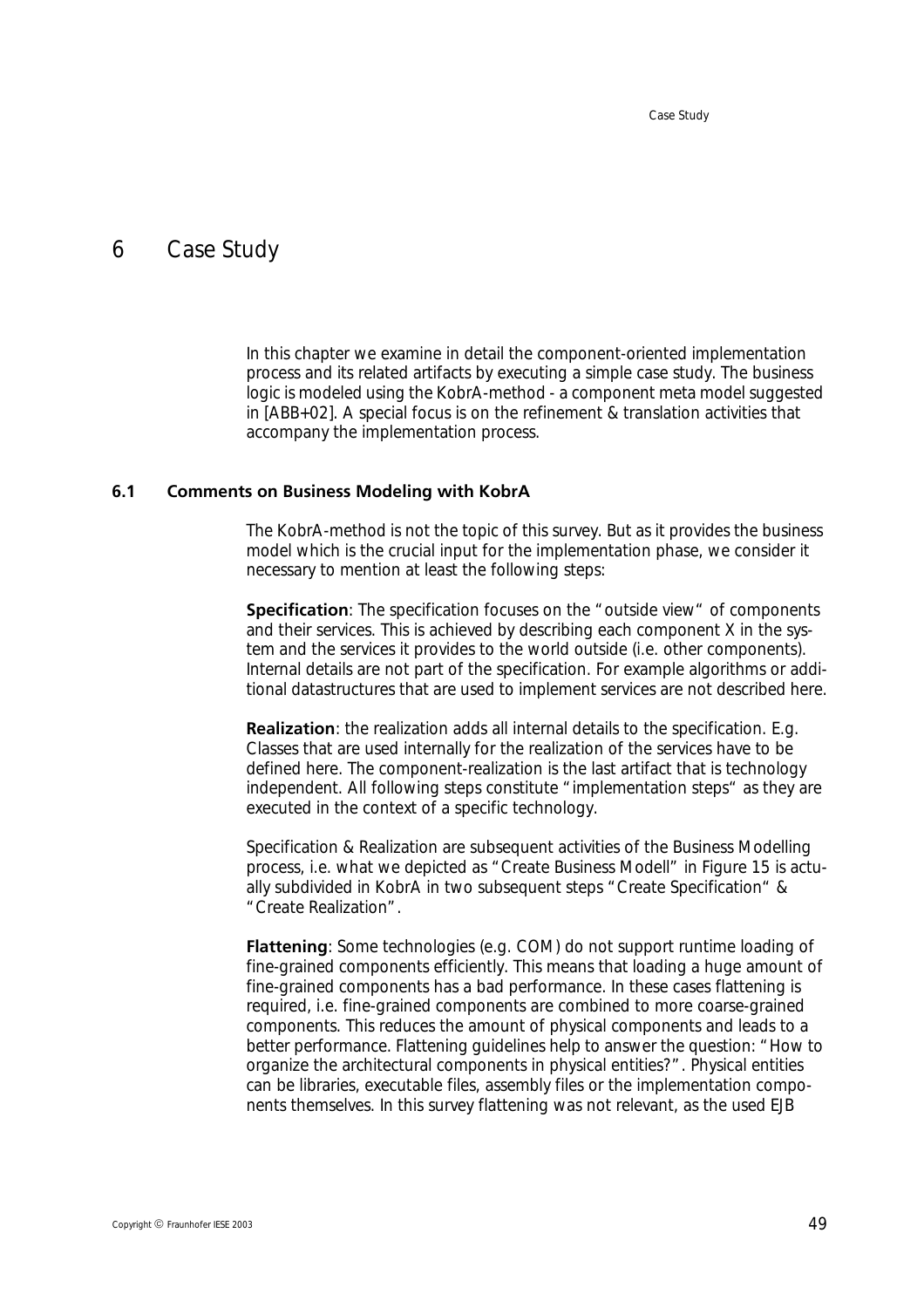# 6 Case Study

In this chapter we examine in detail the component-oriented implementation process and its related artifacts by executing a simple case study. The business logic is modeled using the KobrA-method - a component meta model suggested in [ABB+02]. A special focus is on the refinement & translation activities that accompany the implementation process.

## 6.1 Comments on Business Modeling with KobrA

The KobrA-method is not the topic of this survey. But as it provides the business model which is the crucial input for the implementation phase, we consider it necessary to mention at least the following steps:

**Specification**: The specification focuses on the "outside view" of components and their services. This is achieved by describing each component X in the system and the services it provides to the world outside (i.e. other components). Internal details are not part of the specification. For example algorithms or additional datastructures that are used to implement services are not described here.

**Realization**: the realization adds all internal details to the specification. E.g. Classes that are used internally for the realization of the services have to be defined here. The component-realization is the last artifact that is technology independent. All following steps constitute "implementation steps" as they are executed in the context of a specific technology.

Specification & Realization are subsequent activities of the Business Modelling process, i.e. what we depicted as "Create Business Modell" in Figure 15 is actually subdivided in KobrA in two subsequent steps "Create Specification" & "Create Realization".

**Flattening**: Some technologies (e.g. COM) do not support runtime loading of fine-grained components efficiently. This means that loading a huge amount of fine-grained components has a bad performance. In these cases flattening is required, i.e. fine-grained components are combined to more coarse-grained components. This reduces the amount of physical components and leads to a better performance. Flattening guidelines help to answer the question: "How to organize the architectural components in physical entities?". Physical entities can be libraries, executable files, assembly files or the implementation components themselves. In this survey flattening was not relevant, as the used EJB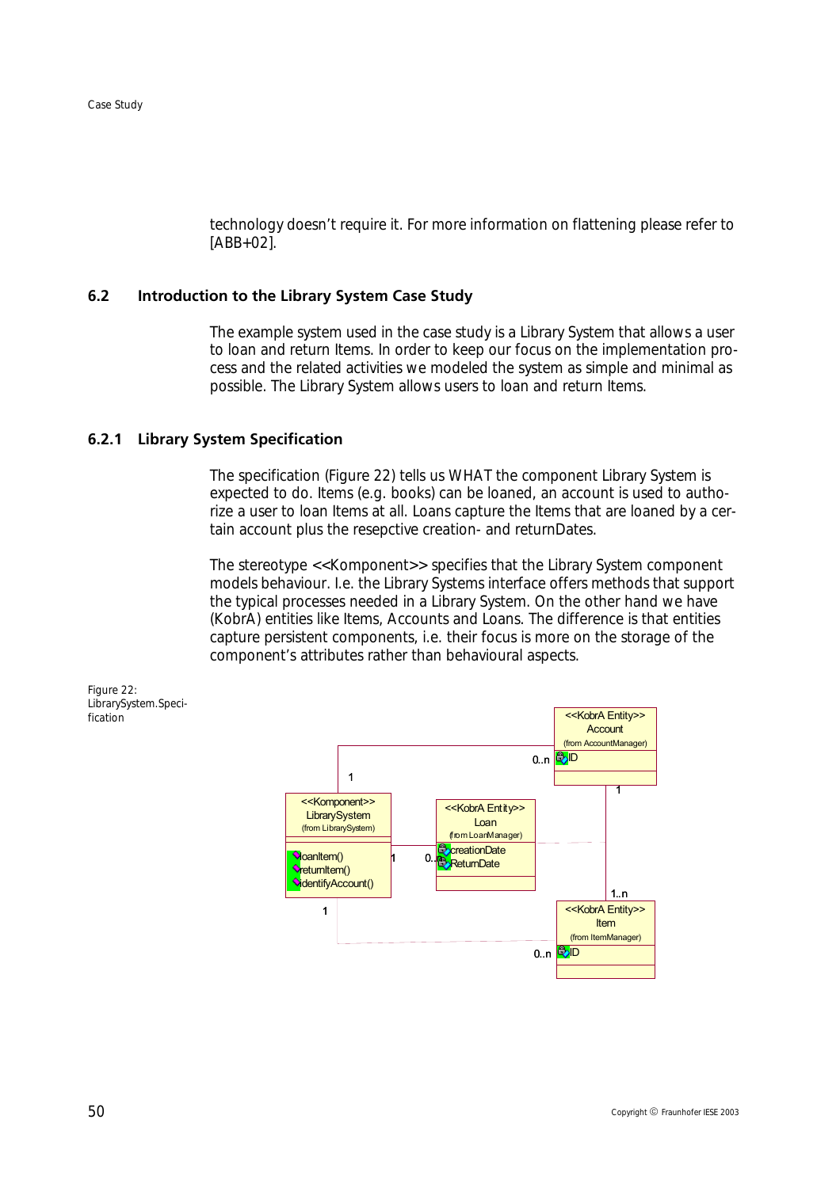technology doesn't require it. For more information on flattening please refer to [ABB+02].

## 6.2 Introduction to the Library System Case Study

The example system used in the case study is a Library System that allows a user to loan and return Items. In order to keep our focus on the implementation process and the related activities we modeled the system as simple and minimal as possible. The Library System allows users to loan and return Items.

### 6.2.1 Library System Specification

The specification (Figure 22) tells us WHAT the component Library System is expected to do. Items (e.g. books) can be loaned, an account is used to authorize a user to loan Items at all. Loans capture the Items that are loaned by a certain account plus the resepctive creation- and returnDates.

The stereotype <<Komponent>> specifies that the Library System component models behaviour. I.e. the Library Systems interface offers methods that support the typical processes needed in a Library System. On the other hand we have (KobrA) entities like Items, Accounts and Loans. The difference is that entities capture persistent components, i.e. their focus is more on the storage of the component's attributes rather than behavioural aspects.

Figure 22: LibrarySystem.Specification

<<KobrA Entity>> Account (from AccountManager) ID

<<Komponent>> LibrarySystem (from LibrarySystem) loanItem() returnItem() identifyAccount()

<<KobrA Entity>> Loan (from LoanManager) creationDate ReturnDate

<<KobrA Entity>> Item (from ItemManager) ID

1 0..n 1 0..n 1 1..n 1 0..n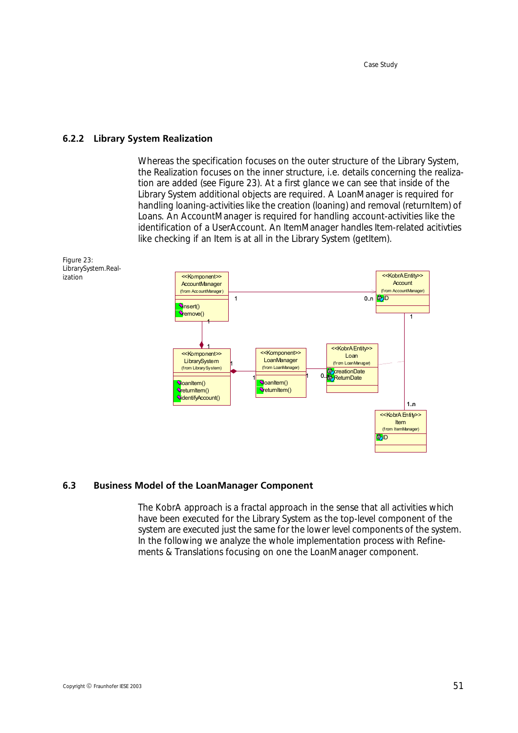### 6.2.2 Library System Realization

Whereas the specification focuses on the outer structure of the Library System, the Realization focuses on the inner structure, i.e. details concerning the realization are added (see Figure 23). At a first glance we can see that inside of the Library System additional objects are required. A LoanManager is required for handling loaning-activities like the creation (loaning) and removal (returnItem) of Loans. An AccountManager is required for handling account-activities like the identification of a UserAccount. An ItemManager handles Item-related acitivties like checking if an Item is at all in the Library System (getItem).

Figure 23: LibrarySystem.Realization

## 6.3 Business Model of the LoanManager Component

The KobrA approach is a fractal approach in the sense that all activities which have been executed for the Library System as the top-level component of the system are executed just the same for the lower level components of the system. In the following we analyze the whole implementation process with Refinements & Translations focusing on one the LoanManager component.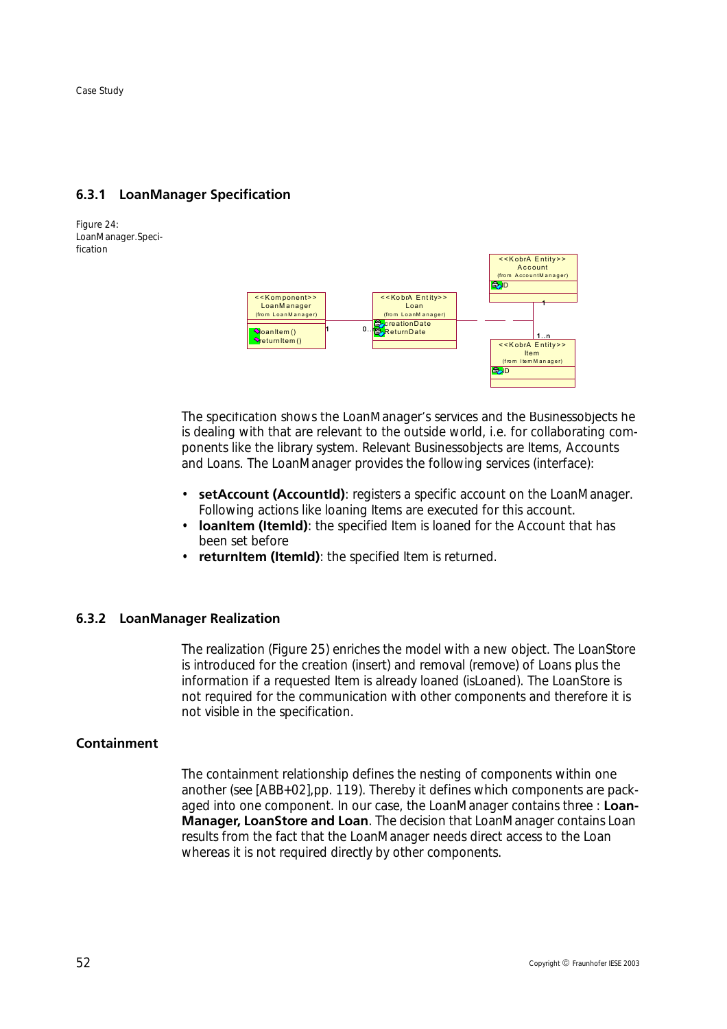### 6.3.1 LoanManager Specification

Figure 24: LoanManager.Specification

The specification shows the LoanManager's services and the Businessobjects he is dealing with that are relevant to the outside world, i.e. for collaborating components like the library system. Relevant Businessobjects are Items, Accounts and Loans. The LoanManager provides the following services (interface):

- **setAccount (AccountId)**: registers a specific account on the LoanManager. Following actions like loaning Items are executed for this account.
- **loanItem (ItemId)**: the specified Item is loaned for the Account that has been set before
- **returnItem (ItemId)**: the specified Item is returned.

### 6.3.2 LoanManager Realization

The realization (Figure 25) enriches the model with a new object. The LoanStore is introduced for the creation (insert) and removal (remove) of Loans plus the information if a requested Item is already loaned (isLoaned). The LoanStore is not required for the communication with other components and therefore it is not visible in the specification.

#### Containment

The containment relationship defines the nesting of components within one another (see [ABB+02],pp. 119). Thereby it defines which components are packaged into one component. In our case, the LoanManager contains three : **LoanManager, LoanStore and Loan**. The decision that LoanManager contains Loan results from the fact that the LoanManager needs direct access to the Loan whereas it is not required directly by other components.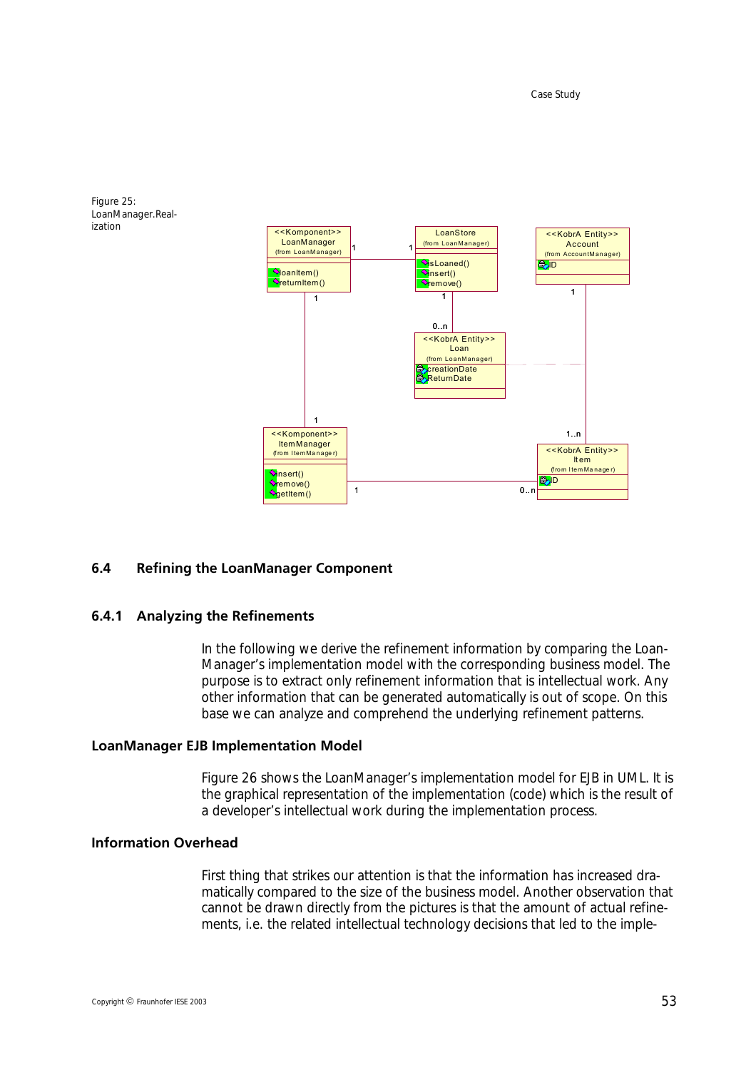Figure 25: LoanManager.Realization

## 6.4 Refining the LoanManager Component

### 6.4.1 Analyzing the Refinements

In the following we derive the refinement information by comparing the LoanManager's implementation model with the corresponding business model. The purpose is to extract only refinement information that is intellectual work. Any other information that can be generated automatically is out of scope. On this base we can analyze and comprehend the underlying refinement patterns.

#### LoanManager EJB Implementation Model

Figure 26 shows the LoanManager's implementation model for EJB in UML. It is the graphical representation of the implementation (code) which is the result of a developer's intellectual work during the implementation process.

#### Information Overhead

First thing that strikes our attention is that the information has increased dramatically compared to the size of the business model. Another observation that cannot be drawn directly from the pictures is that the amount of actual refinements, i.e. the related intellectual technology decisions that led to the imple-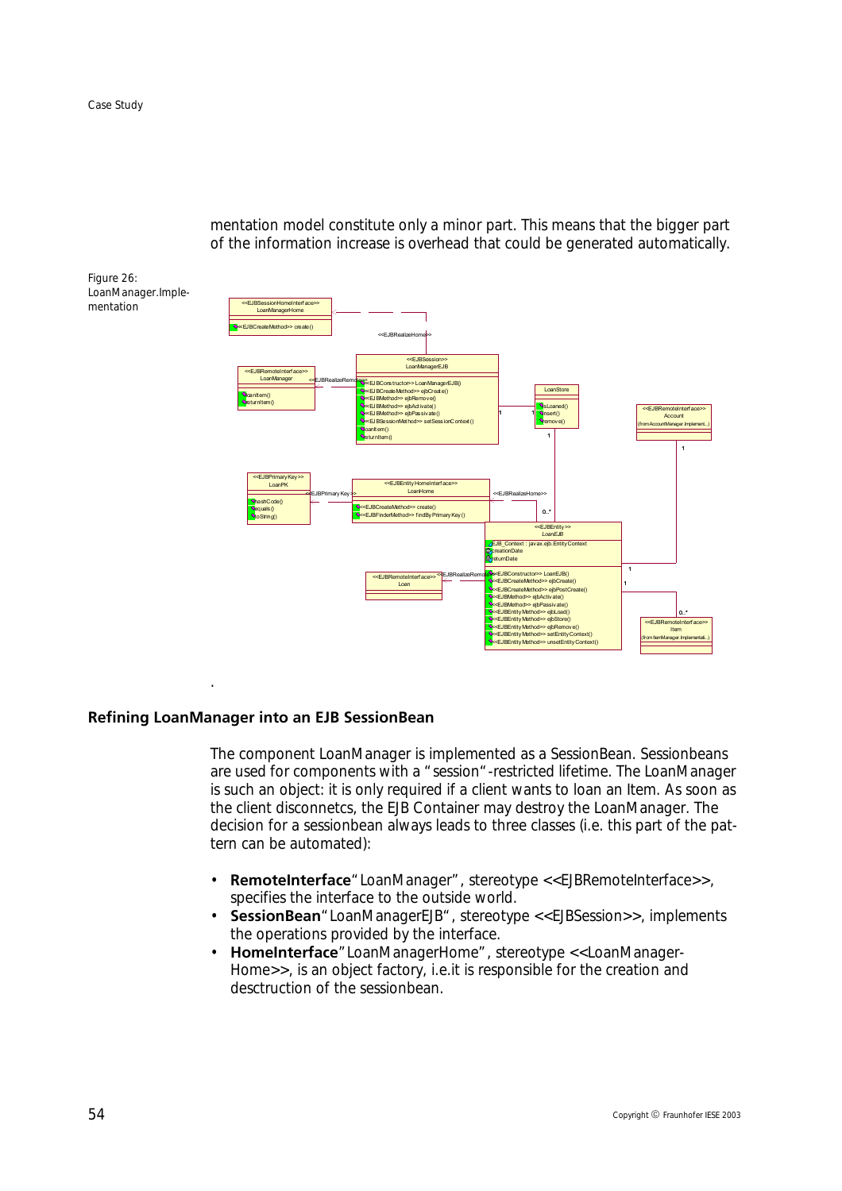mentation model constitute only a minor part. This means that the bigger part of the information increase is overhead that could be generated automatically.

Figure 26: LoanManager.Implementation

.

## Refining LoanManager into an EJB SessionBean

The component LoanManager is implemented as a SessionBean. Sessionbeans are used for components with a "session"-restricted lifetime. The LoanManager is such an object: it is only required if a client wants to loan an Item. As soon as the client disconnetcs, the EJB Container may destroy the LoanManager. The decision for a sessionbean always leads to three classes (i.e. this part of the pattern can be automated):

- **RemoteInterface**"LoanManager", stereotype <<EJBRemoteInterface>>, specifies the interface to the outside world.
- **SessionBean**"LoanManagerEJB", stereotype <<EJBSession>>, implements the operations provided by the interface.
- **HomeInterface**"LoanManagerHome", stereotype <<LoanManager-Home>>, is an object factory, i.e.it is responsible for the creation and desctruction of the sessionbean.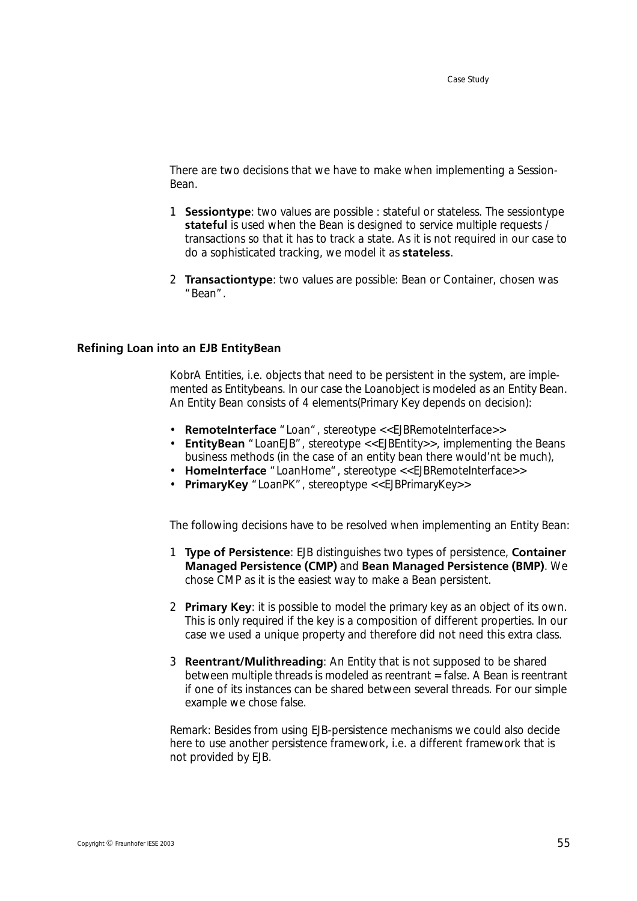There are two decisions that we have to make when implementing a Session-Bean.

1 **Sessiontype**: two values are possible : stateful or stateless. The sessiontype **stateful** is used when the Bean is designed to service multiple requests / transactions so that it has to track a state. As it is not required in our case to do a sophisticated tracking, we model it as **stateless**.

2 **Transactiontype**: two values are possible: Bean or Container, chosen was "Bean".

### Refining Loan into an EJB EntityBean

KobrA Entities, i.e. objects that need to be persistent in the system, are implemented as Entitybeans. In our case the Loanobject is modeled as an Entity Bean. An Entity Bean consists of 4 elements(Primary Key depends on decision):

- **RemoteInterface** "Loan", stereotype <<EJBRemoteInterface>>
- **EntityBean** "LoanEJB", stereotype <<EJBEntity>>, implementing the Beans business methods (in the case of an entity bean there would'nt be much),
- **HomeInterface** "LoanHome", stereotype <<EJBRemoteInterface>>
- **PrimaryKey** "LoanPK", stereoptype <<EJBPrimaryKey>>

The following decisions have to be resolved when implementing an Entity Bean:

1 **Type of Persistence**: EJB distinguishes two types of persistence, **Container Managed Persistence (CMP)** and **Bean Managed Persistence (BMP)**. We chose CMP as it is the easiest way to make a Bean persistent.

2 **Primary Key**: it is possible to model the primary key as an object of its own. This is only required if the key is a composition of different properties. In our case we used a unique property and therefore did not need this extra class.

3 **Reentrant/Mulithreading**: An Entity that is not supposed to be shared between multiple threads is modeled as reentrant = false. A Bean is reentrant if one of its instances can be shared between several threads. For our simple example we chose false.

Remark: Besides from using EJB-persistence mechanisms we could also decide here to use another persistence framework, i.e. a different framework that is not provided by EJB.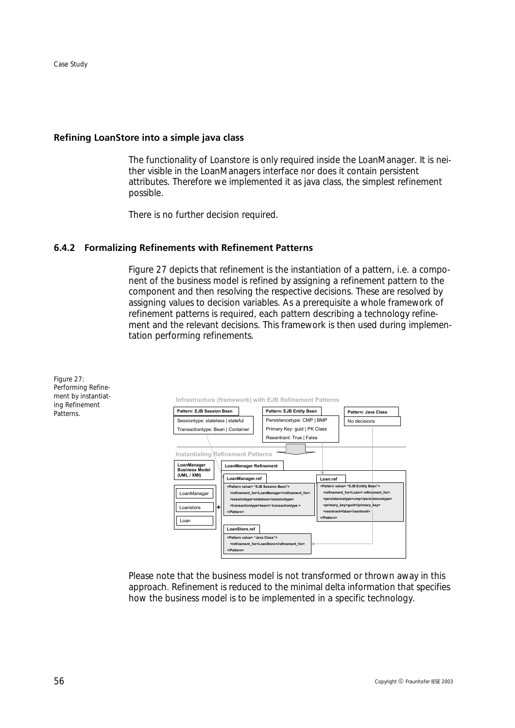### Refining LoanStore into a simple java class

The functionality of Loanstore is only required inside the LoanManager. It is neither visible in the LoanManagers interface nor does it contain persistent attributes. Therefore we implemented it as java class, the simplest refinement possible.

There is no further decision required.

### 6.4.2 Formalizing Refinements with Refinement Patterns

Figure 27 depicts that refinement is the instantiation of a pattern, i.e. a component of the business model is refined by assigning a refinement pattern to the component and then resolving the respective decisions. These are resolved by assigning values to decision variables. As a prerequisite a whole framework of refinement patterns is required, each pattern describing a technology refinement and the relevant decisions. This framework is then used during implementation performing refinements.

Figure 27: Performing Refinement by instantiating Refinement Patterns.

Infrastructure (framework) with EJB Refinement Patterns

| Pattern: EJB Session Bean | Pattern: EJB Entity Bean | Pattern: Java Class |
|---|---|---|
| Sessiontype: stateless \| stateful | Persistencetype: CMP \| BMP | No decisions |
| Transactiontype: Bean \| Container | Primary Key: guid \| PK Class | |
| | Reeentrant: True \| False | |

Instantiating Refinement Patterns

LoanManager Business Model (UML / XMI): LoanManager, Loanstore, Loan

LoanManager Refinement

LoanManager.ref

```
<Pattern value= "EJB Session Bean">
   <refinement_for>LoanManager</refinement_for>
   <sessiontype>stateless</sessiontype>
   <transactiontype>bean</ transactiontype >
</Pattern>
```

Loan.ref

```
<Pattern value= "EJB Enitity Bean">
   <refinement_for>Loan</ refinement_for>
   <persistencetype>cmp</persistencetype>
   <primary_key>guid</primary_key>
   <reentrant>false</reentrant>
</Pattern>
```

LoanStore.ref

```
<Pattern value= "Java Class">
   <refinement_for>LoanStore</refinement_for>
</Pattern>
```

Please note that the business model is not transformed or thrown away in this approach. Refinement is reduced to the minimal delta information that specifies how the business model is to be implemented in a specific technology.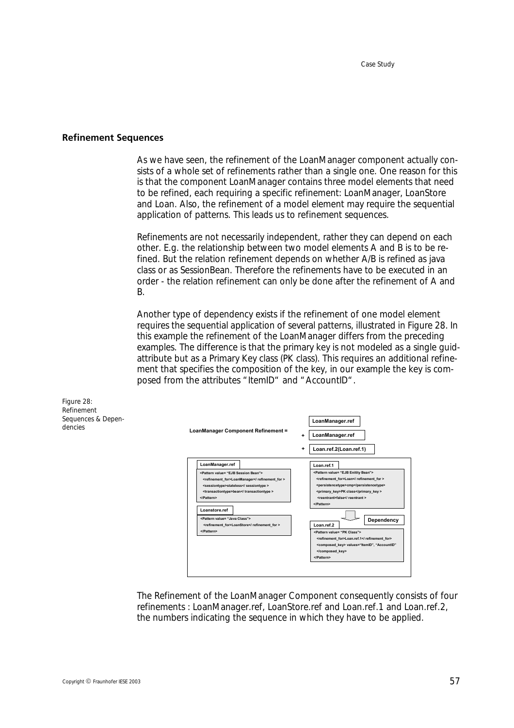## Refinement Sequences

As we have seen, the refinement of the LoanManager component actually consists of a whole set of refinements rather than a single one. One reason for this is that the component LoanManager contains three model elements that need to be refined, each requiring a specific refinement: LoanManager, LoanStore and Loan. Also, the refinement of a model element may require the sequential application of patterns. This leads us to refinement sequences.

Refinements are not necessarily independent, rather they can depend on each other. E.g. the relationship between two model elements A and B is to be refined. But the relation refinement depends on whether A/B is refined as java class or as SessionBean. Therefore the refinements have to be executed in an order - the relation refinement can only be done after the refinement of A and B.

Another type of dependency exists if the refinement of one model element requires the sequential application of several patterns, illustrated in Figure 28. In this example the refinement of the LoanManager differs from the preceding examples. The difference is that the primary key is not modeled as a single guid-attribute but as a Primary Key class (PK class). This requires an additional refinement that specifies the composition of the key, in our example the key is composed from the attributes "ItemID" and "AccountID".

Figure 28: Refinement Sequences & Dependencies

**LoanManager Component Refinement =** LoanManager.ref + LoanManager.ref + Loan.ref.2(Loan.ref.1)

**LoanManager.ref**

```
<Pattern value= "EJB Session Bean">
  <refinement_for>LoanManager</ refinement_for >
  <sessiontype>stateless</ sessiontype >
  <transactiontype>bean</ transactiontype >
</Pattern>
```

**Loanstore.ref**

```
<Pattern value= "Java Class">
  <refinement_for>LoanStore</ refinement_for >
</Pattern>
```

**Loan.ref.1**

```
<Pattern value= "EJB Enitity Bean">
  <refinement_for>Loan</ refinement_for >
  <persistencetype>cmp</persistencetype>
  <primary_key>PK class</primary_key >
  <reentrant>false</ reentrant >
</Pattern>
```

Dependency

**Loan.ref.2**

```
<Pattern value= "PK Class">
  <refinement_for>Loan.ref.1</ refinement_for>
  <composed_key> values="ItemID", "AccountID"
  </composed_key>
</Pattern>
```

The Refinement of the LoanManager Component consequently consists of four refinements : LoanManager.ref, LoanStore.ref and Loan.ref.1 and Loan.ref.2, the numbers indicating the sequence in which they have to be applied.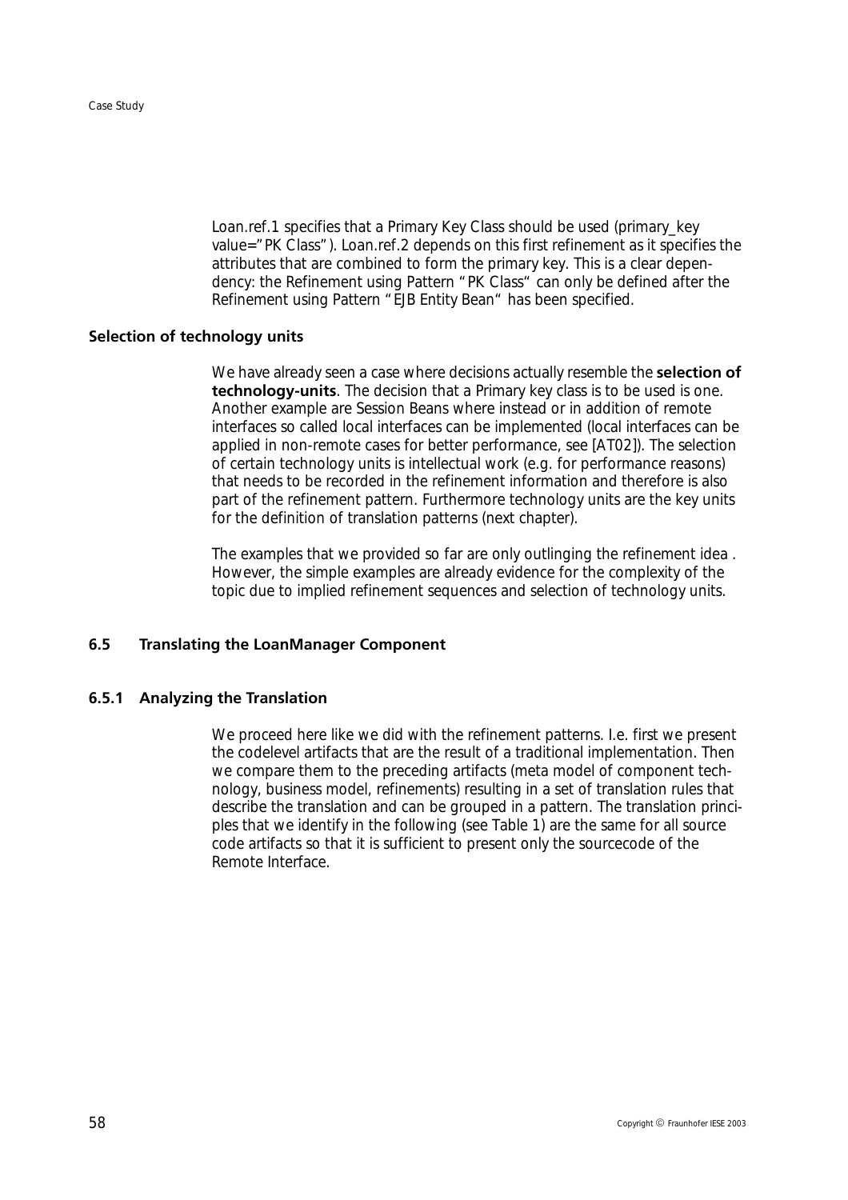Loan.ref.1 specifies that a Primary Key Class should be used (primary_key value="PK Class"). Loan.ref.2 depends on this first refinement as it specifies the attributes that are combined to form the primary key. This is a clear dependency: the Refinement using Pattern "PK Class" can only be defined after the Refinement using Pattern "EJB Entity Bean" has been specified.

**Selection of technology units**

We have already seen a case where decisions actually resemble the **selection of technology-units**. The decision that a Primary key class is to be used is one. Another example are Session Beans where instead or in addition of remote interfaces so called local interfaces can be implemented (local interfaces can be applied in non-remote cases for better performance, see [AT02]). The selection of certain technology units is intellectual work (e.g. for performance reasons) that needs to be recorded in the refinement information and therefore is also part of the refinement pattern. Furthermore technology units are the key units for the definition of translation patterns (next chapter).

The examples that we provided so far are only outlinging the refinement idea . However, the simple examples are already evidence for the complexity of the topic due to implied refinement sequences and selection of technology units.

## 6.5 Translating the LoanManager Component

### 6.5.1 Analyzing the Translation

We proceed here like we did with the refinement patterns. I.e. first we present the codelevel artifacts that are the result of a traditional implementation. Then we compare them to the preceding artifacts (meta model of component technology, business model, refinements) resulting in a set of translation rules that describe the translation and can be grouped in a pattern. The translation principles that we identify in the following (see Table 1) are the same for all source code artifacts so that it is sufficient to present only the sourcecode of the Remote Interface.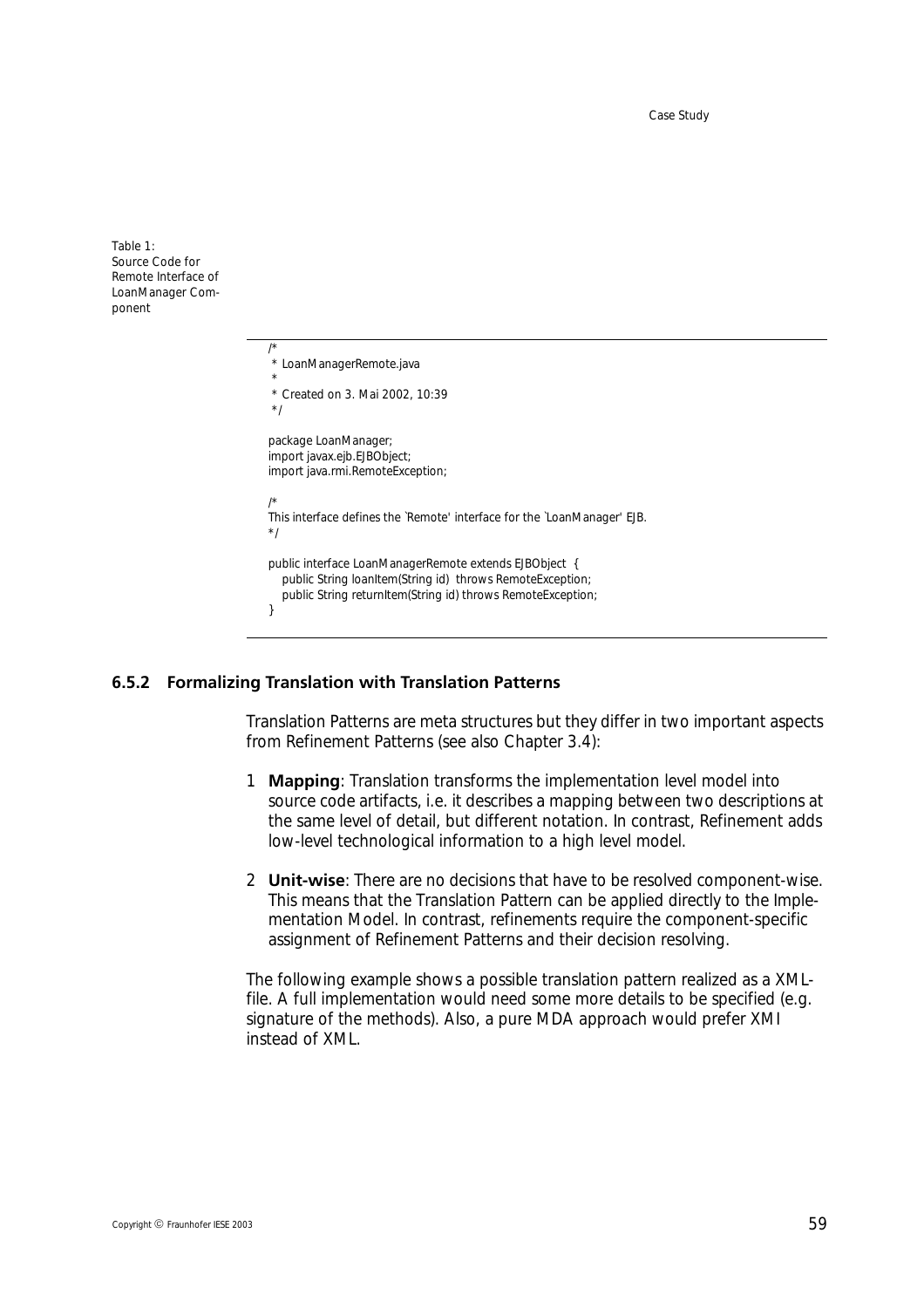Table 1: Source Code for Remote Interface of LoanManager Component

```
/*
 * LoanManagerRemote.java
 *
 * Created on 3. Mai 2002, 10:39
 */

package LoanManager;
import javax.ejb.EJBObject;
import java.rmi.RemoteException;

/*
This interface defines the `Remote' interface for the `LoanManager' EJB.
*/

public interface LoanManagerRemote extends EJBObject  {
    public String loanItem(String id)  throws RemoteException;
    public String returnItem(String id) throws RemoteException;
}
```

### 6.5.2 Formalizing Translation with Translation Patterns

Translation Patterns are meta structures but they differ in two important aspects from Refinement Patterns (see also Chapter 3.4):

1. **Mapping**: Translation transforms the implementation level model into source code artifacts, i.e. it describes a mapping between two descriptions at the same level of detail, but different notation. In contrast, Refinement adds low-level technological information to a high level model.
2. **Unit-wise**: There are no decisions that have to be resolved component-wise. This means that the Translation Pattern can be applied directly to the Implementation Model. In contrast, refinements require the component-specific assignment of Refinement Patterns and their decision resolving.

The following example shows a possible translation pattern realized as a XML-file. A full implementation would need some more details to be specified (e.g. signature of the methods). Also, a pure MDA approach would prefer XMI instead of XML.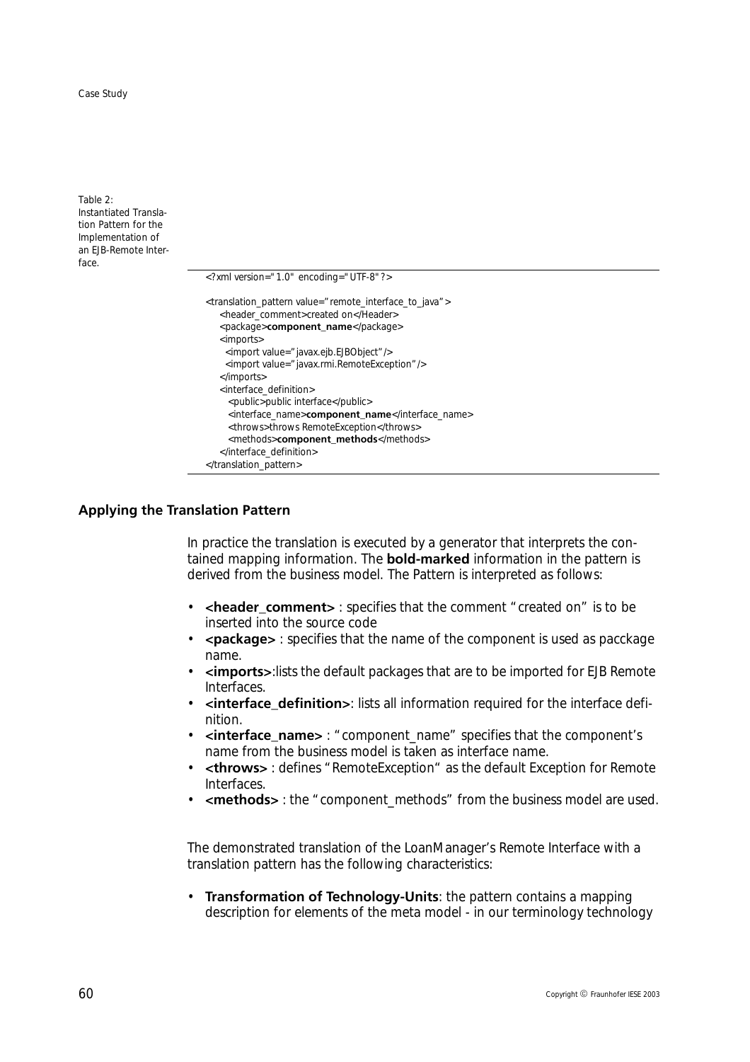Table 2: Instantiated Translation Pattern for the Implementation of an EJB-Remote Interface.

```
<?xml version="1.0" encoding="UTF-8"?>

<translation_pattern value="remote_interface_to_java">
    <header_comment>created on</Header>
    <package>component_name</package>
    <imports>
      <import value="javax.ejb.EJBObject"/>
      <import value="javax.rmi.RemoteException"/>
    </imports>
    <interface_definition>
      <public>public interface</public>
      <interface_name>component_name</interface_name>
      <throws>throws RemoteException</throws>
      <methods>component_methods</methods>
    </interface_definition>
</translation_pattern>
```

### Applying the Translation Pattern

In practice the translation is executed by a generator that interprets the contained mapping information. The **bold-marked** information in the pattern is derived from the business model. The Pattern is interpreted as follows:

- **<header_comment>** : specifies that the comment "created on" is to be inserted into the source code
- **<package>** : specifies that the name of the component is used as pacckage name.
- **<imports>**:lists the default packages that are to be imported for EJB Remote Interfaces.
- **<interface_definition>**: lists all information required for the interface definition.
- **<interface_name>** : "component_name" specifies that the component's name from the business model is taken as interface name.
- **<throws>** : defines "RemoteException" as the default Exception for Remote Interfaces.
- **<methods>** : the "component_methods" from the business model are used.

The demonstrated translation of the LoanManager's Remote Interface with a translation pattern has the following characteristics:

- **Transformation of Technology-Units**: the pattern contains a mapping description for elements of the meta model - in our terminology technology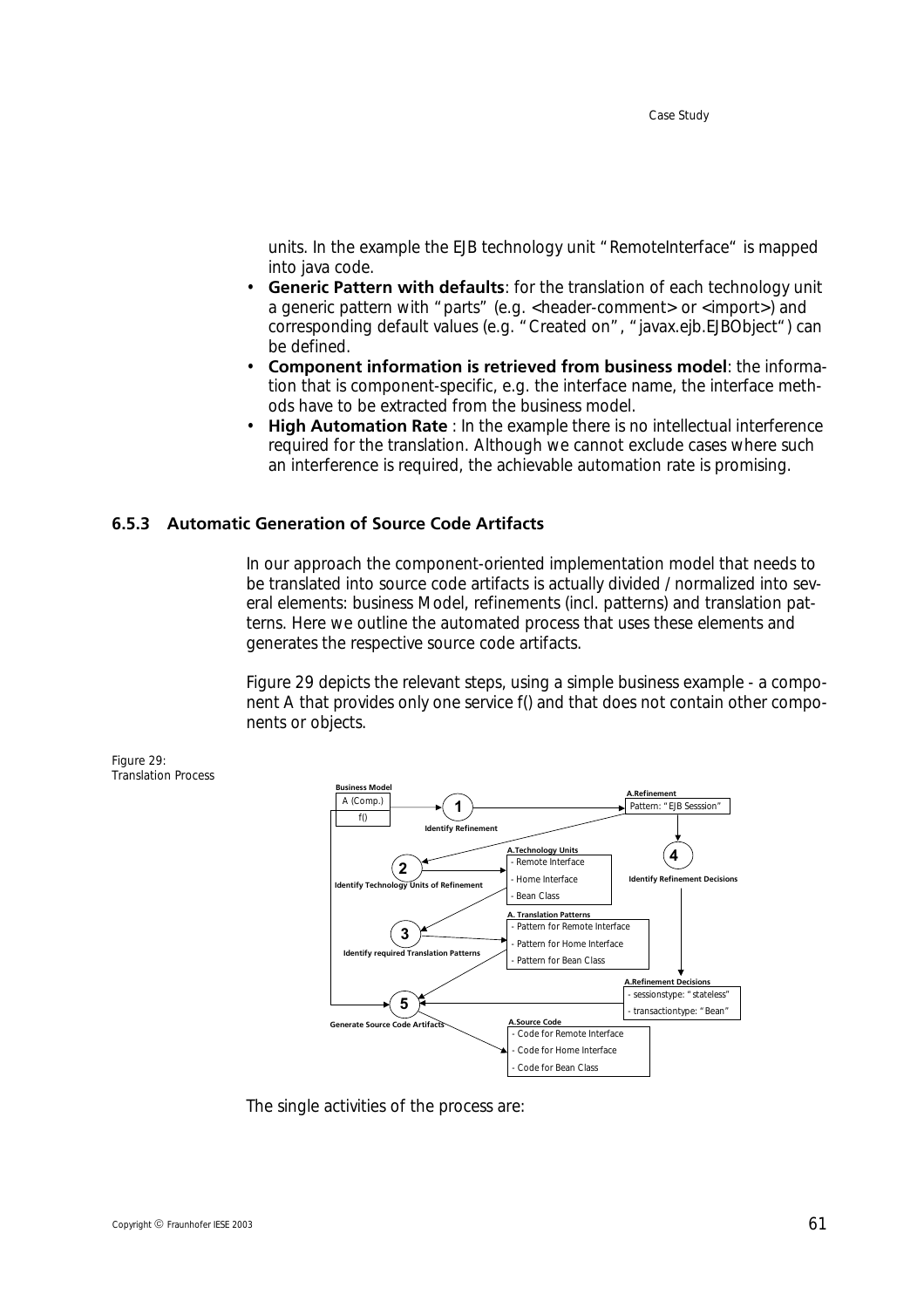units. In the example the EJB technology unit "RemoteInterface" is mapped into java code.

- **Generic Pattern with defaults**: for the translation of each technology unit a generic pattern with "parts" (e.g. <header-comment> or <import>) and corresponding default values (e.g. "Created on", "javax.ejb.EJBObject") can be defined.
- **Component information is retrieved from business model**: the information that is component-specific, e.g. the interface name, the interface methods have to be extracted from the business model.
- **High Automation Rate** : In the example there is no intellectual interference required for the translation. Although we cannot exclude cases where such an interference is required, the achievable automation rate is promising.

### 6.5.3 Automatic Generation of Source Code Artifacts

In our approach the component-oriented implementation model that needs to be translated into source code artifacts is actually divided / normalized into several elements: business Model, refinements (incl. patterns) and translation patterns. Here we outline the automated process that uses these elements and generates the respective source code artifacts.

Figure 29 depicts the relevant steps, using a simple business example - a component A that provides only one service f() and that does not contain other components or objects.

Figure 29: Translation Process

Business Model: A (Comp.), f()

1 Identify Refinement → A.Refinement: Pattern: "EJB Sesssion"

2 Identify Technology Units of Refinement → A.Technology Units: - Remote Interface, - Home Interface, - Bean Class

3 Identify required Translation Patterns → A. Translation Patterns: - Pattern for Remote Interface, - Pattern for Home Interface, - Pattern for Bean Class

4 Identify Refinement Decisions → A.Refinement Decisions: - sessionstype: "stateless", - transactiontype: "Bean"

5 Generate Source Code Artifacts → A.Source Code: - Code for Remote Interface, - Code for Home Interface, - Code for Bean Class

The single activities of the process are: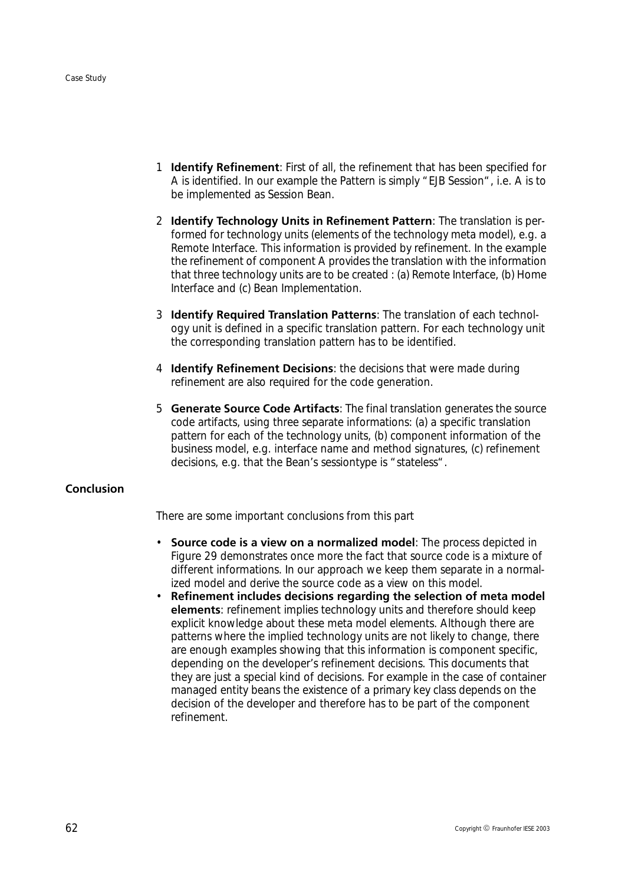1. **Identify Refinement**: First of all, the refinement that has been specified for A is identified. In our example the Pattern is simply "EJB Session", i.e. A is to be implemented as Session Bean.

2. **Identify Technology Units in Refinement Pattern**: The translation is performed for technology units (elements of the technology meta model), e.g. a Remote Interface. This information is provided by refinement. In the example the refinement of component A provides the translation with the information that three technology units are to be created : (a) Remote Interface, (b) Home Interface and (c) Bean Implementation.

3. **Identify Required Translation Patterns**: The translation of each technology unit is defined in a specific translation pattern. For each technology unit the corresponding translation pattern has to be identified.

4. **Identify Refinement Decisions**: the decisions that were made during refinement are also required for the code generation.

5. **Generate Source Code Artifacts**: The final translation generates the source code artifacts, using three separate informations: (a) a specific translation pattern for each of the technology units, (b) component information of the business model, e.g. interface name and method signatures, (c) refinement decisions, e.g. that the Bean's sessiontype is "stateless".

## Conclusion

There are some important conclusions from this part

- **Source code is a view on a normalized model**: The process depicted in Figure 29 demonstrates once more the fact that source code is a mixture of different informations. In our approach we keep them separate in a normalized model and derive the source code as a view on this model.
- **Refinement includes decisions regarding the selection of meta model elements**: refinement implies technology units and therefore should keep explicit knowledge about these meta model elements. Although there are patterns where the implied technology units are not likely to change, there are enough examples showing that this information is component specific, depending on the developer's refinement decisions. This documents that they are just a special kind of decisions. For example in the case of container managed entity beans the existence of a primary key class depends on the decision of the developer and therefore has to be part of the component refinement.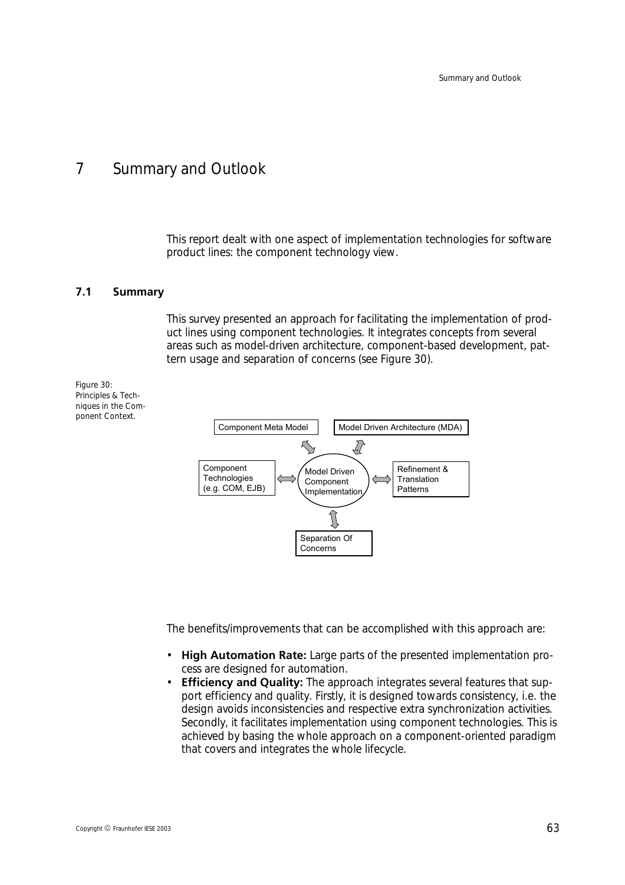# 7 Summary and Outlook

This report dealt with one aspect of implementation technologies for software product lines: the component technology view.

## 7.1 Summary

This survey presented an approach for facilitating the implementation of product lines using component technologies. It integrates concepts from several areas such as model-driven architecture, component-based development, pattern usage and separation of concerns (see Figure 30).

Figure 30: Principles & Techniques in the Component Context.

The benefits/improvements that can be accomplished with this approach are:

- **High Automation Rate:** Large parts of the presented implementation process are designed for automation.
- **Efficiency and Quality:** The approach integrates several features that support efficiency and quality. Firstly, it is designed towards consistency, i.e. the design avoids inconsistencies and respective extra synchronization activities. Secondly, it facilitates implementation using component technologies. This is achieved by basing the whole approach on a component-oriented paradigm that covers and integrates the whole lifecycle.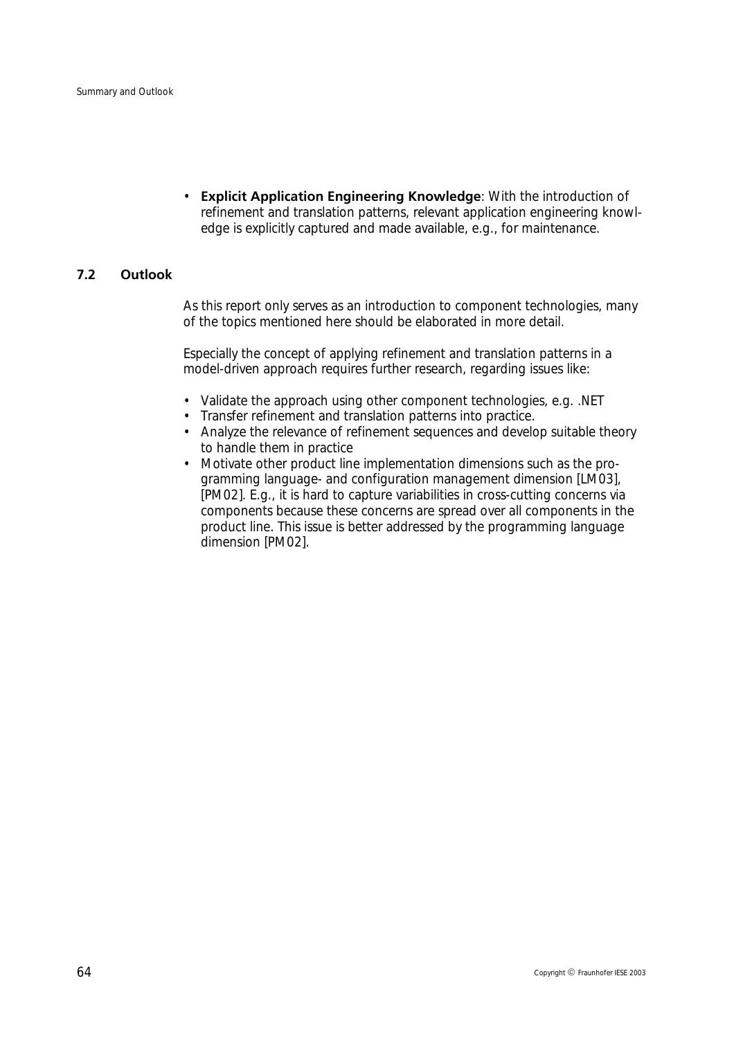- **Explicit Application Engineering Knowledge**: With the introduction of refinement and translation patterns, relevant application engineering knowledge is explicitly captured and made available, e.g., for maintenance.

## 7.2 Outlook

As this report only serves as an introduction to component technologies, many of the topics mentioned here should be elaborated in more detail.

Especially the concept of applying refinement and translation patterns in a model-driven approach requires further research, regarding issues like:

- Validate the approach using other component technologies, e.g. .NET
- Transfer refinement and translation patterns into practice.
- Analyze the relevance of refinement sequences and develop suitable theory to handle them in practice
- Motivate other product line implementation dimensions such as the programming language- and configuration management dimension [LM03], [PM02]. E.g., it is hard to capture variabilities in cross-cutting concerns via components because these concerns are spread over all components in the product line. This issue is better addressed by the programming language dimension [PM02].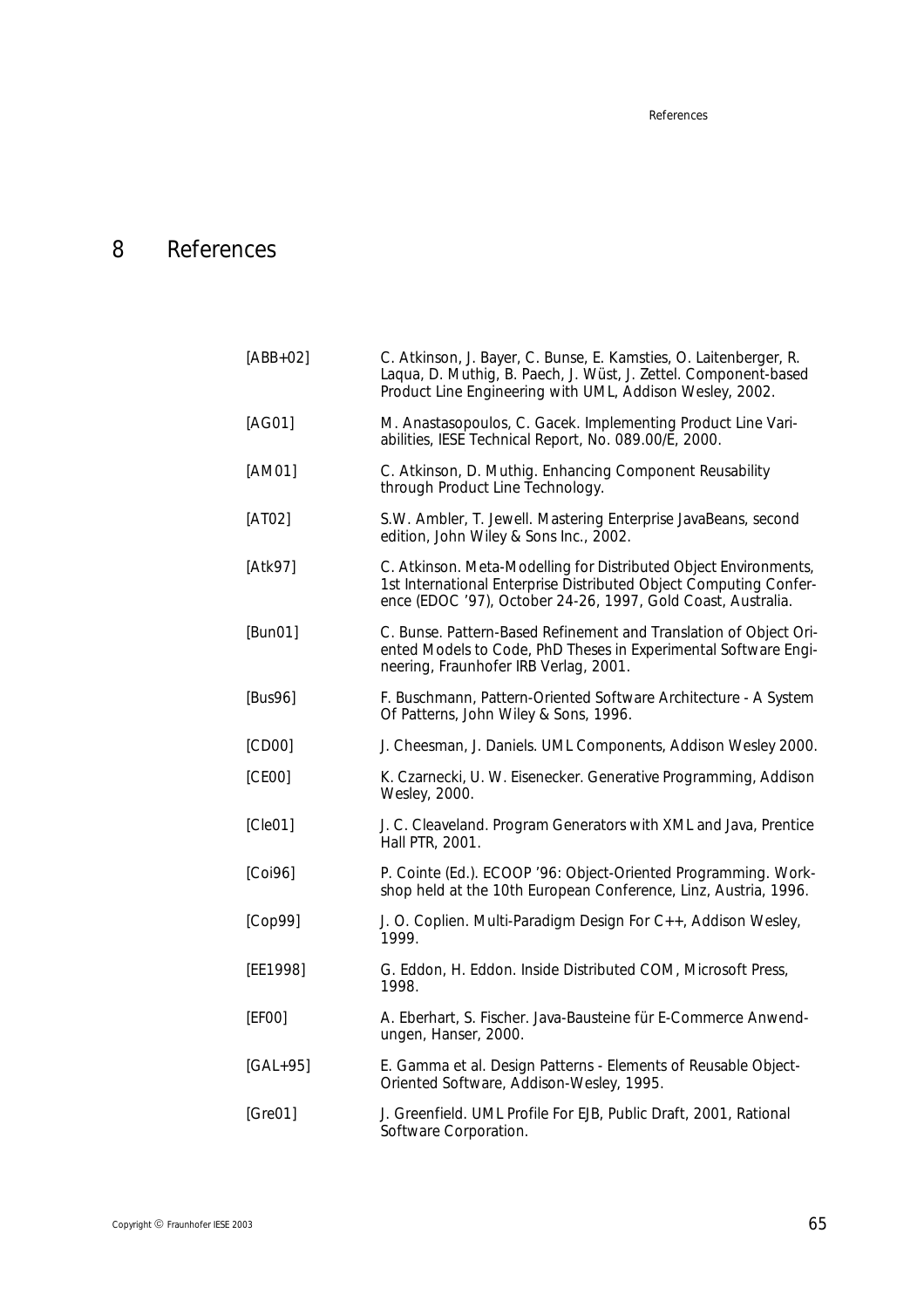# 8 References

| | |
|---|---|
| [ABB+02] | C. Atkinson, J. Bayer, C. Bunse, E. Kamsties, O. Laitenberger, R. Laqua, D. Muthig, B. Paech, J. Wüst, J. Zettel. Component-based Product Line Engineering with UML, Addison Wesley, 2002. |
| [AG01] | M. Anastasopoulos, C. Gacek. Implementing Product Line Variabilities, IESE Technical Report, No. 089.00/E, 2000. |
| [AM01] | C. Atkinson, D. Muthig. Enhancing Component Reusability through Product Line Technology. |
| [AT02] | S.W. Ambler, T. Jewell. Mastering Enterprise JavaBeans, second edition, John Wiley & Sons Inc., 2002. |
| [Atk97] | C. Atkinson. Meta-Modelling for Distributed Object Environments, 1st International Enterprise Distributed Object Computing Conference (EDOC '97), October 24-26, 1997, Gold Coast, Australia. |
| [Bun01] | C. Bunse. Pattern-Based Refinement and Translation of Object Oriented Models to Code, PhD Theses in Experimental Software Engineering, Fraunhofer IRB Verlag, 2001. |
| [Bus96] | F. Buschmann, Pattern-Oriented Software Architecture - A System Of Patterns, John Wiley & Sons, 1996. |
| [CD00] | J. Cheesman, J. Daniels. UML Components, Addison Wesley 2000. |
| [CE00] | K. Czarnecki, U. W. Eisenecker. Generative Programming, Addison Wesley, 2000. |
| [Cle01] | J. C. Cleaveland. Program Generators with XML and Java, Prentice Hall PTR, 2001. |
| [Coi96] | P. Cointe (Ed.). ECOOP '96: Object-Oriented Programming. Workshop held at the 10th European Conference, Linz, Austria, 1996. |
| [Cop99] | J. O. Coplien. Multi-Paradigm Design For C++, Addison Wesley, 1999. |
| [EE1998] | G. Eddon, H. Eddon. Inside Distributed COM, Microsoft Press, 1998. |
| [EF00] | A. Eberhart, S. Fischer. Java-Bausteine für E-Commerce Anwendungen, Hanser, 2000. |
| [GAL+95] | E. Gamma et al. Design Patterns - Elements of Reusable Object-Oriented Software, Addison-Wesley, 1995. |
| [Gre01] | J. Greenfield. UML Profile For EJB, Public Draft, 2001, Rational Software Corporation. |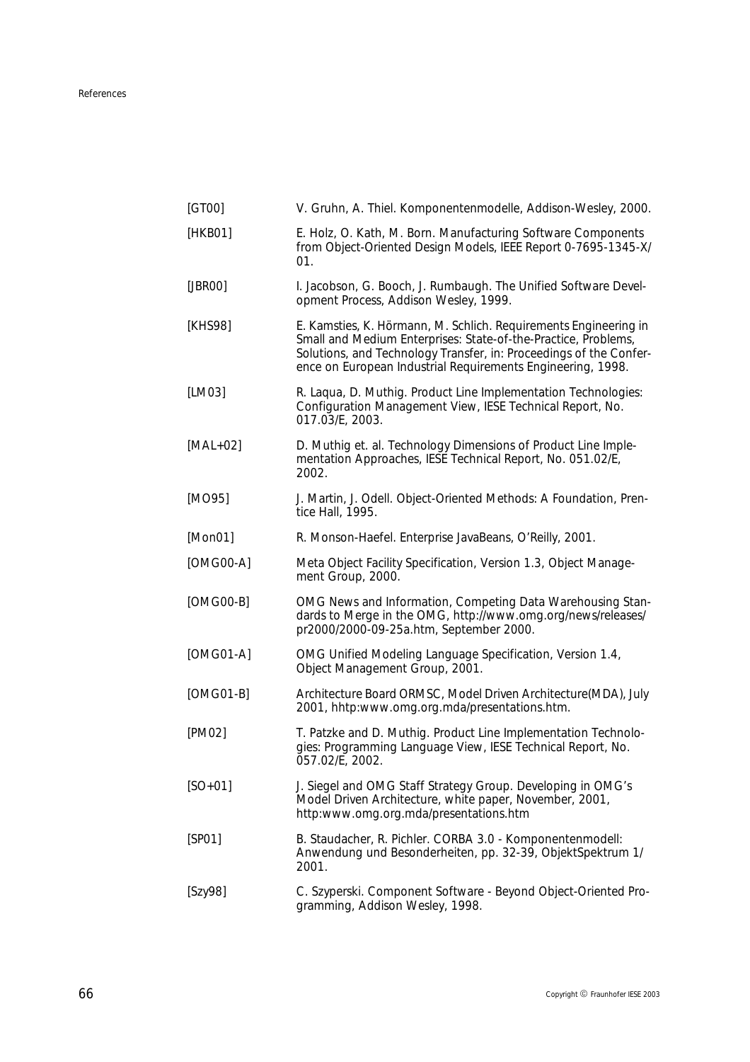| | |
|---|---|
| [GT00] | V. Gruhn, A. Thiel. Komponentenmodelle, Addison-Wesley, 2000. |
| [HKB01] | E. Holz, O. Kath, M. Born. Manufacturing Software Components from Object-Oriented Design Models, IEEE Report 0-7695-1345-X/01. |
| [JBR00] | I. Jacobson, G. Booch, J. Rumbaugh. The Unified Software Development Process, Addison Wesley, 1999. |
| [KHS98] | E. Kamsties, K. Hörmann, M. Schlich. Requirements Engineering in Small and Medium Enterprises: State-of-the-Practice, Problems, Solutions, and Technology Transfer, in: Proceedings of the Conference on European Industrial Requirements Engineering, 1998. |
| [LM03] | R. Laqua, D. Muthig. Product Line Implementation Technologies: Configuration Management View, IESE Technical Report, No. 017.03/E, 2003. |
| [MAL+02] | D. Muthig et. al. Technology Dimensions of Product Line Implementation Approaches, IESE Technical Report, No. 051.02/E, 2002. |
| [MO95] | J. Martin, J. Odell. Object-Oriented Methods: A Foundation, Prentice Hall, 1995. |
| [Mon01] | R. Monson-Haefel. Enterprise JavaBeans, O'Reilly, 2001. |
| [OMG00-A] | Meta Object Facility Specification, Version 1.3, Object Management Group, 2000. |
| [OMG00-B] | OMG News and Information, Competing Data Warehousing Standards to Merge in the OMG, http://www.omg.org/news/releases/pr2000/2000-09-25a.htm, September 2000. |
| [OMG01-A] | OMG Unified Modeling Language Specification, Version 1.4, Object Management Group, 2001. |
| [OMG01-B] | Architecture Board ORMSC, Model Driven Architecture(MDA), July 2001, hhtp:www.omg.org.mda/presentations.htm. |
| [PM02] | T. Patzke and D. Muthig. Product Line Implementation Technologies: Programming Language View, IESE Technical Report, No. 057.02/E, 2002. |
| [SO+01] | J. Siegel and OMG Staff Strategy Group. Developing in OMG's Model Driven Architecture, white paper, November, 2001, http:www.omg.org.mda/presentations.htm |
| [SP01] | B. Staudacher, R. Pichler. CORBA 3.0 - Komponentenmodell: Anwendung und Besonderheiten, pp. 32-39, ObjektSpektrum 1/2001. |
| [Szy98] | C. Szyperski. Component Software - Beyond Object-Oriented Programming, Addison Wesley, 1998. |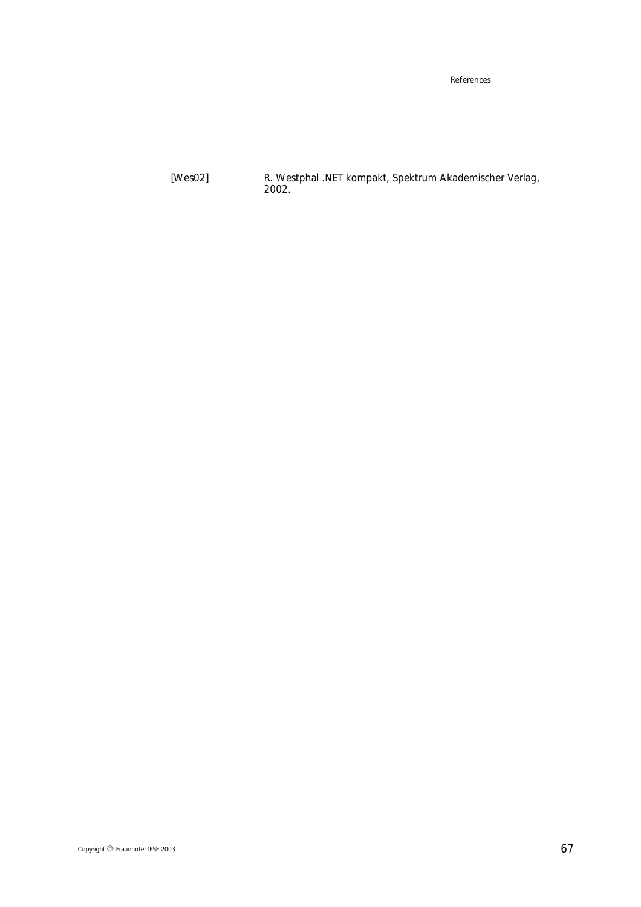[Wes02] R. Westphal .NET kompakt, Spektrum Akademischer Verlag, 2002.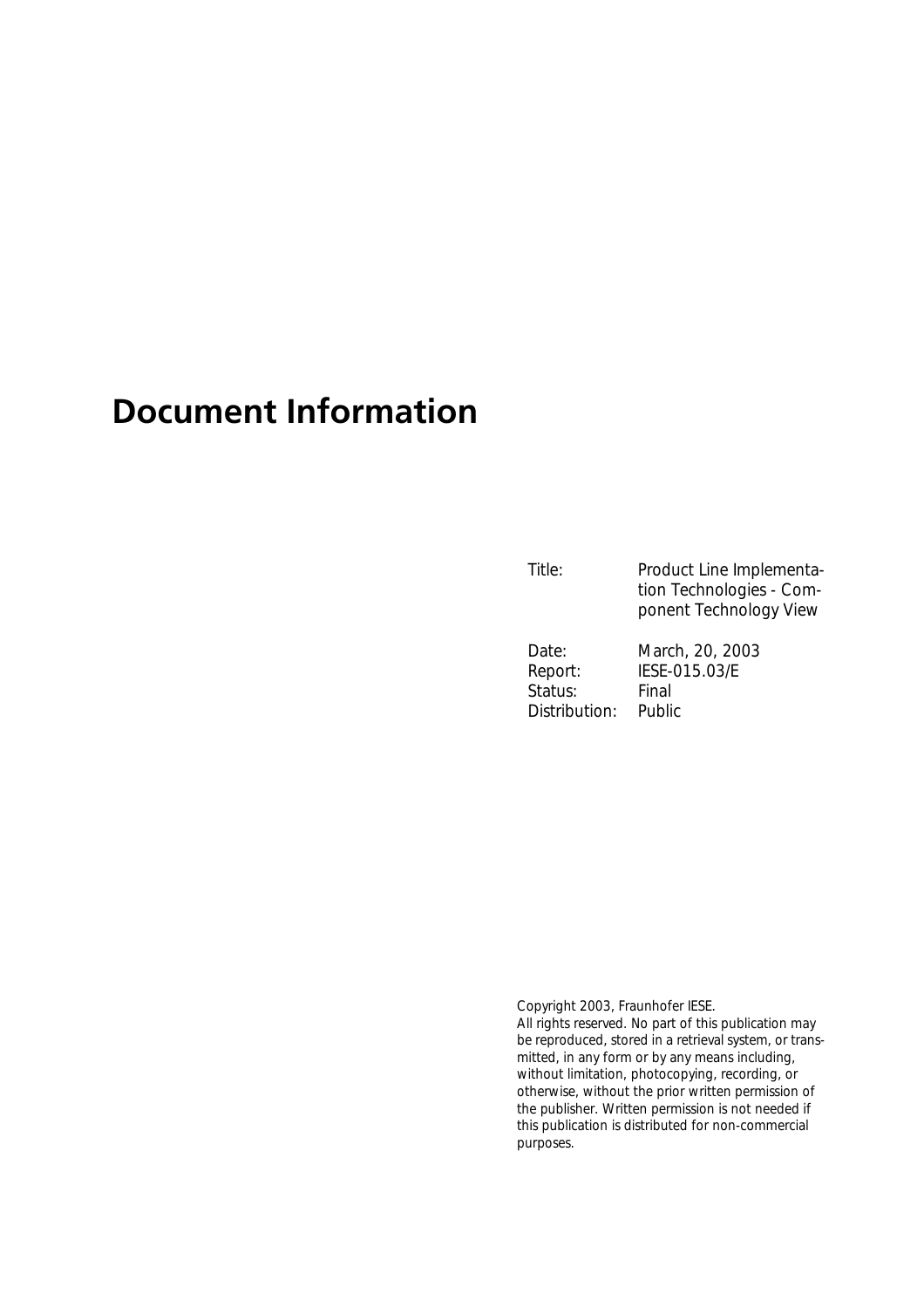# Document Information

| | |
|---|---|
| Title: | Product Line Implementation Technologies - Component Technology View |
| Date: | March, 20, 2003 |
| Report: | IESE-015.03/E |
| Status: | Final |
| Distribution: | Public |

Copyright 2003, Fraunhofer IESE.
All rights reserved. No part of this publication may be reproduced, stored in a retrieval system, or transmitted, in any form or by any means including, without limitation, photocopying, recording, or otherwise, without the prior written permission of the publisher. Written permission is not needed if this publication is distributed for non-commercial purposes.